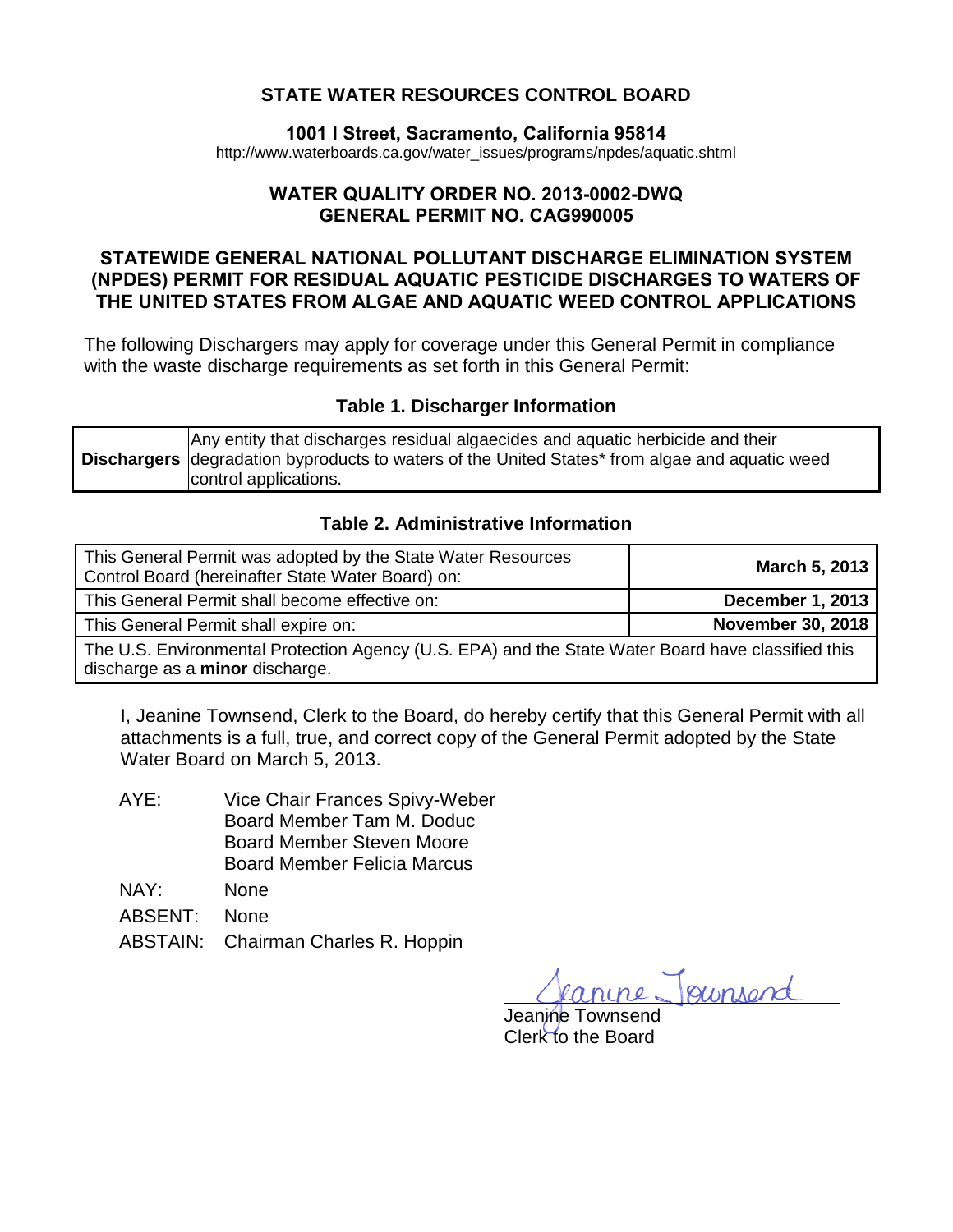# STATE WATER RESOURCES CONTROL BOARD

**1001 I Street, Sacramento, California 95814**

http://www.waterboards.ca.gov/water_issues/programs/npdes/aquatic.shtml

## WATER QUALITY ORDER NO. 2013-0002-DWQ
## GENERAL PERMIT NO. CAG990005

## STATEWIDE GENERAL NATIONAL POLLUTANT DISCHARGE ELIMINATION SYSTEM (NPDES) PERMIT FOR RESIDUAL AQUATIC PESTICIDE DISCHARGES TO WATERS OF THE UNITED STATES FROM ALGAE AND AQUATIC WEED CONTROL APPLICATIONS

The following Dischargers may apply for coverage under this General Permit in compliance with the waste discharge requirements as set forth in this General Permit:

**Table 1. Discharger Information**

| | |
|---|---|
| **Dischargers** | Any entity that discharges residual algaecides and aquatic herbicide and their degradation byproducts to waters of the United States* from algae and aquatic weed control applications. |

**Table 2. Administrative Information**

| | |
|---|---|
| This General Permit was adopted by the State Water Resources Control Board (hereinafter State Water Board) on: | **March 5, 2013** |
| This General Permit shall become effective on: | **December 1, 2013** |
| This General Permit shall expire on: | **November 30, 2018** |
| The U.S. Environmental Protection Agency (U.S. EPA) and the State Water Board have classified this discharge as a **minor** discharge. | |

I, Jeanine Townsend, Clerk to the Board, do hereby certify that this General Permit with all attachments is a full, true, and correct copy of the General Permit adopted by the State Water Board on March 5, 2013.

AYE: Vice Chair Frances Spivy-Weber
Board Member Tam M. Doduc
Board Member Steven Moore
Board Member Felicia Marcus

NAY: None

ABSENT: None

ABSTAIN: Chairman Charles R. Hoppin

Jeanine Townsend
Clerk to the Board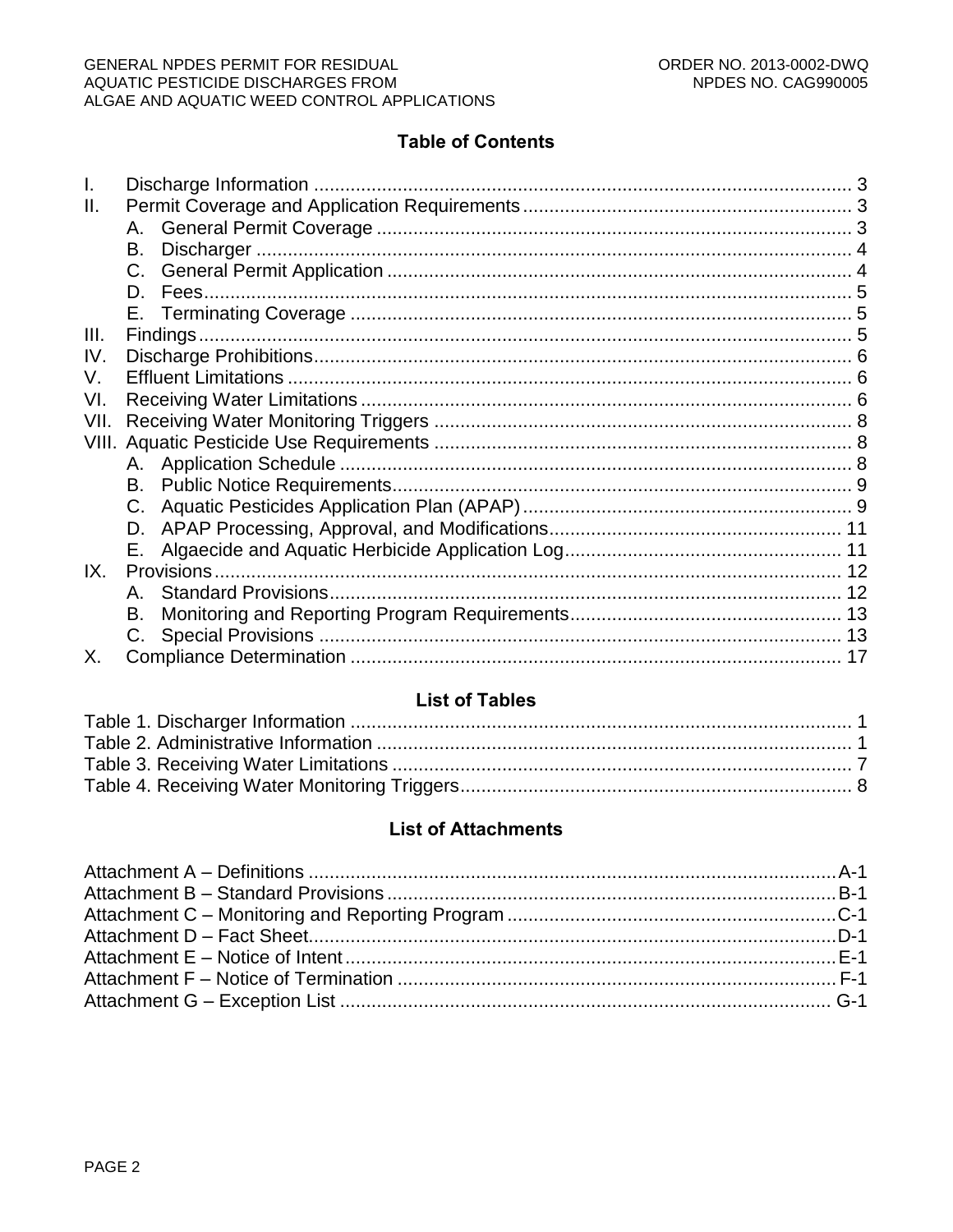## Table of Contents

| | | |
|---|---|---|
| I. | Discharge Information | 3 |
| II. | Permit Coverage and Application Requirements | 3 |
| | A. General Permit Coverage | 3 |
| | B. Discharger | 4 |
| | C. General Permit Application | 4 |
| | D. Fees | 5 |
| | E. Terminating Coverage | 5 |
| III. | Findings | 5 |
| IV. | Discharge Prohibitions | 6 |
| V. | Effluent Limitations | 6 |
| VI. | Receiving Water Limitations | 6 |
| VII. | Receiving Water Monitoring Triggers | 8 |
| VIII. | Aquatic Pesticide Use Requirements | 8 |
| | A. Application Schedule | 8 |
| | B. Public Notice Requirements | 9 |
| | C. Aquatic Pesticides Application Plan (APAP) | 9 |
| | D. APAP Processing, Approval, and Modifications | 11 |
| | E. Algaecide and Aquatic Herbicide Application Log | 11 |
| IX. | Provisions | 12 |
| | A. Standard Provisions | 12 |
| | B. Monitoring and Reporting Program Requirements | 13 |
| | C. Special Provisions | 13 |
| X. | Compliance Determination | 17 |

## List of Tables

| | |
|---|---|
| Table 1. Discharger Information | 1 |
| Table 2. Administrative Information | 1 |
| Table 3. Receiving Water Limitations | 7 |
| Table 4. Receiving Water Monitoring Triggers | 8 |

## List of Attachments

| | |
|---|---|
| Attachment A – Definitions | A-1 |
| Attachment B – Standard Provisions | B-1 |
| Attachment C – Monitoring and Reporting Program | C-1 |
| Attachment D – Fact Sheet | D-1 |
| Attachment E – Notice of Intent | E-1 |
| Attachment F – Notice of Termination | F-1 |
| Attachment G – Exception List | G-1 |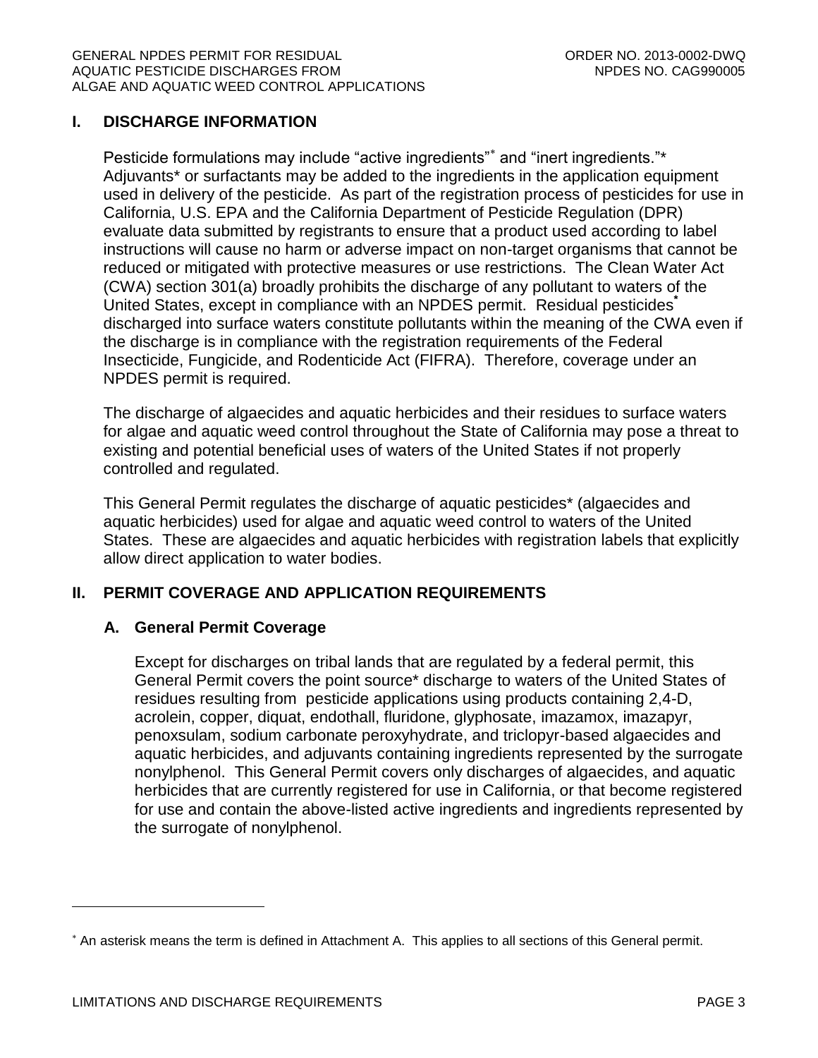## I. DISCHARGE INFORMATION

Pesticide formulations may include "active ingredients"* and "inert ingredients."* Adjuvants* or surfactants may be added to the ingredients in the application equipment used in delivery of the pesticide. As part of the registration process of pesticides for use in California, U.S. EPA and the California Department of Pesticide Regulation (DPR) evaluate data submitted by registrants to ensure that a product used according to label instructions will cause no harm or adverse impact on non-target organisms that cannot be reduced or mitigated with protective measures or use restrictions. The Clean Water Act (CWA) section 301(a) broadly prohibits the discharge of any pollutant to waters of the United States, except in compliance with an NPDES permit. Residual pesticides* discharged into surface waters constitute pollutants within the meaning of the CWA even if the discharge is in compliance with the registration requirements of the Federal Insecticide, Fungicide, and Rodenticide Act (FIFRA). Therefore, coverage under an NPDES permit is required.

The discharge of algaecides and aquatic herbicides and their residues to surface waters for algae and aquatic weed control throughout the State of California may pose a threat to existing and potential beneficial uses of waters of the United States if not properly controlled and regulated.

This General Permit regulates the discharge of aquatic pesticides* (algaecides and aquatic herbicides) used for algae and aquatic weed control to waters of the United States. These are algaecides and aquatic herbicides with registration labels that explicitly allow direct application to water bodies.

## II. PERMIT COVERAGE AND APPLICATION REQUIREMENTS

### A. General Permit Coverage

Except for discharges on tribal lands that are regulated by a federal permit, this General Permit covers the point source* discharge to waters of the United States of residues resulting from pesticide applications using products containing 2,4-D, acrolein, copper, diquat, endothall, fluridone, glyphosate, imazamox, imazapyr, penoxsulam, sodium carbonate peroxyhydrate, and triclopyr-based algaecides and aquatic herbicides, and adjuvants containing ingredients represented by the surrogate nonylphenol. This General Permit covers only discharges of algaecides, and aquatic herbicides that are currently registered for use in California, or that become registered for use and contain the above-listed active ingredients and ingredients represented by the surrogate of nonylphenol.

---

* An asterisk means the term is defined in Attachment A. This applies to all sections of this General permit.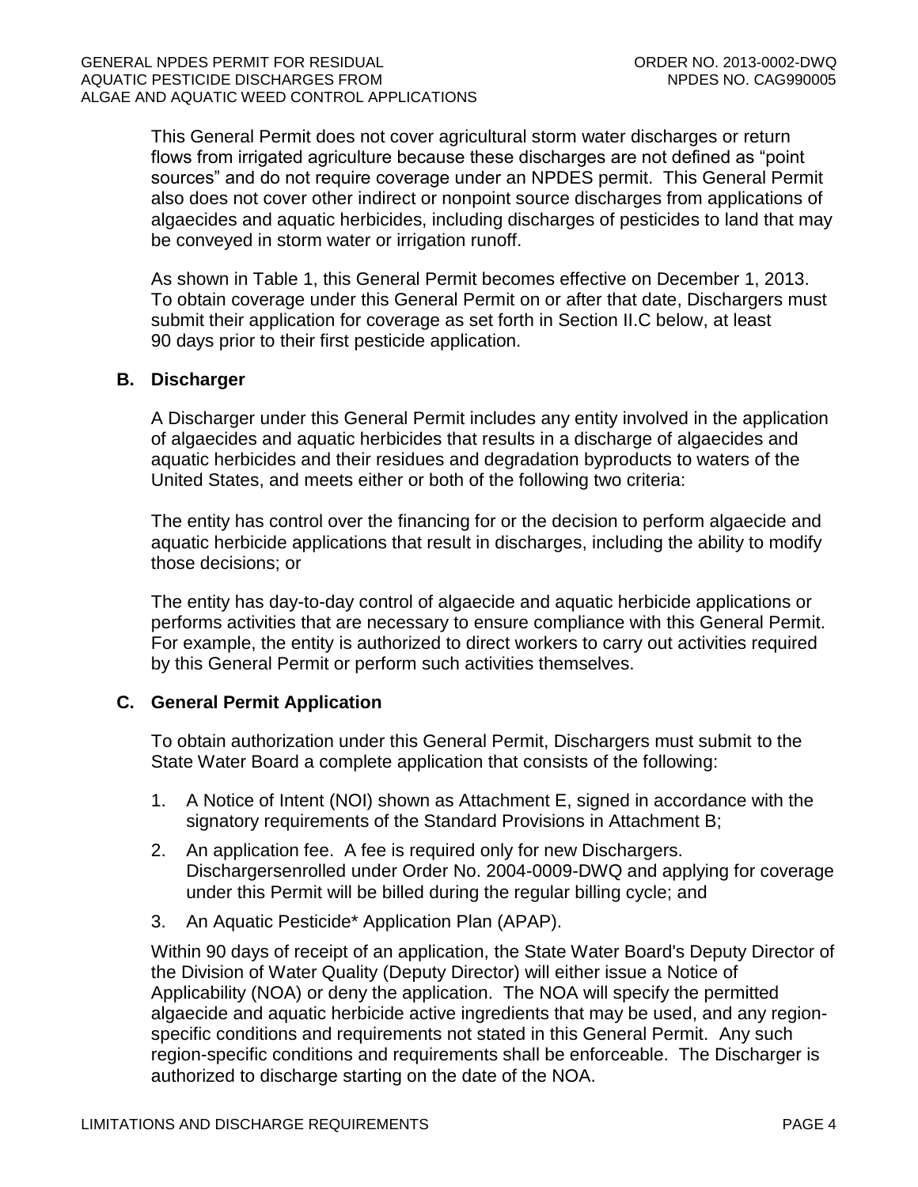This General Permit does not cover agricultural storm water discharges or return flows from irrigated agriculture because these discharges are not defined as "point sources" and do not require coverage under an NPDES permit. This General Permit also does not cover other indirect or nonpoint source discharges from applications of algaecides and aquatic herbicides, including discharges of pesticides to land that may be conveyed in storm water or irrigation runoff.

As shown in Table 1, this General Permit becomes effective on December 1, 2013. To obtain coverage under this General Permit on or after that date, Dischargers must submit their application for coverage as set forth in Section II.C below, at least 90 days prior to their first pesticide application.

### B. Discharger

A Discharger under this General Permit includes any entity involved in the application of algaecides and aquatic herbicides that results in a discharge of algaecides and aquatic herbicides and their residues and degradation byproducts to waters of the United States, and meets either or both of the following two criteria:

The entity has control over the financing for or the decision to perform algaecide and aquatic herbicide applications that result in discharges, including the ability to modify those decisions; or

The entity has day-to-day control of algaecide and aquatic herbicide applications or performs activities that are necessary to ensure compliance with this General Permit. For example, the entity is authorized to direct workers to carry out activities required by this General Permit or perform such activities themselves.

### C. General Permit Application

To obtain authorization under this General Permit, Dischargers must submit to the State Water Board a complete application that consists of the following:

1. A Notice of Intent (NOI) shown as Attachment E, signed in accordance with the signatory requirements of the Standard Provisions in Attachment B;
2. An application fee. A fee is required only for new Dischargers. Dischargersenrolled under Order No. 2004-0009-DWQ and applying for coverage under this Permit will be billed during the regular billing cycle; and
3. An Aquatic Pesticide* Application Plan (APAP).

Within 90 days of receipt of an application, the State Water Board's Deputy Director of the Division of Water Quality (Deputy Director) will either issue a Notice of Applicability (NOA) or deny the application. The NOA will specify the permitted algaecide and aquatic herbicide active ingredients that may be used, and any region-specific conditions and requirements not stated in this General Permit. Any such region-specific conditions and requirements shall be enforceable. The Discharger is authorized to discharge starting on the date of the NOA.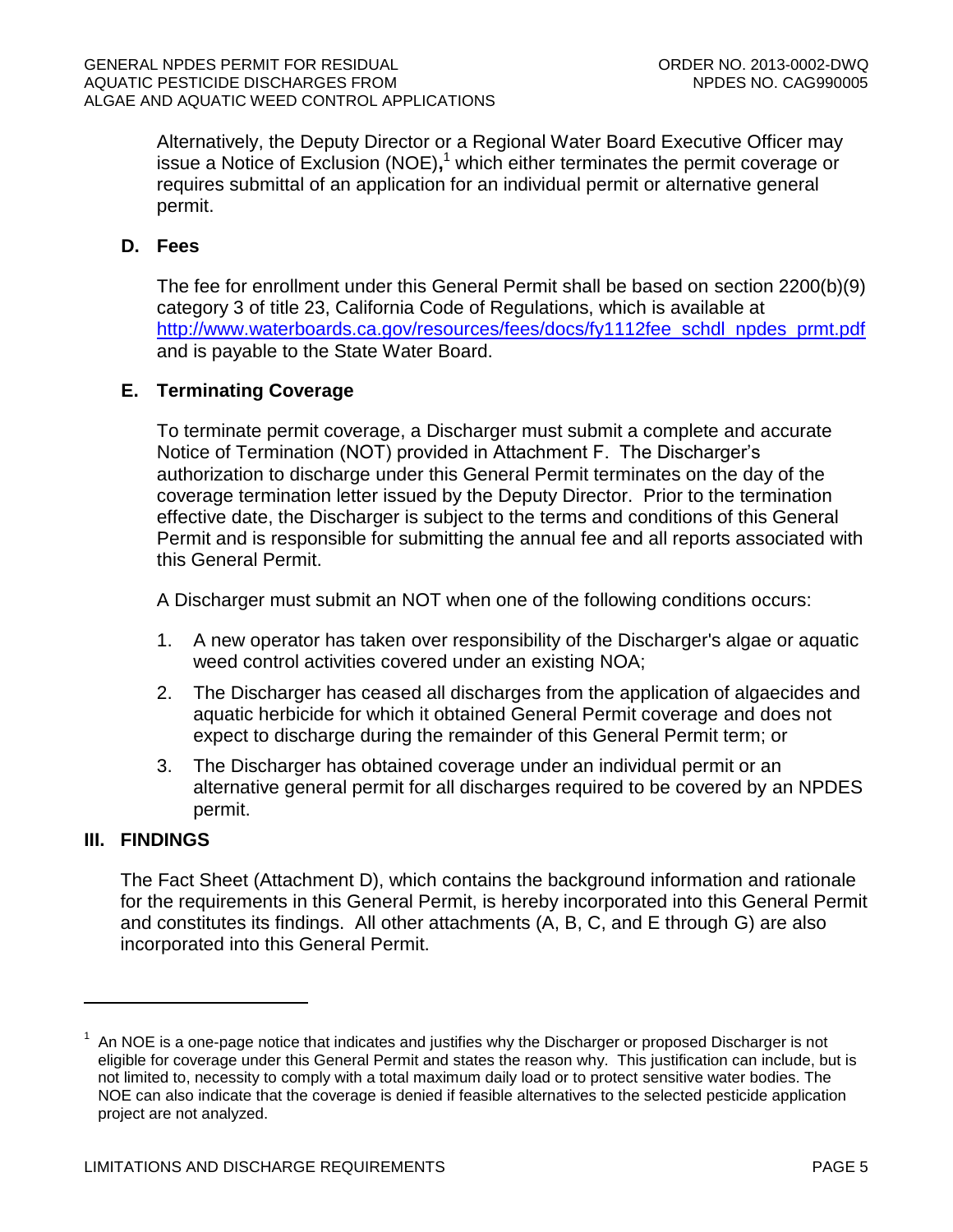Alternatively, the Deputy Director or a Regional Water Board Executive Officer may issue a Notice of Exclusion (NOE),[1] which either terminates the permit coverage or requires submittal of an application for an individual permit or alternative general permit.

### D. Fees

The fee for enrollment under this General Permit shall be based on section 2200(b)(9) category 3 of title 23, California Code of Regulations, which is available at http://www.waterboards.ca.gov/resources/fees/docs/fy1112fee_schdl_npdes_prmt.pdf and is payable to the State Water Board.

### E. Terminating Coverage

To terminate permit coverage, a Discharger must submit a complete and accurate Notice of Termination (NOT) provided in Attachment F. The Discharger's authorization to discharge under this General Permit terminates on the day of the coverage termination letter issued by the Deputy Director. Prior to the termination effective date, the Discharger is subject to the terms and conditions of this General Permit and is responsible for submitting the annual fee and all reports associated with this General Permit.

A Discharger must submit an NOT when one of the following conditions occurs:

1. A new operator has taken over responsibility of the Discharger's algae or aquatic weed control activities covered under an existing NOA;
2. The Discharger has ceased all discharges from the application of algaecides and aquatic herbicide for which it obtained General Permit coverage and does not expect to discharge during the remainder of this General Permit term; or
3. The Discharger has obtained coverage under an individual permit or an alternative general permit for all discharges required to be covered by an NPDES permit.

## III. FINDINGS

The Fact Sheet (Attachment D), which contains the background information and rationale for the requirements in this General Permit, is hereby incorporated into this General Permit and constitutes its findings. All other attachments (A, B, C, and E through G) are also incorporated into this General Permit.

---

[1] An NOE is a one-page notice that indicates and justifies why the Discharger or proposed Discharger is not eligible for coverage under this General Permit and states the reason why. This justification can include, but is not limited to, necessity to comply with a total maximum daily load or to protect sensitive water bodies. The NOE can also indicate that the coverage is denied if feasible alternatives to the selected pesticide application project are not analyzed.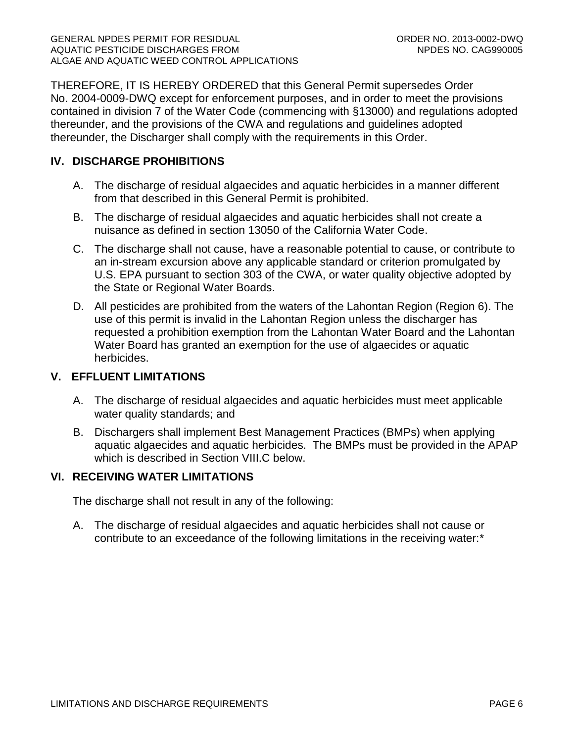THEREFORE, IT IS HEREBY ORDERED that this General Permit supersedes Order No. 2004-0009-DWQ except for enforcement purposes, and in order to meet the provisions contained in division 7 of the Water Code (commencing with §13000) and regulations adopted thereunder, and the provisions of the CWA and regulations and guidelines adopted thereunder, the Discharger shall comply with the requirements in this Order.

## IV. DISCHARGE PROHIBITIONS

A. The discharge of residual algaecides and aquatic herbicides in a manner different from that described in this General Permit is prohibited.

B. The discharge of residual algaecides and aquatic herbicides shall not create a nuisance as defined in section 13050 of the California Water Code.

C. The discharge shall not cause, have a reasonable potential to cause, or contribute to an in-stream excursion above any applicable standard or criterion promulgated by U.S. EPA pursuant to section 303 of the CWA, or water quality objective adopted by the State or Regional Water Boards.

D. All pesticides are prohibited from the waters of the Lahontan Region (Region 6). The use of this permit is invalid in the Lahontan Region unless the discharger has requested a prohibition exemption from the Lahontan Water Board and the Lahontan Water Board has granted an exemption for the use of algaecides or aquatic herbicides.

## V. EFFLUENT LIMITATIONS

A. The discharge of residual algaecides and aquatic herbicides must meet applicable water quality standards; and

B. Dischargers shall implement Best Management Practices (BMPs) when applying aquatic algaecides and aquatic herbicides. The BMPs must be provided in the APAP which is described in Section VIII.C below.

## VI. RECEIVING WATER LIMITATIONS

The discharge shall not result in any of the following:

A. The discharge of residual algaecides and aquatic herbicides shall not cause or contribute to an exceedance of the following limitations in the receiving water:*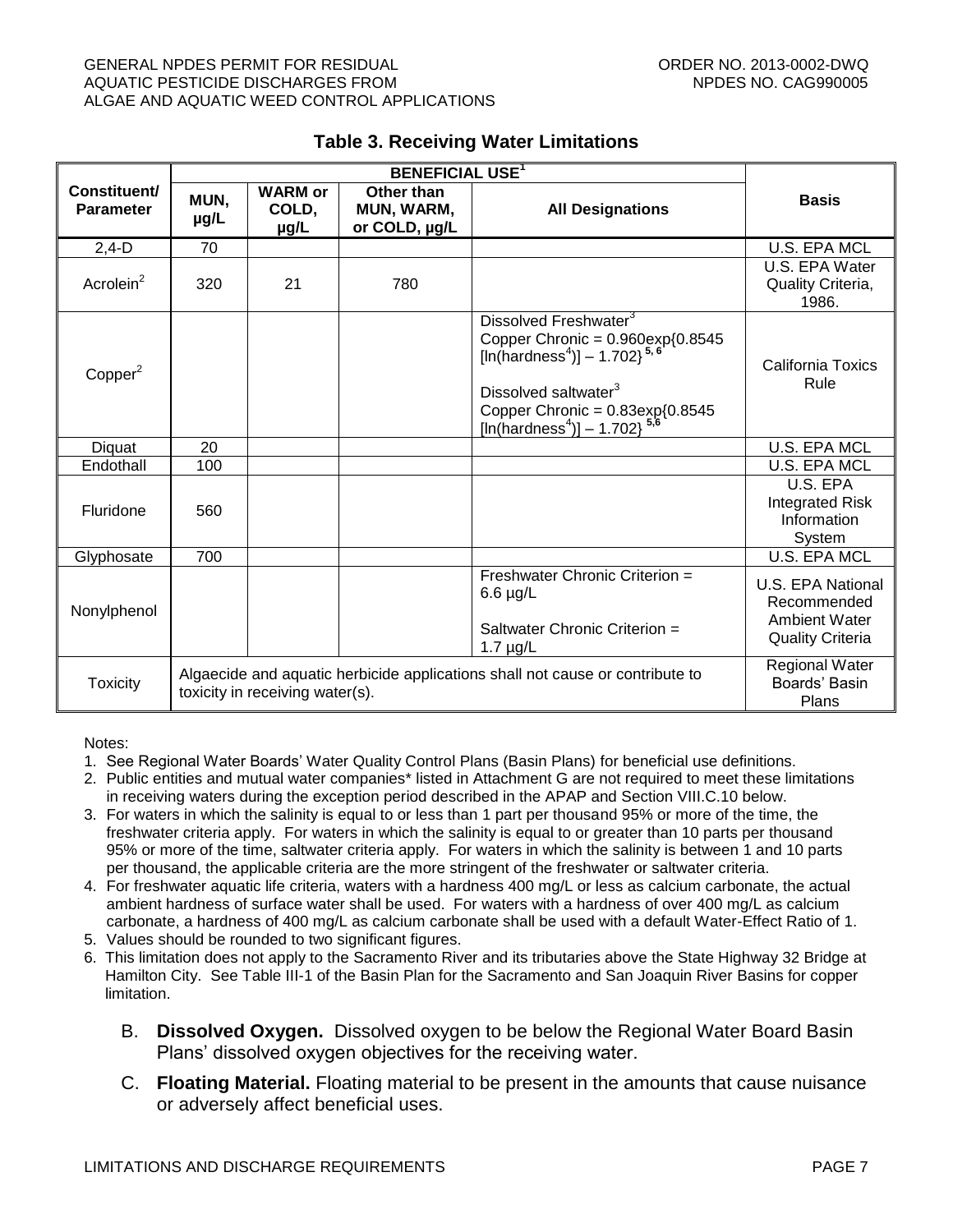**Table 3. Receiving Water Limitations**

| Constituent/ Parameter | BENEFICIAL USE[1] | | | | Basis |
|---|---|---|---|---|---|
| | MUN, µg/L | WARM or COLD, µg/L | Other than MUN, WARM, or COLD, µg/L | All Designations | |
| 2,4-D | 70 | | | | U.S. EPA MCL |
| Acrolein[2] | 320 | 21 | 780 | | U.S. EPA Water Quality Criteria, 1986. |
| Copper[2] | | | | Dissolved Freshwater[3] Copper Chronic = 0.960exp{0.8545 [ln(hardness[4])] – 1.702}[5, 6] <br><br> Dissolved saltwater[3] Copper Chronic = 0.83exp{0.8545 [ln(hardness[4])] – 1.702}[5,6] | California Toxics Rule |
| Diquat | 20 | | | | U.S. EPA MCL |
| Endothall | 100 | | | | U.S. EPA MCL |
| Fluridone | 560 | | | | U.S. EPA Integrated Risk Information System |
| Glyphosate | 700 | | | | U.S. EPA MCL |
| Nonylphenol | | | | Freshwater Chronic Criterion = 6.6 µg/L <br><br> Saltwater Chronic Criterion = 1.7 µg/L | U.S. EPA National Recommended Ambient Water Quality Criteria |
| Toxicity | Algaecide and aquatic herbicide applications shall not cause or contribute to toxicity in receiving water(s). | | | | Regional Water Boards' Basin Plans |

Notes:

1. See Regional Water Boards' Water Quality Control Plans (Basin Plans) for beneficial use definitions.
2. Public entities and mutual water companies* listed in Attachment G are not required to meet these limitations in receiving waters during the exception period described in the APAP and Section VIII.C.10 below.
3. For waters in which the salinity is equal to or less than 1 part per thousand 95% or more of the time, the freshwater criteria apply. For waters in which the salinity is equal to or greater than 10 parts per thousand 95% or more of the time, saltwater criteria apply. For waters in which the salinity is between 1 and 10 parts per thousand, the applicable criteria are the more stringent of the freshwater or saltwater criteria.
4. For freshwater aquatic life criteria, waters with a hardness 400 mg/L or less as calcium carbonate, the actual ambient hardness of surface water shall be used. For waters with a hardness of over 400 mg/L as calcium carbonate, a hardness of 400 mg/L as calcium carbonate shall be used with a default Water-Effect Ratio of 1.
5. Values should be rounded to two significant figures.
6. This limitation does not apply to the Sacramento River and its tributaries above the State Highway 32 Bridge at Hamilton City. See Table III-1 of the Basin Plan for the Sacramento and San Joaquin River Basins for copper limitation.

B. **Dissolved Oxygen.** Dissolved oxygen to be below the Regional Water Board Basin Plans' dissolved oxygen objectives for the receiving water.

C. **Floating Material.** Floating material to be present in the amounts that cause nuisance or adversely affect beneficial uses.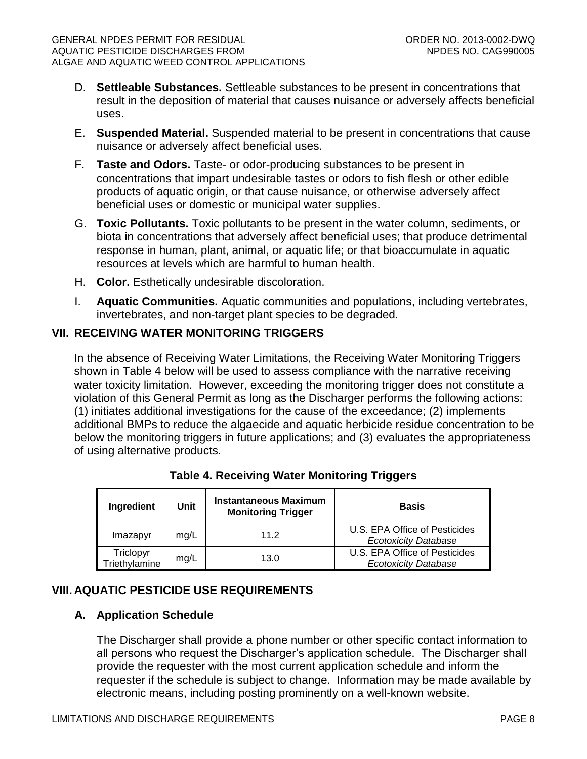D. **Settleable Substances.** Settleable substances to be present in concentrations that result in the deposition of material that causes nuisance or adversely affects beneficial uses.

E. **Suspended Material.** Suspended material to be present in concentrations that cause nuisance or adversely affect beneficial uses.

F. **Taste and Odors.** Taste- or odor-producing substances to be present in concentrations that impart undesirable tastes or odors to fish flesh or other edible products of aquatic origin, or that cause nuisance, or otherwise adversely affect beneficial uses or domestic or municipal water supplies.

G. **Toxic Pollutants.** Toxic pollutants to be present in the water column, sediments, or biota in concentrations that adversely affect beneficial uses; that produce detrimental response in human, plant, animal, or aquatic life; or that bioaccumulate in aquatic resources at levels which are harmful to human health.

H. **Color.** Esthetically undesirable discoloration.

I. **Aquatic Communities.** Aquatic communities and populations, including vertebrates, invertebrates, and non-target plant species to be degraded.

## VII. RECEIVING WATER MONITORING TRIGGERS

In the absence of Receiving Water Limitations, the Receiving Water Monitoring Triggers shown in Table 4 below will be used to assess compliance with the narrative receiving water toxicity limitation. However, exceeding the monitoring trigger does not constitute a violation of this General Permit as long as the Discharger performs the following actions: (1) initiates additional investigations for the cause of the exceedance; (2) implements additional BMPs to reduce the algaecide and aquatic herbicide residue concentration to be below the monitoring triggers in future applications; and (3) evaluates the appropriateness of using alternative products.

**Table 4. Receiving Water Monitoring Triggers**

| Ingredient | Unit | Instantaneous Maximum Monitoring Trigger | Basis |
|---|---|---|---|
| Imazapyr | mg/L | 11.2 | U.S. EPA Office of Pesticides *Ecotoxicity Database* |
| Triclopyr Triethylamine | mg/L | 13.0 | U.S. EPA Office of Pesticides *Ecotoxicity Database* |

## VIII. AQUATIC PESTICIDE USE REQUIREMENTS

### A. Application Schedule

The Discharger shall provide a phone number or other specific contact information to all persons who request the Discharger's application schedule. The Discharger shall provide the requester with the most current application schedule and inform the requester if the schedule is subject to change. Information may be made available by electronic means, including posting prominently on a well-known website.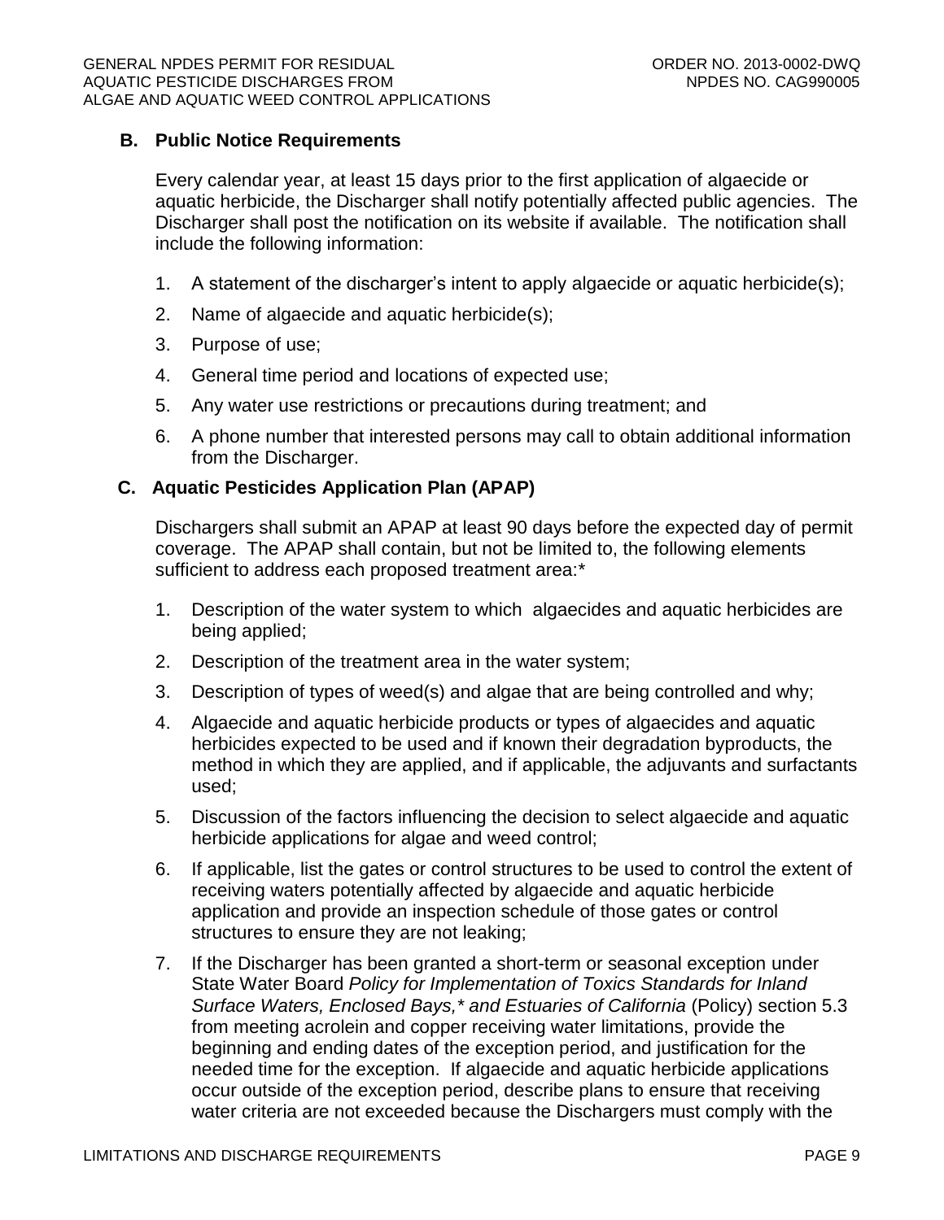### B. Public Notice Requirements

Every calendar year, at least 15 days prior to the first application of algaecide or aquatic herbicide, the Discharger shall notify potentially affected public agencies. The Discharger shall post the notification on its website if available. The notification shall include the following information:

1. A statement of the discharger's intent to apply algaecide or aquatic herbicide(s);
2. Name of algaecide and aquatic herbicide(s);
3. Purpose of use;
4. General time period and locations of expected use;
5. Any water use restrictions or precautions during treatment; and
6. A phone number that interested persons may call to obtain additional information from the Discharger.

### C. Aquatic Pesticides Application Plan (APAP)

Dischargers shall submit an APAP at least 90 days before the expected day of permit coverage. The APAP shall contain, but not be limited to, the following elements sufficient to address each proposed treatment area:*

1. Description of the water system to which algaecides and aquatic herbicides are being applied;
2. Description of the treatment area in the water system;
3. Description of types of weed(s) and algae that are being controlled and why;
4. Algaecide and aquatic herbicide products or types of algaecides and aquatic herbicides expected to be used and if known their degradation byproducts, the method in which they are applied, and if applicable, the adjuvants and surfactants used;
5. Discussion of the factors influencing the decision to select algaecide and aquatic herbicide applications for algae and weed control;
6. If applicable, list the gates or control structures to be used to control the extent of receiving waters potentially affected by algaecide and aquatic herbicide application and provide an inspection schedule of those gates or control structures to ensure they are not leaking;
7. If the Discharger has been granted a short-term or seasonal exception under State Water Board *Policy for Implementation of Toxics Standards for Inland Surface Waters, Enclosed Bays,* and Estuaries of California* (Policy) section 5.3 from meeting acrolein and copper receiving water limitations, provide the beginning and ending dates of the exception period, and justification for the needed time for the exception. If algaecide and aquatic herbicide applications occur outside of the exception period, describe plans to ensure that receiving water criteria are not exceeded because the Dischargers must comply with the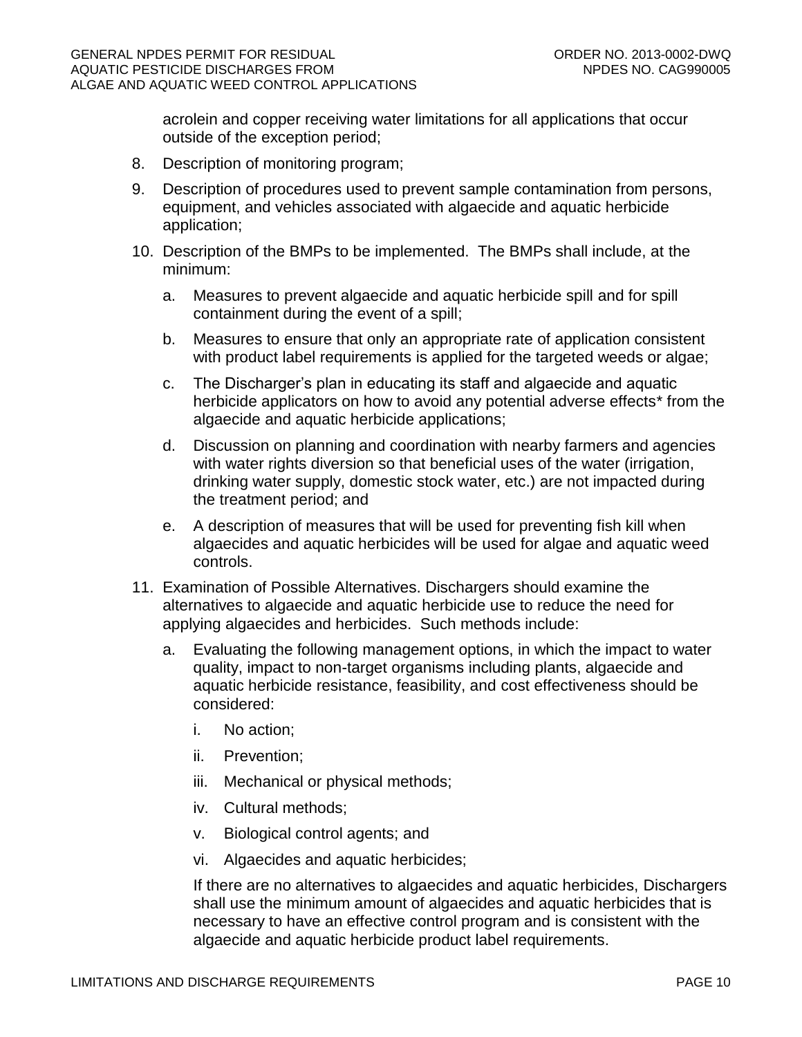acrolein and copper receiving water limitations for all applications that occur outside of the exception period;

8. Description of monitoring program;
9. Description of procedures used to prevent sample contamination from persons, equipment, and vehicles associated with algaecide and aquatic herbicide application;
10. Description of the BMPs to be implemented. The BMPs shall include, at the minimum:
    a. Measures to prevent algaecide and aquatic herbicide spill and for spill containment during the event of a spill;
    b. Measures to ensure that only an appropriate rate of application consistent with product label requirements is applied for the targeted weeds or algae;
    c. The Discharger's plan in educating its staff and algaecide and aquatic herbicide applicators on how to avoid any potential adverse effects* from the algaecide and aquatic herbicide applications;
    d. Discussion on planning and coordination with nearby farmers and agencies with water rights diversion so that beneficial uses of the water (irrigation, drinking water supply, domestic stock water, etc.) are not impacted during the treatment period; and
    e. A description of measures that will be used for preventing fish kill when algaecides and aquatic herbicides will be used for algae and aquatic weed controls.
11. Examination of Possible Alternatives. Dischargers should examine the alternatives to algaecide and aquatic herbicide use to reduce the need for applying algaecides and herbicides. Such methods include:
    a. Evaluating the following management options, in which the impact to water quality, impact to non-target organisms including plants, algaecide and aquatic herbicide resistance, feasibility, and cost effectiveness should be considered:
        i. No action;
        ii. Prevention;
        iii. Mechanical or physical methods;
        iv. Cultural methods;
        v. Biological control agents; and
        vi. Algaecides and aquatic herbicides;

    If there are no alternatives to algaecides and aquatic herbicides, Dischargers shall use the minimum amount of algaecides and aquatic herbicides that is necessary to have an effective control program and is consistent with the algaecide and aquatic herbicide product label requirements.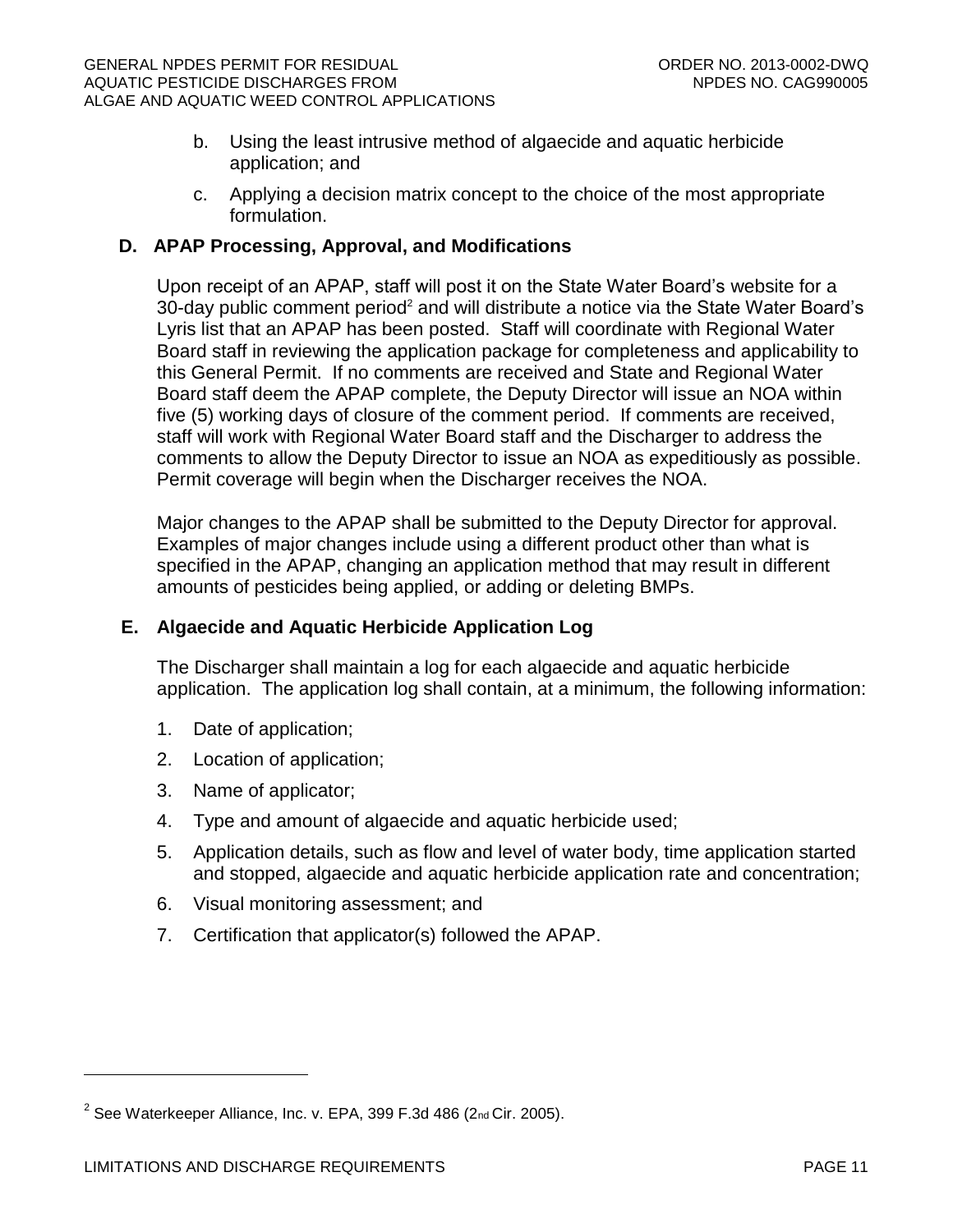b. Using the least intrusive method of algaecide and aquatic herbicide application; and

c. Applying a decision matrix concept to the choice of the most appropriate formulation.

## D. APAP Processing, Approval, and Modifications

Upon receipt of an APAP, staff will post it on the State Water Board's website for a 30-day public comment period[2] and will distribute a notice via the State Water Board's Lyris list that an APAP has been posted. Staff will coordinate with Regional Water Board staff in reviewing the application package for completeness and applicability to this General Permit. If no comments are received and State and Regional Water Board staff deem the APAP complete, the Deputy Director will issue an NOA within five (5) working days of closure of the comment period. If comments are received, staff will work with Regional Water Board staff and the Discharger to address the comments to allow the Deputy Director to issue an NOA as expeditiously as possible. Permit coverage will begin when the Discharger receives the NOA.

Major changes to the APAP shall be submitted to the Deputy Director for approval. Examples of major changes include using a different product other than what is specified in the APAP, changing an application method that may result in different amounts of pesticides being applied, or adding or deleting BMPs.

## E. Algaecide and Aquatic Herbicide Application Log

The Discharger shall maintain a log for each algaecide and aquatic herbicide application. The application log shall contain, at a minimum, the following information:

1. Date of application;
2. Location of application;
3. Name of applicator;
4. Type and amount of algaecide and aquatic herbicide used;
5. Application details, such as flow and level of water body, time application started and stopped, algaecide and aquatic herbicide application rate and concentration;
6. Visual monitoring assessment; and
7. Certification that applicator(s) followed the APAP.

---

[2] See Waterkeeper Alliance, Inc. v. EPA, 399 F.3d 486 (2nd Cir. 2005).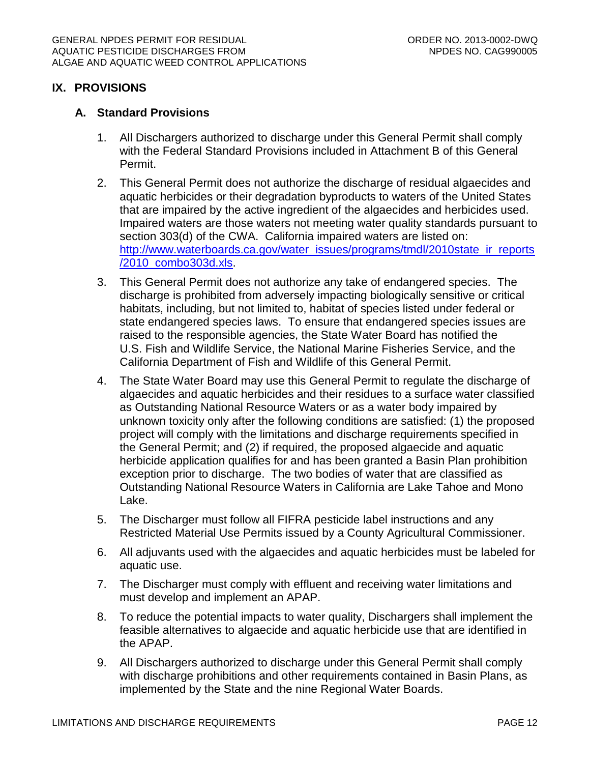## IX. PROVISIONS

### A. Standard Provisions

1. All Dischargers authorized to discharge under this General Permit shall comply with the Federal Standard Provisions included in Attachment B of this General Permit.

2. This General Permit does not authorize the discharge of residual algaecides and aquatic herbicides or their degradation byproducts to waters of the United States that are impaired by the active ingredient of the algaecides and herbicides used. Impaired waters are those waters not meeting water quality standards pursuant to section 303(d) of the CWA. California impaired waters are listed on: [http://www.waterboards.ca.gov/water_issues/programs/tmdl/2010state_ir_reports/2010_combo303d.xls](http://www.waterboards.ca.gov/water_issues/programs/tmdl/2010state_ir_reports/2010_combo303d.xls).

3. This General Permit does not authorize any take of endangered species. The discharge is prohibited from adversely impacting biologically sensitive or critical habitats, including, but not limited to, habitat of species listed under federal or state endangered species laws. To ensure that endangered species issues are raised to the responsible agencies, the State Water Board has notified the U.S. Fish and Wildlife Service, the National Marine Fisheries Service, and the California Department of Fish and Wildlife of this General Permit.

4. The State Water Board may use this General Permit to regulate the discharge of algaecides and aquatic herbicides and their residues to a surface water classified as Outstanding National Resource Waters or as a water body impaired by unknown toxicity only after the following conditions are satisfied: (1) the proposed project will comply with the limitations and discharge requirements specified in the General Permit; and (2) if required, the proposed algaecide and aquatic herbicide application qualifies for and has been granted a Basin Plan prohibition exception prior to discharge. The two bodies of water that are classified as Outstanding National Resource Waters in California are Lake Tahoe and Mono Lake.

5. The Discharger must follow all FIFRA pesticide label instructions and any Restricted Material Use Permits issued by a County Agricultural Commissioner.

6. All adjuvants used with the algaecides and aquatic herbicides must be labeled for aquatic use.

7. The Discharger must comply with effluent and receiving water limitations and must develop and implement an APAP.

8. To reduce the potential impacts to water quality, Dischargers shall implement the feasible alternatives to algaecide and aquatic herbicide use that are identified in the APAP.

9. All Dischargers authorized to discharge under this General Permit shall comply with discharge prohibitions and other requirements contained in Basin Plans, as implemented by the State and the nine Regional Water Boards.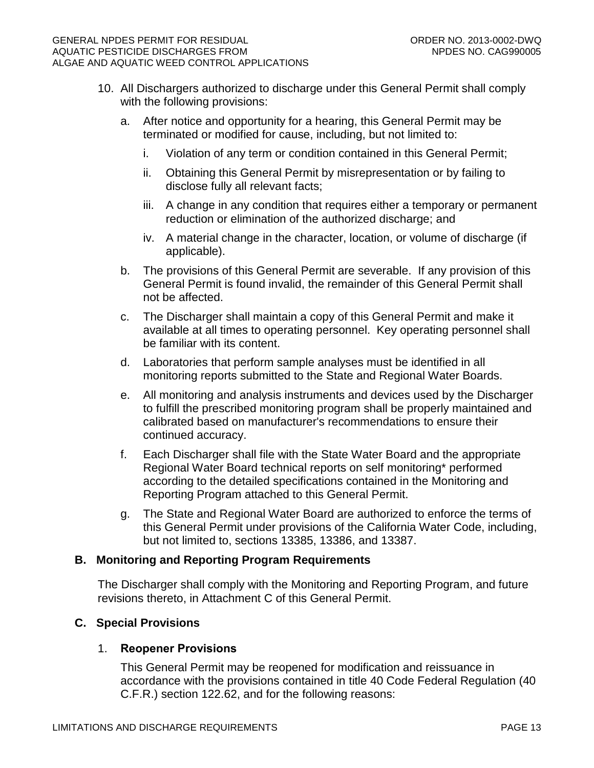10. All Dischargers authorized to discharge under this General Permit shall comply with the following provisions:

    a. After notice and opportunity for a hearing, this General Permit may be terminated or modified for cause, including, but not limited to:

        i. Violation of any term or condition contained in this General Permit;

        ii. Obtaining this General Permit by misrepresentation or by failing to disclose fully all relevant facts;

        iii. A change in any condition that requires either a temporary or permanent reduction or elimination of the authorized discharge; and

        iv. A material change in the character, location, or volume of discharge (if applicable).

    b. The provisions of this General Permit are severable. If any provision of this General Permit is found invalid, the remainder of this General Permit shall not be affected.

    c. The Discharger shall maintain a copy of this General Permit and make it available at all times to operating personnel. Key operating personnel shall be familiar with its content.

    d. Laboratories that perform sample analyses must be identified in all monitoring reports submitted to the State and Regional Water Boards.

    e. All monitoring and analysis instruments and devices used by the Discharger to fulfill the prescribed monitoring program shall be properly maintained and calibrated based on manufacturer's recommendations to ensure their continued accuracy.

    f. Each Discharger shall file with the State Water Board and the appropriate Regional Water Board technical reports on self monitoring* performed according to the detailed specifications contained in the Monitoring and Reporting Program attached to this General Permit.

    g. The State and Regional Water Board are authorized to enforce the terms of this General Permit under provisions of the California Water Code, including, but not limited to, sections 13385, 13386, and 13387.

## B. Monitoring and Reporting Program Requirements

The Discharger shall comply with the Monitoring and Reporting Program, and future revisions thereto, in Attachment C of this General Permit.

## C. Special Provisions

### 1. Reopener Provisions

This General Permit may be reopened for modification and reissuance in accordance with the provisions contained in title 40 Code Federal Regulation (40 C.F.R.) section 122.62, and for the following reasons: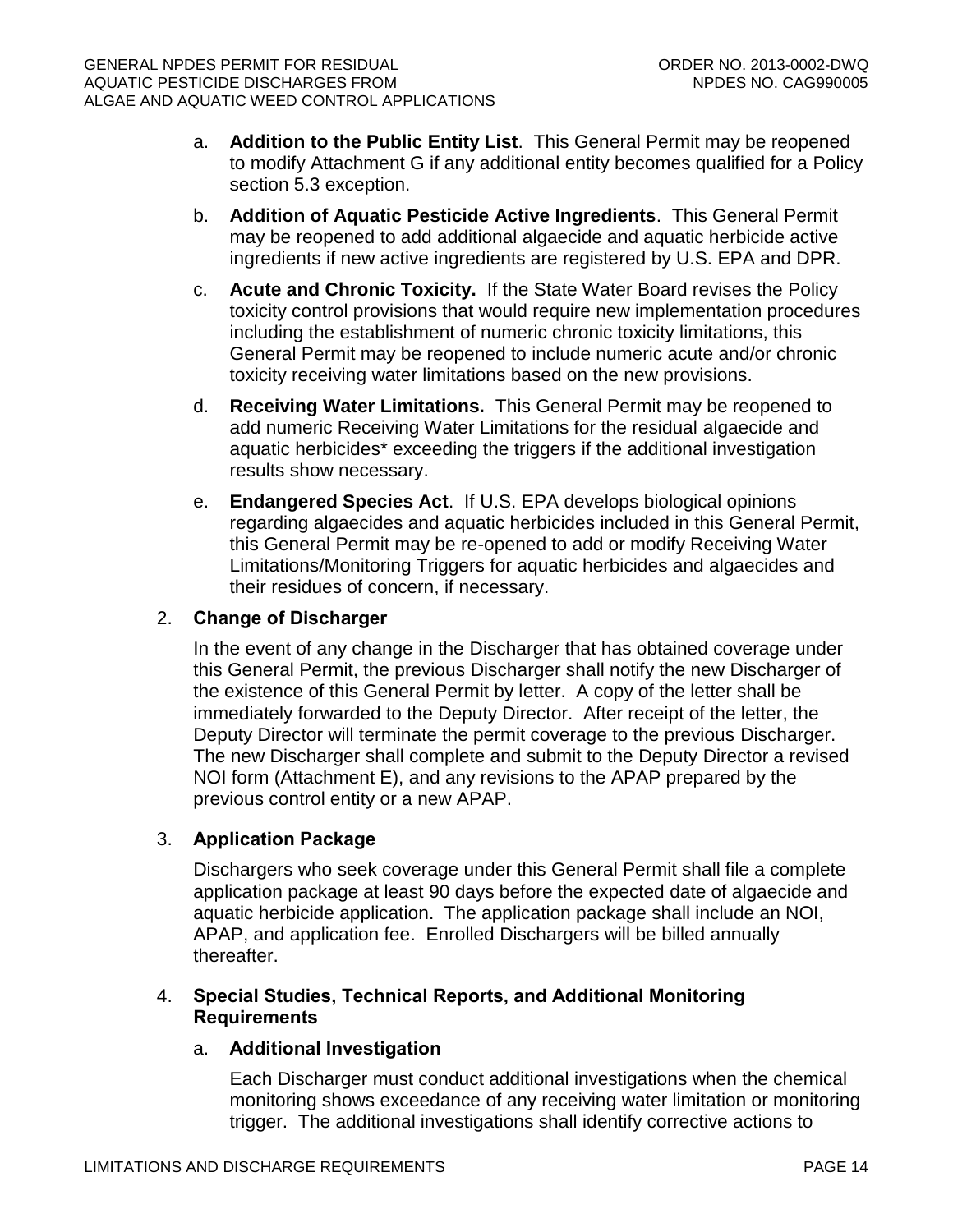a. **Addition to the Public Entity List**. This General Permit may be reopened to modify Attachment G if any additional entity becomes qualified for a Policy section 5.3 exception.

b. **Addition of Aquatic Pesticide Active Ingredients**. This General Permit may be reopened to add additional algaecide and aquatic herbicide active ingredients if new active ingredients are registered by U.S. EPA and DPR.

c. **Acute and Chronic Toxicity.** If the State Water Board revises the Policy toxicity control provisions that would require new implementation procedures including the establishment of numeric chronic toxicity limitations, this General Permit may be reopened to include numeric acute and/or chronic toxicity receiving water limitations based on the new provisions.

d. **Receiving Water Limitations.** This General Permit may be reopened to add numeric Receiving Water Limitations for the residual algaecide and aquatic herbicides* exceeding the triggers if the additional investigation results show necessary.

e. **Endangered Species Act**. If U.S. EPA develops biological opinions regarding algaecides and aquatic herbicides included in this General Permit, this General Permit may be re-opened to add or modify Receiving Water Limitations/Monitoring Triggers for aquatic herbicides and algaecides and their residues of concern, if necessary.

2. **Change of Discharger**

In the event of any change in the Discharger that has obtained coverage under this General Permit, the previous Discharger shall notify the new Discharger of the existence of this General Permit by letter. A copy of the letter shall be immediately forwarded to the Deputy Director. After receipt of the letter, the Deputy Director will terminate the permit coverage to the previous Discharger. The new Discharger shall complete and submit to the Deputy Director a revised NOI form (Attachment E), and any revisions to the APAP prepared by the previous control entity or a new APAP.

3. **Application Package**

Dischargers who seek coverage under this General Permit shall file a complete application package at least 90 days before the expected date of algaecide and aquatic herbicide application. The application package shall include an NOI, APAP, and application fee. Enrolled Dischargers will be billed annually thereafter.

4. **Special Studies, Technical Reports, and Additional Monitoring Requirements**

a. **Additional Investigation**

Each Discharger must conduct additional investigations when the chemical monitoring shows exceedance of any receiving water limitation or monitoring trigger. The additional investigations shall identify corrective actions to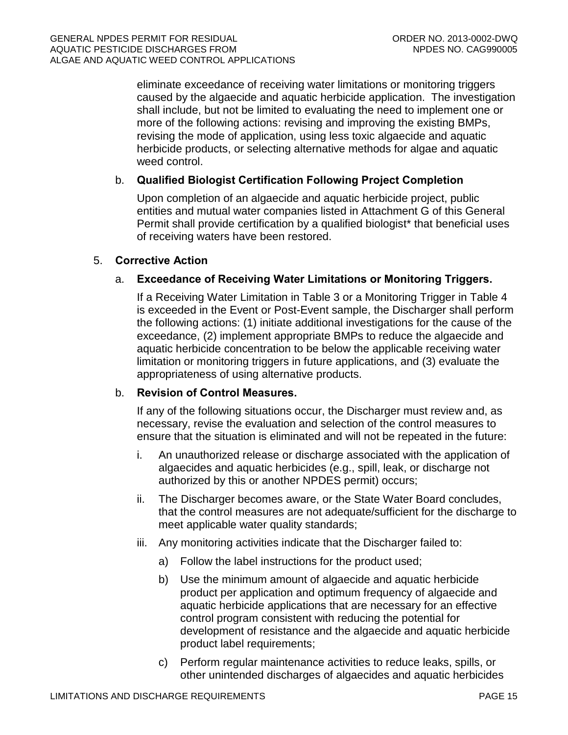eliminate exceedance of receiving water limitations or monitoring triggers caused by the algaecide and aquatic herbicide application. The investigation shall include, but not be limited to evaluating the need to implement one or more of the following actions: revising and improving the existing BMPs, revising the mode of application, using less toxic algaecide and aquatic herbicide products, or selecting alternative methods for algae and aquatic weed control.

b. **Qualified Biologist Certification Following Project Completion**

Upon completion of an algaecide and aquatic herbicide project, public entities and mutual water companies listed in Attachment G of this General Permit shall provide certification by a qualified biologist* that beneficial uses of receiving waters have been restored.

5. **Corrective Action**

a. **Exceedance of Receiving Water Limitations or Monitoring Triggers.**

If a Receiving Water Limitation in Table 3 or a Monitoring Trigger in Table 4 is exceeded in the Event or Post-Event sample, the Discharger shall perform the following actions: (1) initiate additional investigations for the cause of the exceedance, (2) implement appropriate BMPs to reduce the algaecide and aquatic herbicide concentration to be below the applicable receiving water limitation or monitoring triggers in future applications, and (3) evaluate the appropriateness of using alternative products.

b. **Revision of Control Measures.**

If any of the following situations occur, the Discharger must review and, as necessary, revise the evaluation and selection of the control measures to ensure that the situation is eliminated and will not be repeated in the future:

i. An unauthorized release or discharge associated with the application of algaecides and aquatic herbicides (e.g., spill, leak, or discharge not authorized by this or another NPDES permit) occurs;

ii. The Discharger becomes aware, or the State Water Board concludes, that the control measures are not adequate/sufficient for the discharge to meet applicable water quality standards;

iii. Any monitoring activities indicate that the Discharger failed to:

a) Follow the label instructions for the product used;

b) Use the minimum amount of algaecide and aquatic herbicide product per application and optimum frequency of algaecide and aquatic herbicide applications that are necessary for an effective control program consistent with reducing the potential for development of resistance and the algaecide and aquatic herbicide product label requirements;

c) Perform regular maintenance activities to reduce leaks, spills, or other unintended discharges of algaecides and aquatic herbicides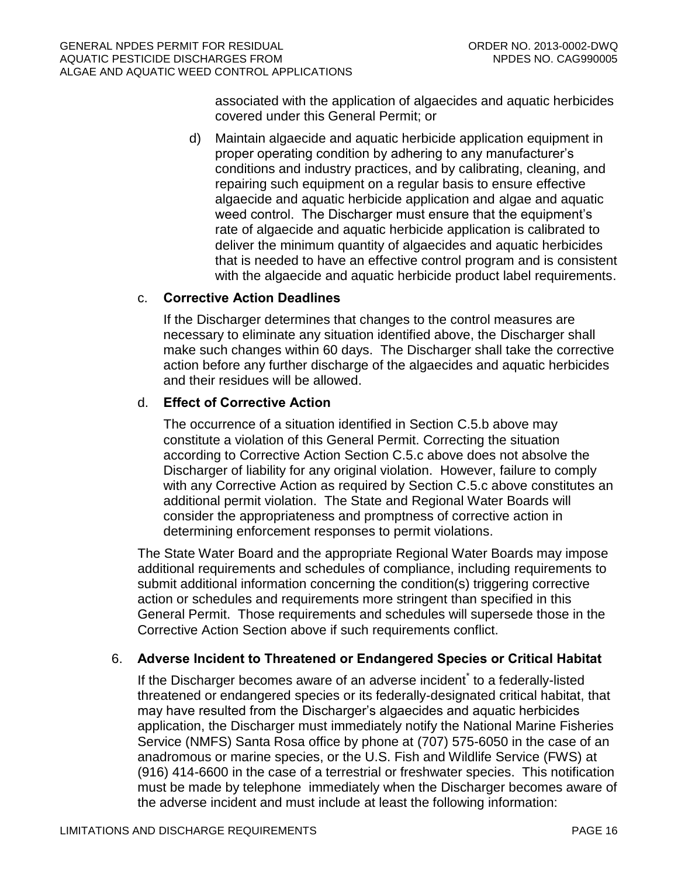associated with the application of algaecides and aquatic herbicides covered under this General Permit; or

d) Maintain algaecide and aquatic herbicide application equipment in proper operating condition by adhering to any manufacturer's conditions and industry practices, and by calibrating, cleaning, and repairing such equipment on a regular basis to ensure effective algaecide and aquatic herbicide application and algae and aquatic weed control. The Discharger must ensure that the equipment's rate of algaecide and aquatic herbicide application is calibrated to deliver the minimum quantity of algaecides and aquatic herbicides that is needed to have an effective control program and is consistent with the algaecide and aquatic herbicide product label requirements.

c. **Corrective Action Deadlines**

If the Discharger determines that changes to the control measures are necessary to eliminate any situation identified above, the Discharger shall make such changes within 60 days. The Discharger shall take the corrective action before any further discharge of the algaecides and aquatic herbicides and their residues will be allowed.

d. **Effect of Corrective Action**

The occurrence of a situation identified in Section C.5.b above may constitute a violation of this General Permit. Correcting the situation according to Corrective Action Section C.5.c above does not absolve the Discharger of liability for any original violation. However, failure to comply with any Corrective Action as required by Section C.5.c above constitutes an additional permit violation. The State and Regional Water Boards will consider the appropriateness and promptness of corrective action in determining enforcement responses to permit violations.

The State Water Board and the appropriate Regional Water Boards may impose additional requirements and schedules of compliance, including requirements to submit additional information concerning the condition(s) triggering corrective action or schedules and requirements more stringent than specified in this General Permit. Those requirements and schedules will supersede those in the Corrective Action Section above if such requirements conflict.

6. **Adverse Incident to Threatened or Endangered Species or Critical Habitat**

If the Discharger becomes aware of an adverse incident* to a federally-listed threatened or endangered species or its federally-designated critical habitat, that may have resulted from the Discharger's algaecides and aquatic herbicides application, the Discharger must immediately notify the National Marine Fisheries Service (NMFS) Santa Rosa office by phone at (707) 575-6050 in the case of an anadromous or marine species, or the U.S. Fish and Wildlife Service (FWS) at (916) 414-6600 in the case of a terrestrial or freshwater species. This notification must be made by telephone immediately when the Discharger becomes aware of the adverse incident and must include at least the following information: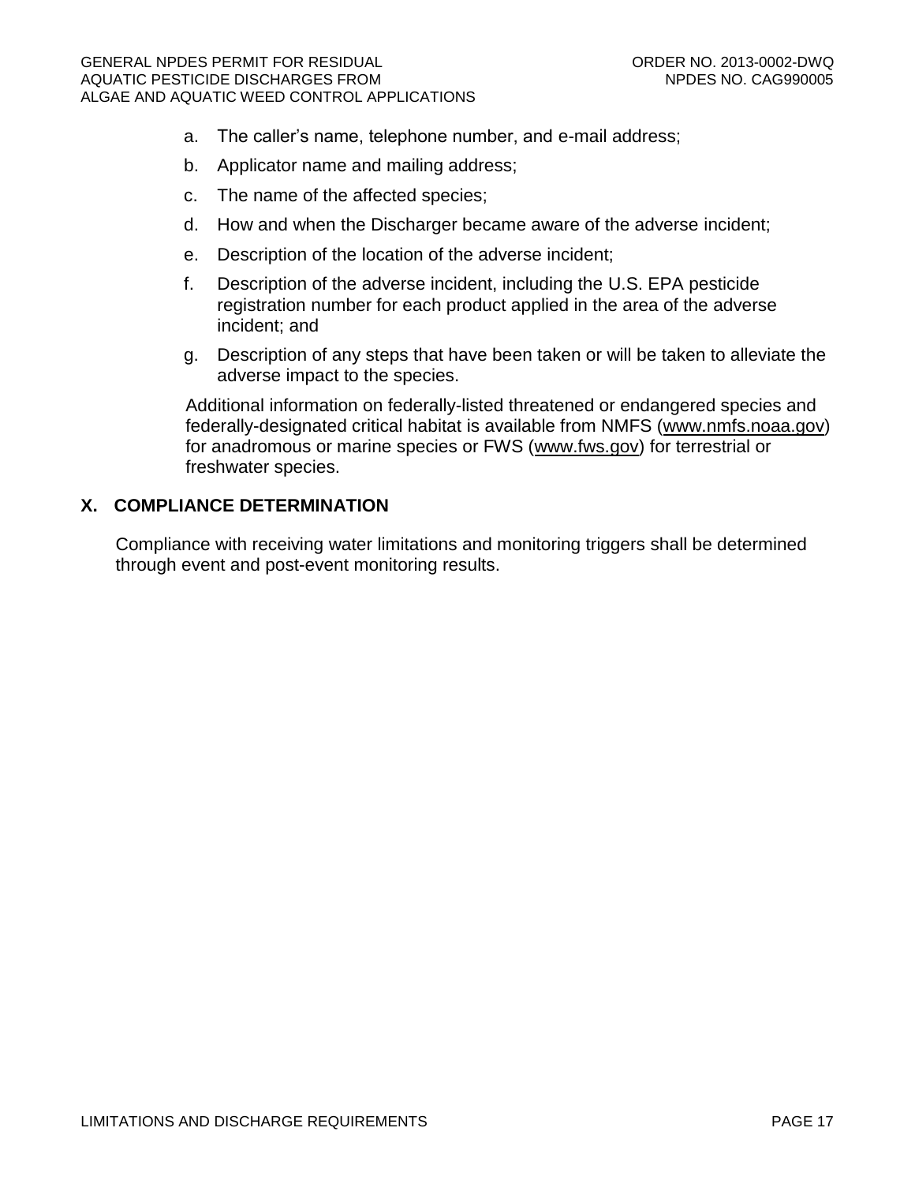a. The caller's name, telephone number, and e-mail address;
b. Applicator name and mailing address;
c. The name of the affected species;
d. How and when the Discharger became aware of the adverse incident;
e. Description of the location of the adverse incident;
f. Description of the adverse incident, including the U.S. EPA pesticide registration number for each product applied in the area of the adverse incident; and
g. Description of any steps that have been taken or will be taken to alleviate the adverse impact to the species.

Additional information on federally-listed threatened or endangered species and federally-designated critical habitat is available from NMFS (www.nmfs.noaa.gov) for anadromous or marine species or FWS (www.fws.gov) for terrestrial or freshwater species.

## X. COMPLIANCE DETERMINATION

Compliance with receiving water limitations and monitoring triggers shall be determined through event and post-event monitoring results.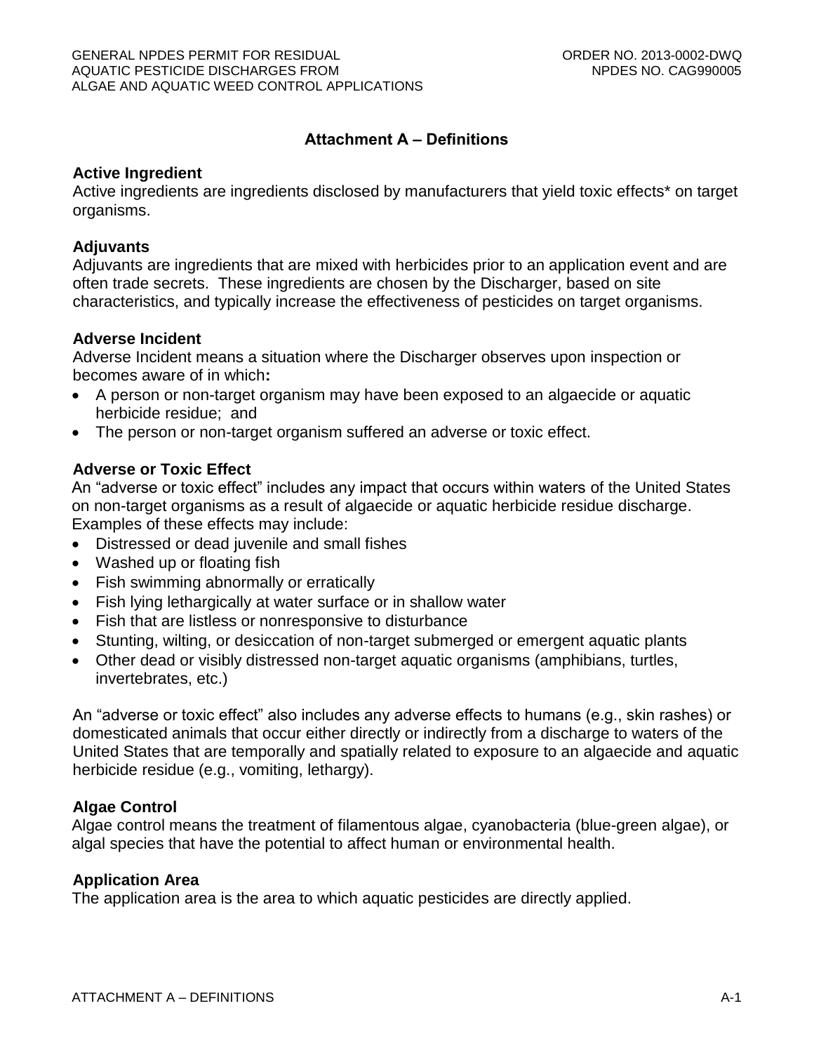## Attachment A – Definitions

### Active Ingredient

Active ingredients are ingredients disclosed by manufacturers that yield toxic effects* on target organisms.

### Adjuvants

Adjuvants are ingredients that are mixed with herbicides prior to an application event and are often trade secrets. These ingredients are chosen by the Discharger, based on site characteristics, and typically increase the effectiveness of pesticides on target organisms.

### Adverse Incident

Adverse Incident means a situation where the Discharger observes upon inspection or becomes aware of in which**:**

- A person or non-target organism may have been exposed to an algaecide or aquatic herbicide residue; and
- The person or non-target organism suffered an adverse or toxic effect.

### Adverse or Toxic Effect

An "adverse or toxic effect" includes any impact that occurs within waters of the United States on non-target organisms as a result of algaecide or aquatic herbicide residue discharge. Examples of these effects may include:

- Distressed or dead juvenile and small fishes
- Washed up or floating fish
- Fish swimming abnormally or erratically
- Fish lying lethargically at water surface or in shallow water
- Fish that are listless or nonresponsive to disturbance
- Stunting, wilting, or desiccation of non-target submerged or emergent aquatic plants
- Other dead or visibly distressed non-target aquatic organisms (amphibians, turtles, invertebrates, etc.)

An "adverse or toxic effect" also includes any adverse effects to humans (e.g., skin rashes) or domesticated animals that occur either directly or indirectly from a discharge to waters of the United States that are temporally and spatially related to exposure to an algaecide and aquatic herbicide residue (e.g., vomiting, lethargy).

### Algae Control

Algae control means the treatment of filamentous algae, cyanobacteria (blue-green algae), or algal species that have the potential to affect human or environmental health.

### Application Area

The application area is the area to which aquatic pesticides are directly applied.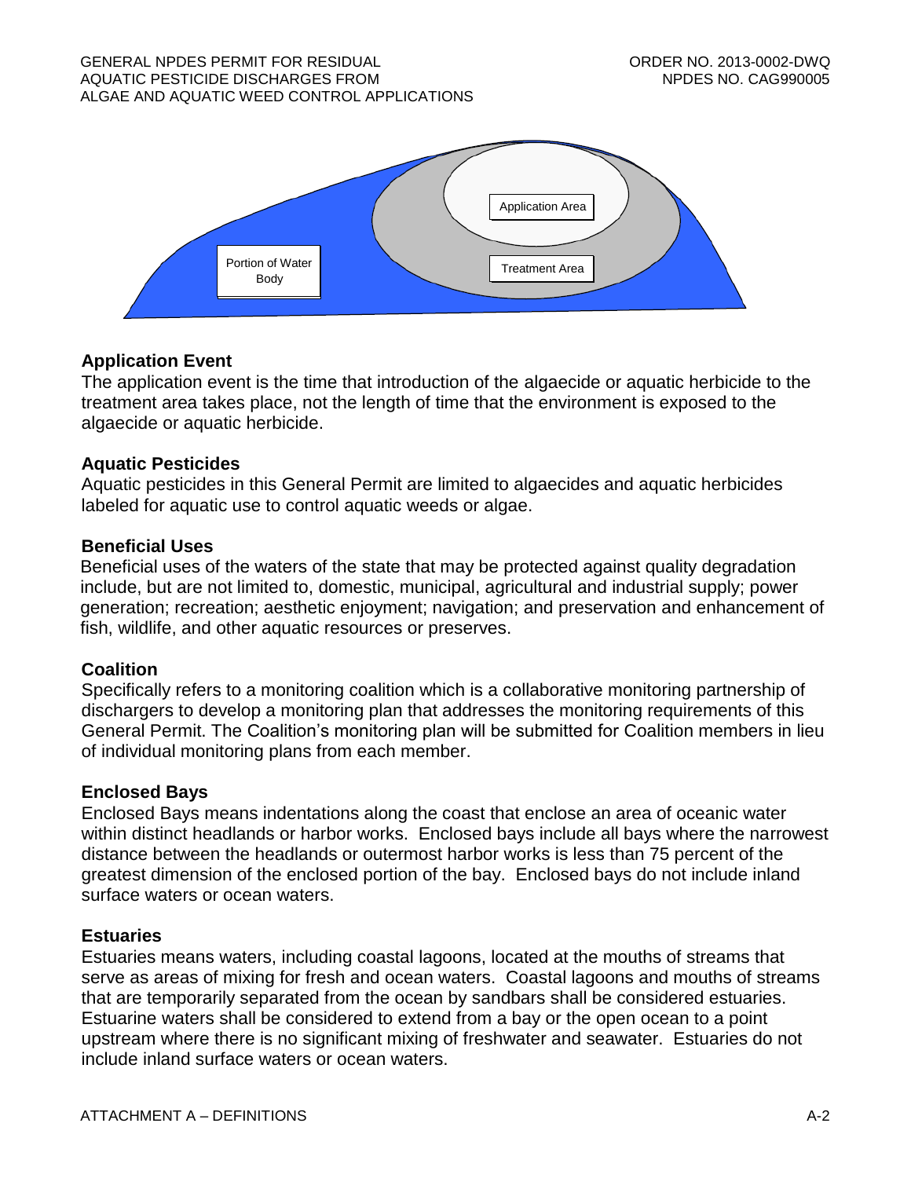Portion of Water Body

Treatment Area

Application Area

**Application Event**

The application event is the time that introduction of the algaecide or aquatic herbicide to the treatment area takes place, not the length of time that the environment is exposed to the algaecide or aquatic herbicide.

**Aquatic Pesticides**

Aquatic pesticides in this General Permit are limited to algaecides and aquatic herbicides labeled for aquatic use to control aquatic weeds or algae.

**Beneficial Uses**

Beneficial uses of the waters of the state that may be protected against quality degradation include, but are not limited to, domestic, municipal, agricultural and industrial supply; power generation; recreation; aesthetic enjoyment; navigation; and preservation and enhancement of fish, wildlife, and other aquatic resources or preserves.

**Coalition**

Specifically refers to a monitoring coalition which is a collaborative monitoring partnership of dischargers to develop a monitoring plan that addresses the monitoring requirements of this General Permit. The Coalition's monitoring plan will be submitted for Coalition members in lieu of individual monitoring plans from each member.

**Enclosed Bays**

Enclosed Bays means indentations along the coast that enclose an area of oceanic water within distinct headlands or harbor works. Enclosed bays include all bays where the narrowest distance between the headlands or outermost harbor works is less than 75 percent of the greatest dimension of the enclosed portion of the bay. Enclosed bays do not include inland surface waters or ocean waters.

**Estuaries**

Estuaries means waters, including coastal lagoons, located at the mouths of streams that serve as areas of mixing for fresh and ocean waters. Coastal lagoons and mouths of streams that are temporarily separated from the ocean by sandbars shall be considered estuaries. Estuarine waters shall be considered to extend from a bay or the open ocean to a point upstream where there is no significant mixing of freshwater and seawater. Estuaries do not include inland surface waters or ocean waters.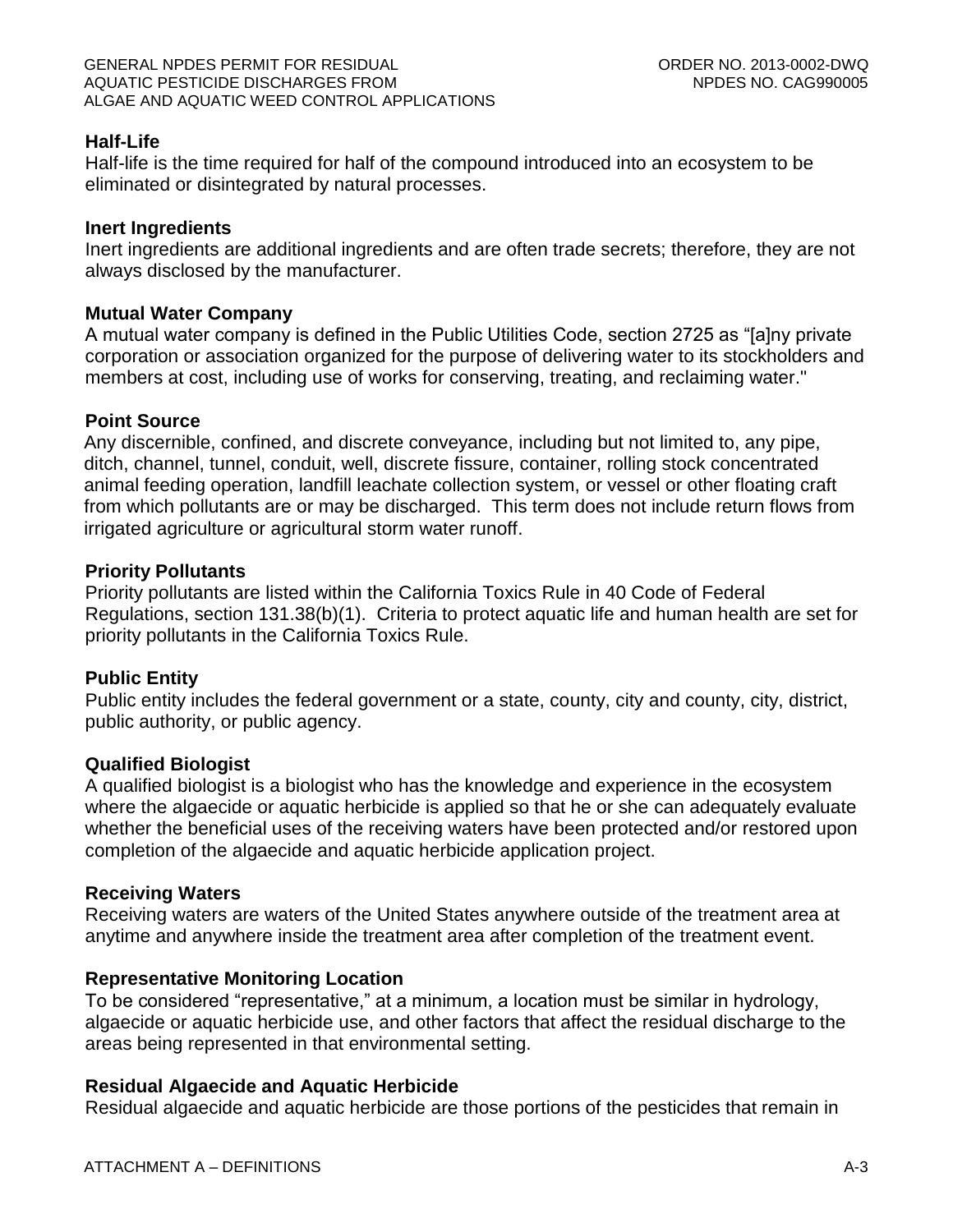**Half-Life**

Half-life is the time required for half of the compound introduced into an ecosystem to be eliminated or disintegrated by natural processes.

**Inert Ingredients**

Inert ingredients are additional ingredients and are often trade secrets; therefore, they are not always disclosed by the manufacturer.

**Mutual Water Company**

A mutual water company is defined in the Public Utilities Code, section 2725 as "[a]ny private corporation or association organized for the purpose of delivering water to its stockholders and members at cost, including use of works for conserving, treating, and reclaiming water."

**Point Source**

Any discernible, confined, and discrete conveyance, including but not limited to, any pipe, ditch, channel, tunnel, conduit, well, discrete fissure, container, rolling stock concentrated animal feeding operation, landfill leachate collection system, or vessel or other floating craft from which pollutants are or may be discharged. This term does not include return flows from irrigated agriculture or agricultural storm water runoff.

**Priority Pollutants**

Priority pollutants are listed within the California Toxics Rule in 40 Code of Federal Regulations, section 131.38(b)(1). Criteria to protect aquatic life and human health are set for priority pollutants in the California Toxics Rule.

**Public Entity**

Public entity includes the federal government or a state, county, city and county, city, district, public authority, or public agency.

**Qualified Biologist**

A qualified biologist is a biologist who has the knowledge and experience in the ecosystem where the algaecide or aquatic herbicide is applied so that he or she can adequately evaluate whether the beneficial uses of the receiving waters have been protected and/or restored upon completion of the algaecide and aquatic herbicide application project.

**Receiving Waters**

Receiving waters are waters of the United States anywhere outside of the treatment area at anytime and anywhere inside the treatment area after completion of the treatment event.

**Representative Monitoring Location**

To be considered "representative," at a minimum, a location must be similar in hydrology, algaecide or aquatic herbicide use, and other factors that affect the residual discharge to the areas being represented in that environmental setting.

**Residual Algaecide and Aquatic Herbicide**

Residual algaecide and aquatic herbicide are those portions of the pesticides that remain in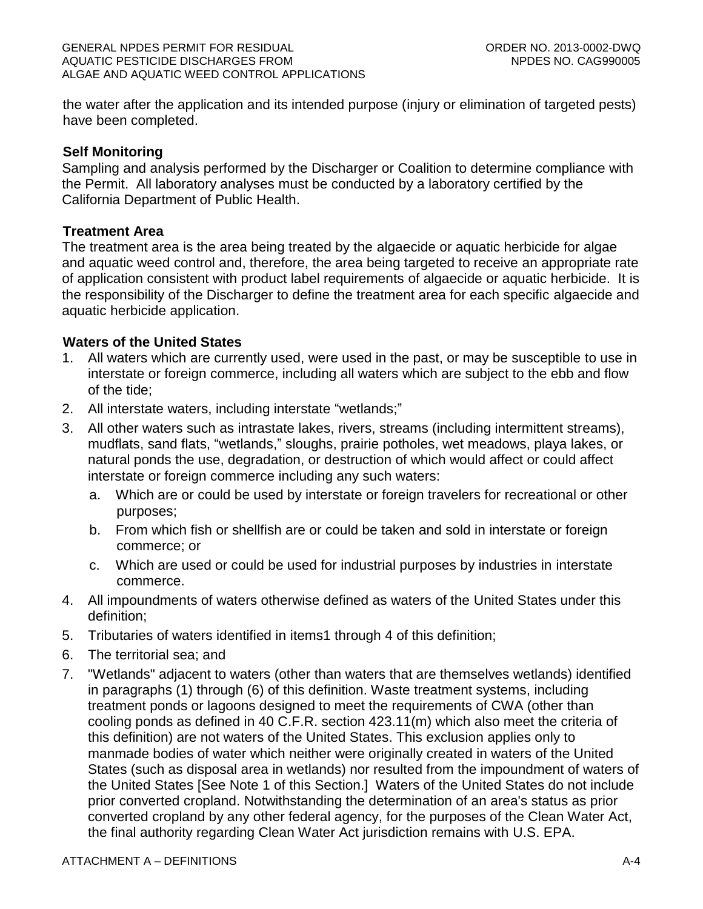the water after the application and its intended purpose (injury or elimination of targeted pests) have been completed.

**Self Monitoring**

Sampling and analysis performed by the Discharger or Coalition to determine compliance with the Permit. All laboratory analyses must be conducted by a laboratory certified by the California Department of Public Health.

**Treatment Area**

The treatment area is the area being treated by the algaecide or aquatic herbicide for algae and aquatic weed control and, therefore, the area being targeted to receive an appropriate rate of application consistent with product label requirements of algaecide or aquatic herbicide. It is the responsibility of the Discharger to define the treatment area for each specific algaecide and aquatic herbicide application.

**Waters of the United States**

1. All waters which are currently used, were used in the past, or may be susceptible to use in interstate or foreign commerce, including all waters which are subject to the ebb and flow of the tide;
2. All interstate waters, including interstate "wetlands;"
3. All other waters such as intrastate lakes, rivers, streams (including intermittent streams), mudflats, sand flats, "wetlands," sloughs, prairie potholes, wet meadows, playa lakes, or natural ponds the use, degradation, or destruction of which would affect or could affect interstate or foreign commerce including any such waters:
   a. Which are or could be used by interstate or foreign travelers for recreational or other purposes;
   b. From which fish or shellfish are or could be taken and sold in interstate or foreign commerce; or
   c. Which are used or could be used for industrial purposes by industries in interstate commerce.
4. All impoundments of waters otherwise defined as waters of the United States under this definition;
5. Tributaries of waters identified in items1 through 4 of this definition;
6. The territorial sea; and
7. "Wetlands" adjacent to waters (other than waters that are themselves wetlands) identified in paragraphs (1) through (6) of this definition. Waste treatment systems, including treatment ponds or lagoons designed to meet the requirements of CWA (other than cooling ponds as defined in 40 C.F.R. section 423.11(m) which also meet the criteria of this definition) are not waters of the United States. This exclusion applies only to manmade bodies of water which neither were originally created in waters of the United States (such as disposal area in wetlands) nor resulted from the impoundment of waters of the United States [See Note 1 of this Section.] Waters of the United States do not include prior converted cropland. Notwithstanding the determination of an area's status as prior converted cropland by any other federal agency, for the purposes of the Clean Water Act, the final authority regarding Clean Water Act jurisdiction remains with U.S. EPA.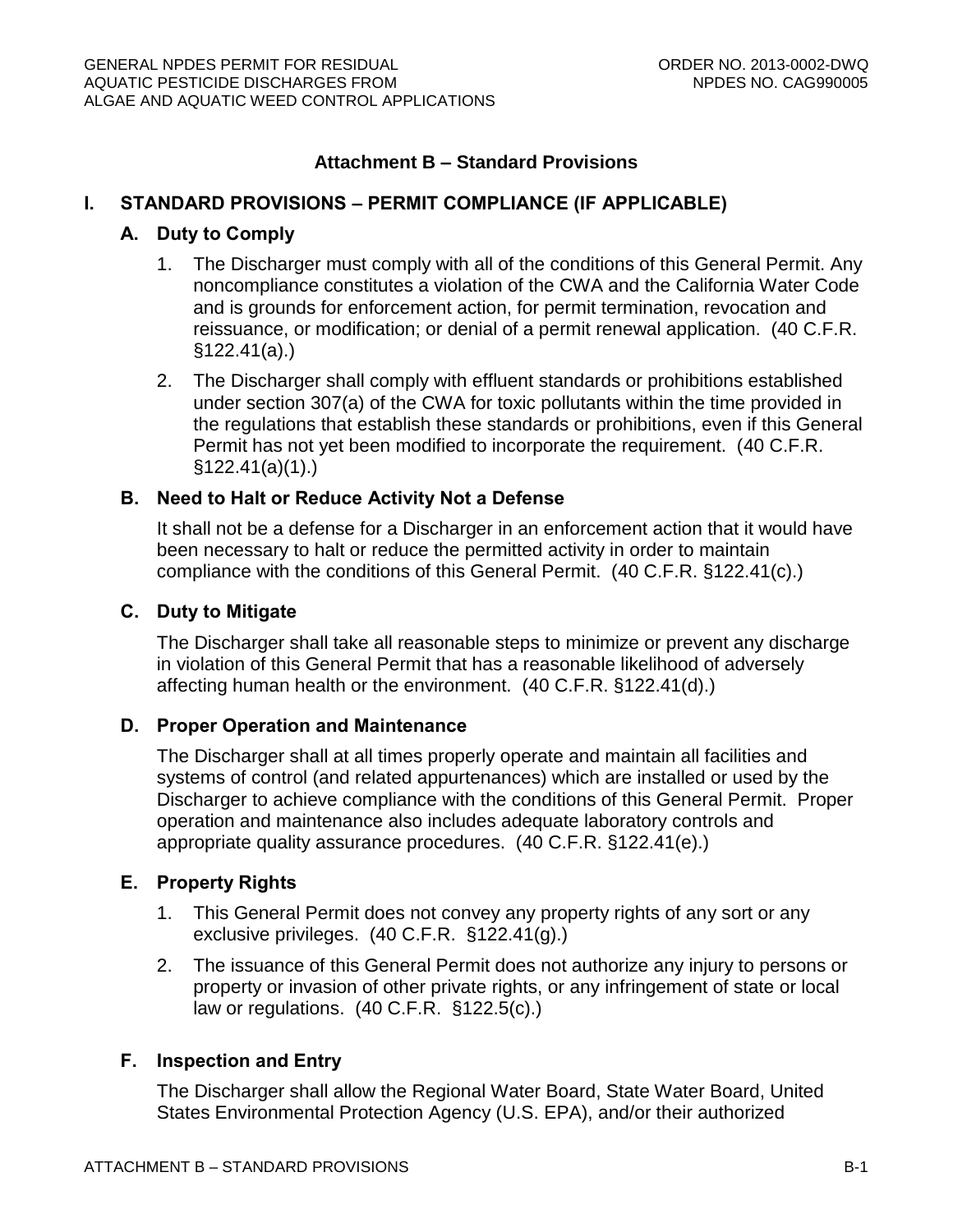## Attachment B – Standard Provisions

### I. STANDARD PROVISIONS – PERMIT COMPLIANCE (IF APPLICABLE)

#### A. Duty to Comply

1. The Discharger must comply with all of the conditions of this General Permit. Any noncompliance constitutes a violation of the CWA and the California Water Code and is grounds for enforcement action, for permit termination, revocation and reissuance, or modification; or denial of a permit renewal application. (40 C.F.R. §122.41(a).)
2. The Discharger shall comply with effluent standards or prohibitions established under section 307(a) of the CWA for toxic pollutants within the time provided in the regulations that establish these standards or prohibitions, even if this General Permit has not yet been modified to incorporate the requirement. (40 C.F.R. §122.41(a)(1).)

#### B. Need to Halt or Reduce Activity Not a Defense

It shall not be a defense for a Discharger in an enforcement action that it would have been necessary to halt or reduce the permitted activity in order to maintain compliance with the conditions of this General Permit. (40 C.F.R. §122.41(c).)

#### C. Duty to Mitigate

The Discharger shall take all reasonable steps to minimize or prevent any discharge in violation of this General Permit that has a reasonable likelihood of adversely affecting human health or the environment. (40 C.F.R. §122.41(d).)

#### D. Proper Operation and Maintenance

The Discharger shall at all times properly operate and maintain all facilities and systems of control (and related appurtenances) which are installed or used by the Discharger to achieve compliance with the conditions of this General Permit. Proper operation and maintenance also includes adequate laboratory controls and appropriate quality assurance procedures. (40 C.F.R. §122.41(e).)

#### E. Property Rights

1. This General Permit does not convey any property rights of any sort or any exclusive privileges. (40 C.F.R. §122.41(g).)
2. The issuance of this General Permit does not authorize any injury to persons or property or invasion of other private rights, or any infringement of state or local law or regulations. (40 C.F.R. §122.5(c).)

#### F. Inspection and Entry

The Discharger shall allow the Regional Water Board, State Water Board, United States Environmental Protection Agency (U.S. EPA), and/or their authorized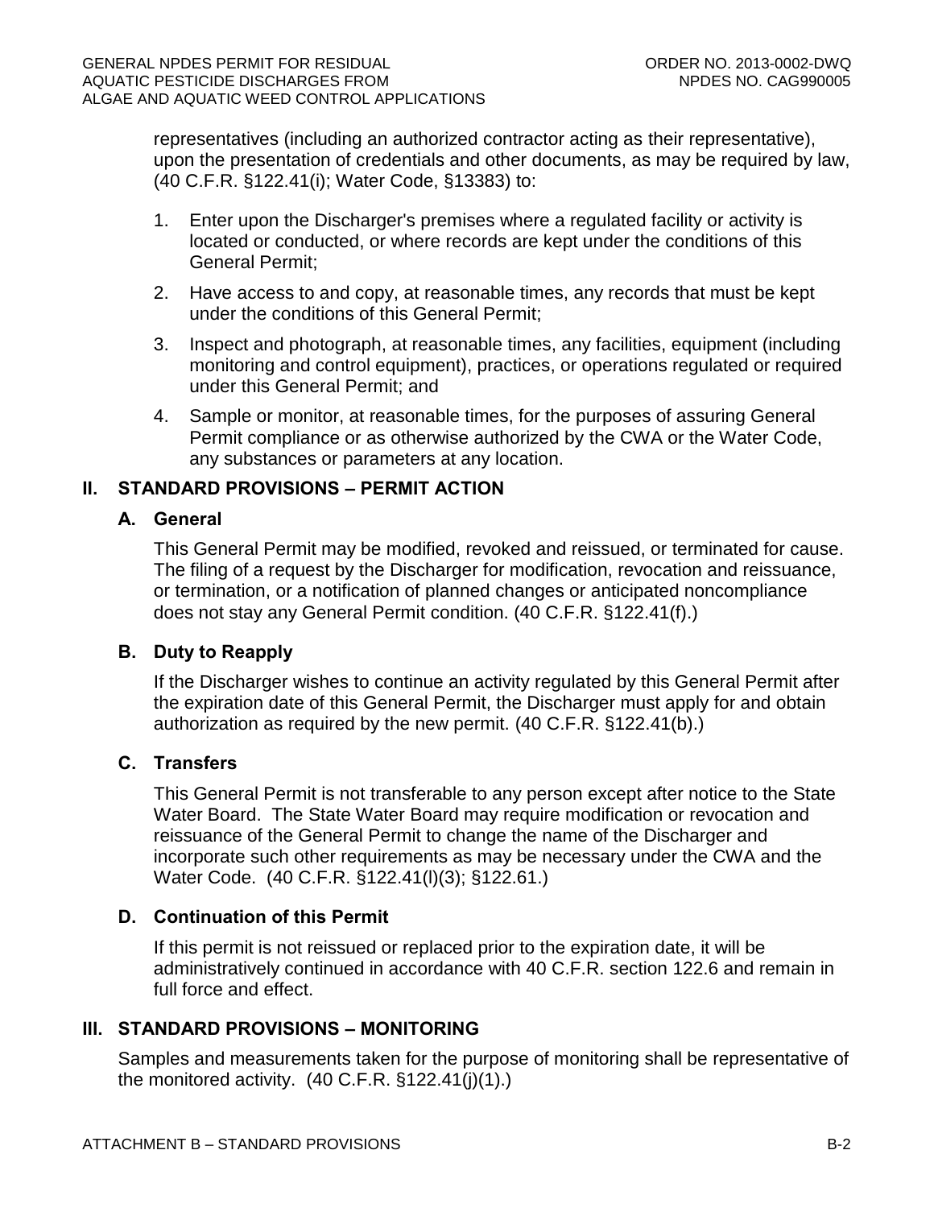representatives (including an authorized contractor acting as their representative), upon the presentation of credentials and other documents, as may be required by law, (40 C.F.R. §122.41(i); Water Code, §13383) to:

1. Enter upon the Discharger's premises where a regulated facility or activity is located or conducted, or where records are kept under the conditions of this General Permit;
2. Have access to and copy, at reasonable times, any records that must be kept under the conditions of this General Permit;
3. Inspect and photograph, at reasonable times, any facilities, equipment (including monitoring and control equipment), practices, or operations regulated or required under this General Permit; and
4. Sample or monitor, at reasonable times, for the purposes of assuring General Permit compliance or as otherwise authorized by the CWA or the Water Code, any substances or parameters at any location.

## II. STANDARD PROVISIONS – PERMIT ACTION

### A. General

This General Permit may be modified, revoked and reissued, or terminated for cause. The filing of a request by the Discharger for modification, revocation and reissuance, or termination, or a notification of planned changes or anticipated noncompliance does not stay any General Permit condition. (40 C.F.R. §122.41(f).)

### B. Duty to Reapply

If the Discharger wishes to continue an activity regulated by this General Permit after the expiration date of this General Permit, the Discharger must apply for and obtain authorization as required by the new permit. (40 C.F.R. §122.41(b).)

### C. Transfers

This General Permit is not transferable to any person except after notice to the State Water Board. The State Water Board may require modification or revocation and reissuance of the General Permit to change the name of the Discharger and incorporate such other requirements as may be necessary under the CWA and the Water Code. (40 C.F.R. §122.41(l)(3); §122.61.)

### D. Continuation of this Permit

If this permit is not reissued or replaced prior to the expiration date, it will be administratively continued in accordance with 40 C.F.R. section 122.6 and remain in full force and effect.

## III. STANDARD PROVISIONS – MONITORING

Samples and measurements taken for the purpose of monitoring shall be representative of the monitored activity. (40 C.F.R. §122.41(j)(1).)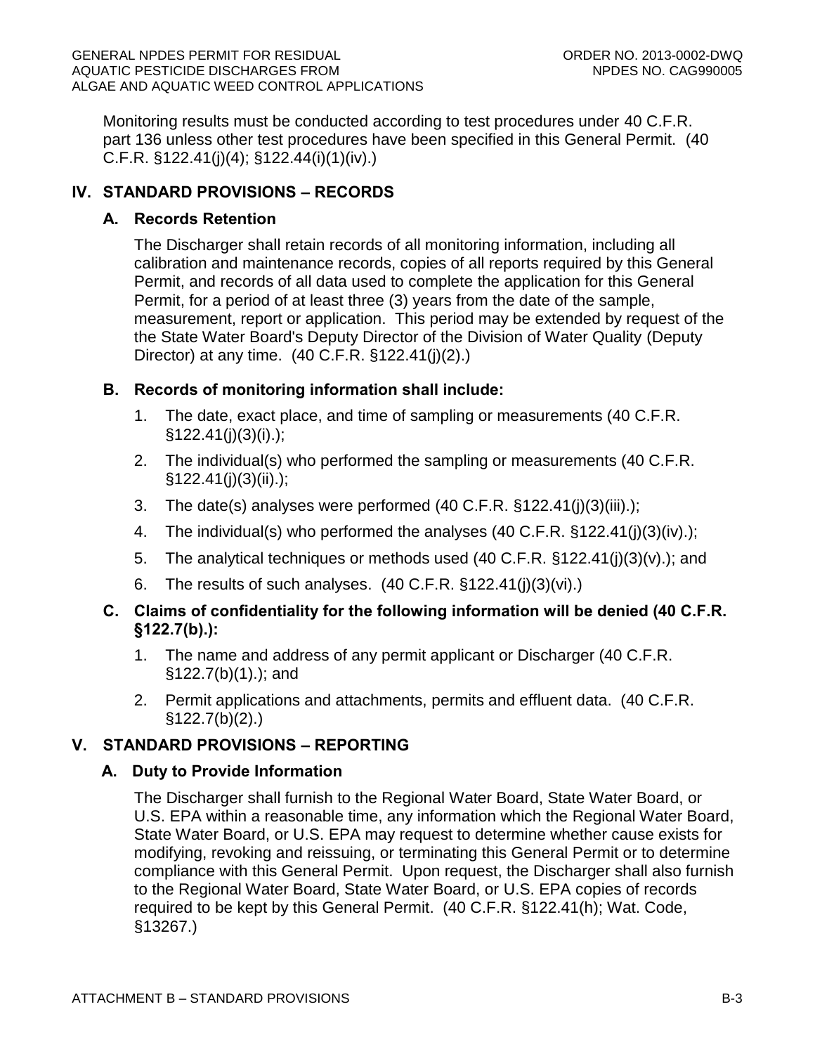Monitoring results must be conducted according to test procedures under 40 C.F.R. part 136 unless other test procedures have been specified in this General Permit. (40 C.F.R. §122.41(j)(4); §122.44(i)(1)(iv).)

## IV. STANDARD PROVISIONS – RECORDS

### A. Records Retention

The Discharger shall retain records of all monitoring information, including all calibration and maintenance records, copies of all reports required by this General Permit, and records of all data used to complete the application for this General Permit, for a period of at least three (3) years from the date of the sample, measurement, report or application. This period may be extended by request of the the State Water Board's Deputy Director of the Division of Water Quality (Deputy Director) at any time. (40 C.F.R. §122.41(j)(2).)

### B. Records of monitoring information shall include:

1. The date, exact place, and time of sampling or measurements (40 C.F.R. §122.41(j)(3)(i).);
2. The individual(s) who performed the sampling or measurements (40 C.F.R. §122.41(j)(3)(ii).);
3. The date(s) analyses were performed (40 C.F.R. §122.41(j)(3)(iii).);
4. The individual(s) who performed the analyses (40 C.F.R. §122.41(j)(3)(iv).);
5. The analytical techniques or methods used (40 C.F.R. §122.41(j)(3)(v).); and
6. The results of such analyses. (40 C.F.R. §122.41(j)(3)(vi).)

### C. Claims of confidentiality for the following information will be denied (40 C.F.R. §122.7(b).):

1. The name and address of any permit applicant or Discharger (40 C.F.R. §122.7(b)(1).); and
2. Permit applications and attachments, permits and effluent data. (40 C.F.R. §122.7(b)(2).)

## V. STANDARD PROVISIONS – REPORTING

### A. Duty to Provide Information

The Discharger shall furnish to the Regional Water Board, State Water Board, or U.S. EPA within a reasonable time, any information which the Regional Water Board, State Water Board, or U.S. EPA may request to determine whether cause exists for modifying, revoking and reissuing, or terminating this General Permit or to determine compliance with this General Permit. Upon request, the Discharger shall also furnish to the Regional Water Board, State Water Board, or U.S. EPA copies of records required to be kept by this General Permit. (40 C.F.R. §122.41(h); Wat. Code, §13267.)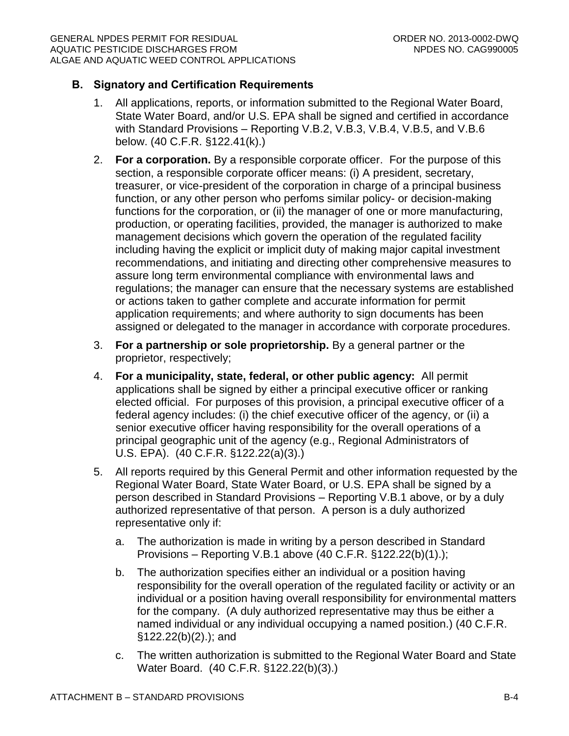## B. Signatory and Certification Requirements

1. All applications, reports, or information submitted to the Regional Water Board, State Water Board, and/or U.S. EPA shall be signed and certified in accordance with Standard Provisions – Reporting V.B.2, V.B.3, V.B.4, V.B.5, and V.B.6 below. (40 C.F.R. §122.41(k).)

2. **For a corporation.** By a responsible corporate officer. For the purpose of this section, a responsible corporate officer means: (i) A president, secretary, treasurer, or vice-president of the corporation in charge of a principal business function, or any other person who perfoms similar policy- or decision-making functions for the corporation, or (ii) the manager of one or more manufacturing, production, or operating facilities, provided, the manager is authorized to make management decisions which govern the operation of the regulated facility including having the explicit or implicit duty of making major capital investment recommendations, and initiating and directing other comprehensive measures to assure long term environmental compliance with environmental laws and regulations; the manager can ensure that the necessary systems are established or actions taken to gather complete and accurate information for permit application requirements; and where authority to sign documents has been assigned or delegated to the manager in accordance with corporate procedures.

3. **For a partnership or sole proprietorship.** By a general partner or the proprietor, respectively;

4. **For a municipality, state, federal, or other public agency:** All permit applications shall be signed by either a principal executive officer or ranking elected official. For purposes of this provision, a principal executive officer of a federal agency includes: (i) the chief executive officer of the agency, or (ii) a senior executive officer having responsibility for the overall operations of a principal geographic unit of the agency (e.g., Regional Administrators of U.S. EPA). (40 C.F.R. §122.22(a)(3).)

5. All reports required by this General Permit and other information requested by the Regional Water Board, State Water Board, or U.S. EPA shall be signed by a person described in Standard Provisions – Reporting V.B.1 above, or by a duly authorized representative of that person. A person is a duly authorized representative only if:

   a. The authorization is made in writing by a person described in Standard Provisions – Reporting V.B.1 above (40 C.F.R. §122.22(b)(1).);

   b. The authorization specifies either an individual or a position having responsibility for the overall operation of the regulated facility or activity or an individual or a position having overall responsibility for environmental matters for the company. (A duly authorized representative may thus be either a named individual or any individual occupying a named position.) (40 C.F.R. §122.22(b)(2).); and

   c. The written authorization is submitted to the Regional Water Board and State Water Board. (40 C.F.R. §122.22(b)(3).)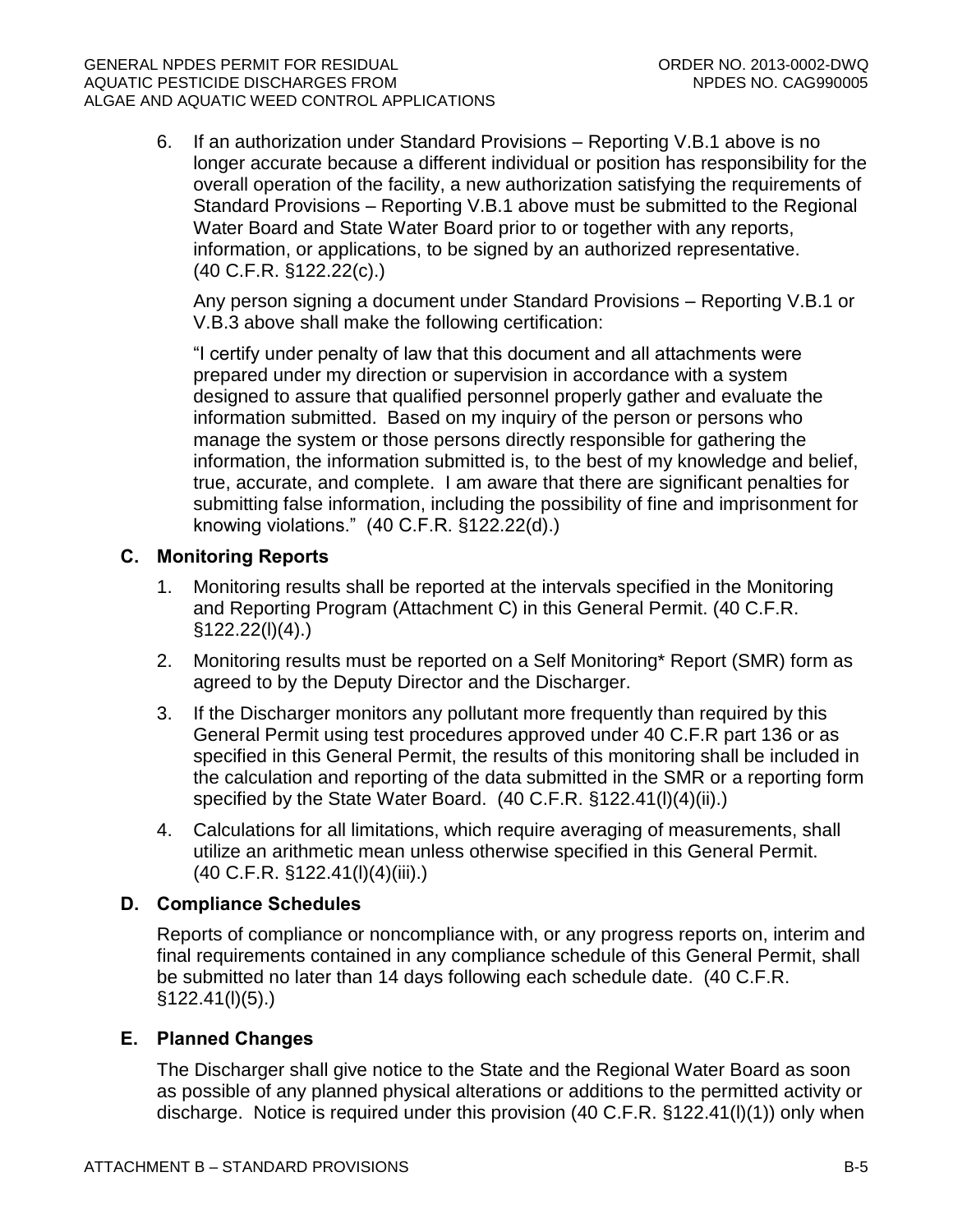6. If an authorization under Standard Provisions – Reporting V.B.1 above is no longer accurate because a different individual or position has responsibility for the overall operation of the facility, a new authorization satisfying the requirements of Standard Provisions – Reporting V.B.1 above must be submitted to the Regional Water Board and State Water Board prior to or together with any reports, information, or applications, to be signed by an authorized representative. (40 C.F.R. §122.22(c).)

   Any person signing a document under Standard Provisions – Reporting V.B.1 or V.B.3 above shall make the following certification:

   "I certify under penalty of law that this document and all attachments were prepared under my direction or supervision in accordance with a system designed to assure that qualified personnel properly gather and evaluate the information submitted. Based on my inquiry of the person or persons who manage the system or those persons directly responsible for gathering the information, the information submitted is, to the best of my knowledge and belief, true, accurate, and complete. I am aware that there are significant penalties for submitting false information, including the possibility of fine and imprisonment for knowing violations." (40 C.F.R. §122.22(d).)

### C. Monitoring Reports

1. Monitoring results shall be reported at the intervals specified in the Monitoring and Reporting Program (Attachment C) in this General Permit. (40 C.F.R. §122.22(l)(4).)
2. Monitoring results must be reported on a Self Monitoring* Report (SMR) form as agreed to by the Deputy Director and the Discharger.
3. If the Discharger monitors any pollutant more frequently than required by this General Permit using test procedures approved under 40 C.F.R part 136 or as specified in this General Permit, the results of this monitoring shall be included in the calculation and reporting of the data submitted in the SMR or a reporting form specified by the State Water Board. (40 C.F.R. §122.41(l)(4)(ii).)
4. Calculations for all limitations, which require averaging of measurements, shall utilize an arithmetic mean unless otherwise specified in this General Permit. (40 C.F.R. §122.41(l)(4)(iii).)

### D. Compliance Schedules

Reports of compliance or noncompliance with, or any progress reports on, interim and final requirements contained in any compliance schedule of this General Permit, shall be submitted no later than 14 days following each schedule date. (40 C.F.R. §122.41(l)(5).)

### E. Planned Changes

The Discharger shall give notice to the State and the Regional Water Board as soon as possible of any planned physical alterations or additions to the permitted activity or discharge. Notice is required under this provision (40 C.F.R. §122.41(l)(1)) only when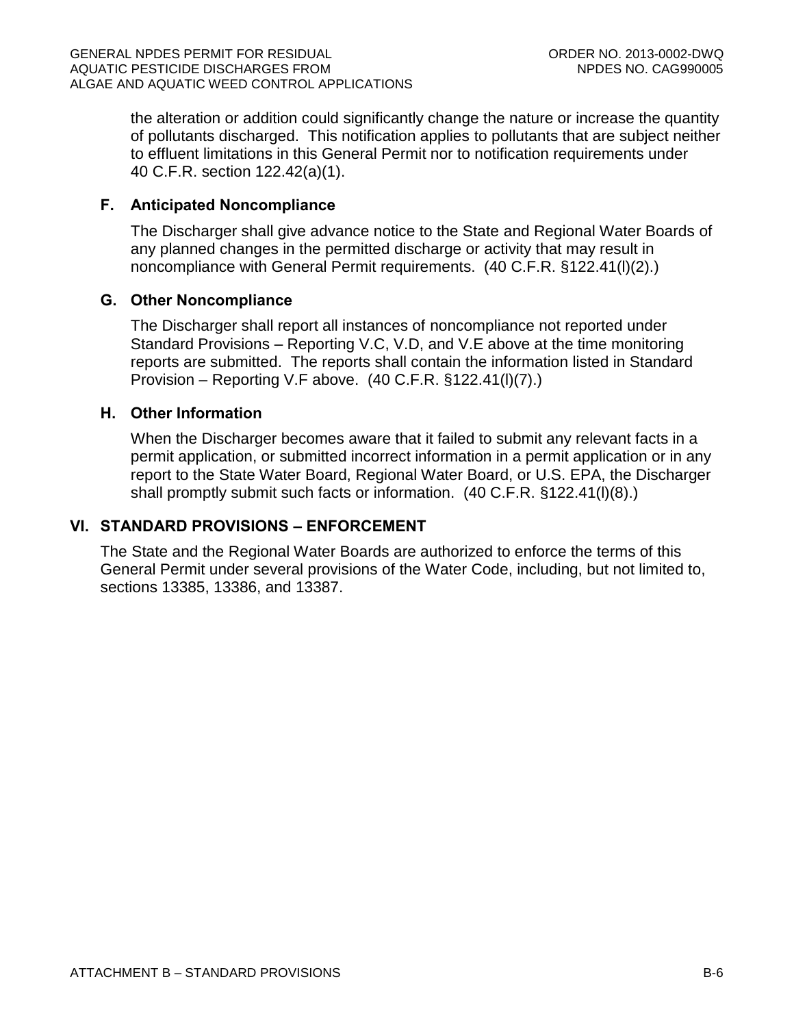the alteration or addition could significantly change the nature or increase the quantity of pollutants discharged. This notification applies to pollutants that are subject neither to effluent limitations in this General Permit nor to notification requirements under 40 C.F.R. section 122.42(a)(1).

### F. Anticipated Noncompliance

The Discharger shall give advance notice to the State and Regional Water Boards of any planned changes in the permitted discharge or activity that may result in noncompliance with General Permit requirements. (40 C.F.R. §122.41(l)(2).)

### G. Other Noncompliance

The Discharger shall report all instances of noncompliance not reported under Standard Provisions – Reporting V.C, V.D, and V.E above at the time monitoring reports are submitted. The reports shall contain the information listed in Standard Provision – Reporting V.F above. (40 C.F.R. §122.41(l)(7).)

### H. Other Information

When the Discharger becomes aware that it failed to submit any relevant facts in a permit application, or submitted incorrect information in a permit application or in any report to the State Water Board, Regional Water Board, or U.S. EPA, the Discharger shall promptly submit such facts or information. (40 C.F.R. §122.41(l)(8).)

## VI. STANDARD PROVISIONS – ENFORCEMENT

The State and the Regional Water Boards are authorized to enforce the terms of this General Permit under several provisions of the Water Code, including, but not limited to, sections 13385, 13386, and 13387.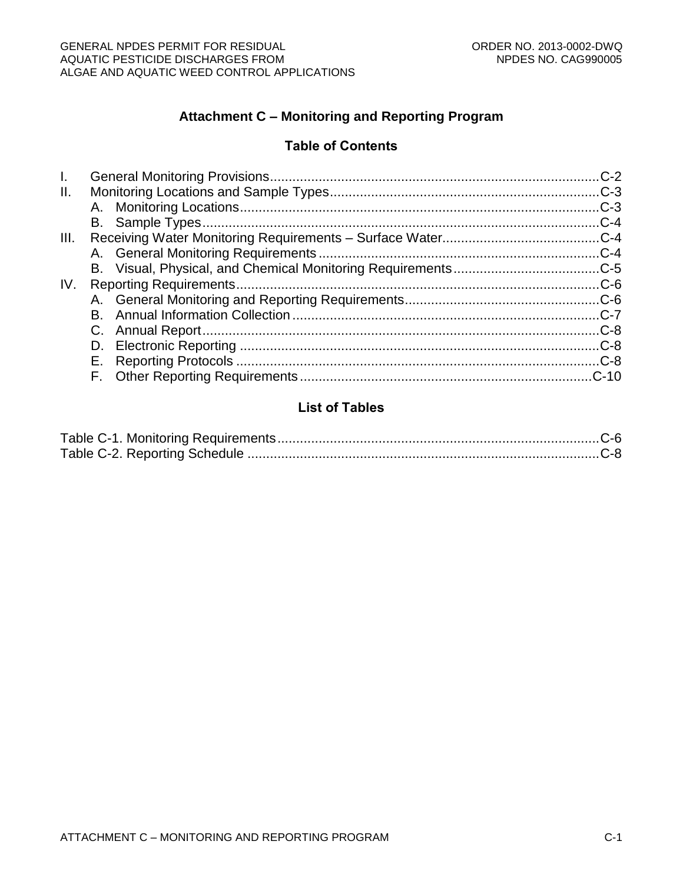# Attachment C – Monitoring and Reporting Program

## Table of Contents

I. General Monitoring Provisions........................................................................................C-2
II. Monitoring Locations and Sample Types.........................................................................C-3
  A. Monitoring Locations................................................................................................C-3
  B. Sample Types...........................................................................................................C-4
III. Receiving Water Monitoring Requirements – Surface Water..........................................C-4
  A. General Monitoring Requirements ...........................................................................C-4
  B. Visual, Physical, and Chemical Monitoring Requirements.......................................C-5
IV. Reporting Requirements.................................................................................................C-6
  A. General Monitoring and Reporting Requirements....................................................C-6
  B. Annual Information Collection ..................................................................................C-7
  C. Annual Report...........................................................................................................C-8
  D. Electronic Reporting ................................................................................................C-8
  E. Reporting Protocols .................................................................................................C-8
  F. Other Reporting Requirements..............................................................................C-10

## List of Tables

Table C-1. Monitoring Requirements......................................................................................C-6
Table C-2. Reporting Schedule ..............................................................................................C-8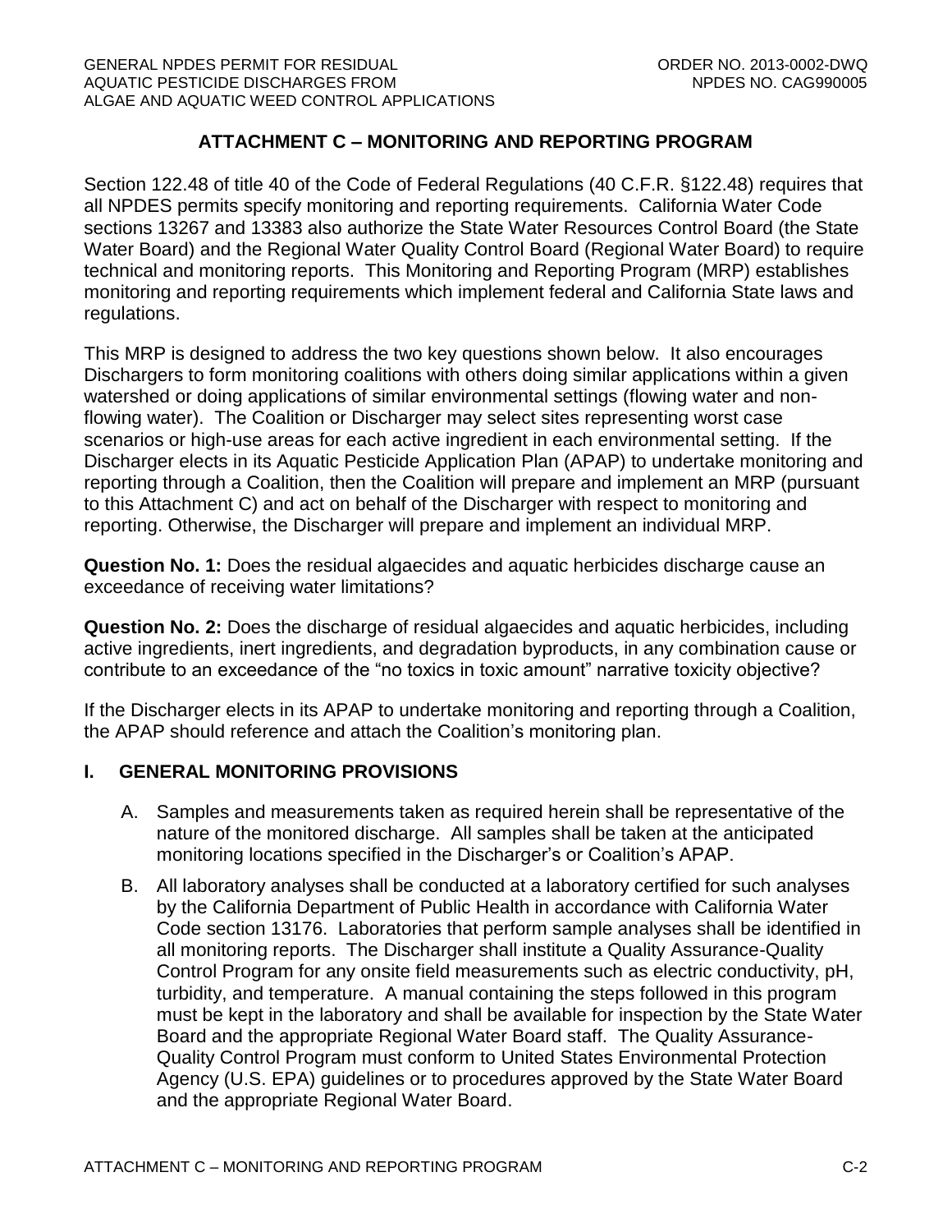## ATTACHMENT C – MONITORING AND REPORTING PROGRAM

Section 122.48 of title 40 of the Code of Federal Regulations (40 C.F.R. §122.48) requires that all NPDES permits specify monitoring and reporting requirements. California Water Code sections 13267 and 13383 also authorize the State Water Resources Control Board (the State Water Board) and the Regional Water Quality Control Board (Regional Water Board) to require technical and monitoring reports. This Monitoring and Reporting Program (MRP) establishes monitoring and reporting requirements which implement federal and California State laws and regulations.

This MRP is designed to address the two key questions shown below. It also encourages Dischargers to form monitoring coalitions with others doing similar applications within a given watershed or doing applications of similar environmental settings (flowing water and non-flowing water). The Coalition or Discharger may select sites representing worst case scenarios or high-use areas for each active ingredient in each environmental setting. If the Discharger elects in its Aquatic Pesticide Application Plan (APAP) to undertake monitoring and reporting through a Coalition, then the Coalition will prepare and implement an MRP (pursuant to this Attachment C) and act on behalf of the Discharger with respect to monitoring and reporting. Otherwise, the Discharger will prepare and implement an individual MRP.

**Question No. 1:** Does the residual algaecides and aquatic herbicides discharge cause an exceedance of receiving water limitations?

**Question No. 2:** Does the discharge of residual algaecides and aquatic herbicides, including active ingredients, inert ingredients, and degradation byproducts, in any combination cause or contribute to an exceedance of the "no toxics in toxic amount" narrative toxicity objective?

If the Discharger elects in its APAP to undertake monitoring and reporting through a Coalition, the APAP should reference and attach the Coalition's monitoring plan.

### I. GENERAL MONITORING PROVISIONS

A. Samples and measurements taken as required herein shall be representative of the nature of the monitored discharge. All samples shall be taken at the anticipated monitoring locations specified in the Discharger's or Coalition's APAP.

B. All laboratory analyses shall be conducted at a laboratory certified for such analyses by the California Department of Public Health in accordance with California Water Code section 13176. Laboratories that perform sample analyses shall be identified in all monitoring reports. The Discharger shall institute a Quality Assurance-Quality Control Program for any onsite field measurements such as electric conductivity, pH, turbidity, and temperature. A manual containing the steps followed in this program must be kept in the laboratory and shall be available for inspection by the State Water Board and the appropriate Regional Water Board staff. The Quality Assurance-Quality Control Program must conform to United States Environmental Protection Agency (U.S. EPA) guidelines or to procedures approved by the State Water Board and the appropriate Regional Water Board.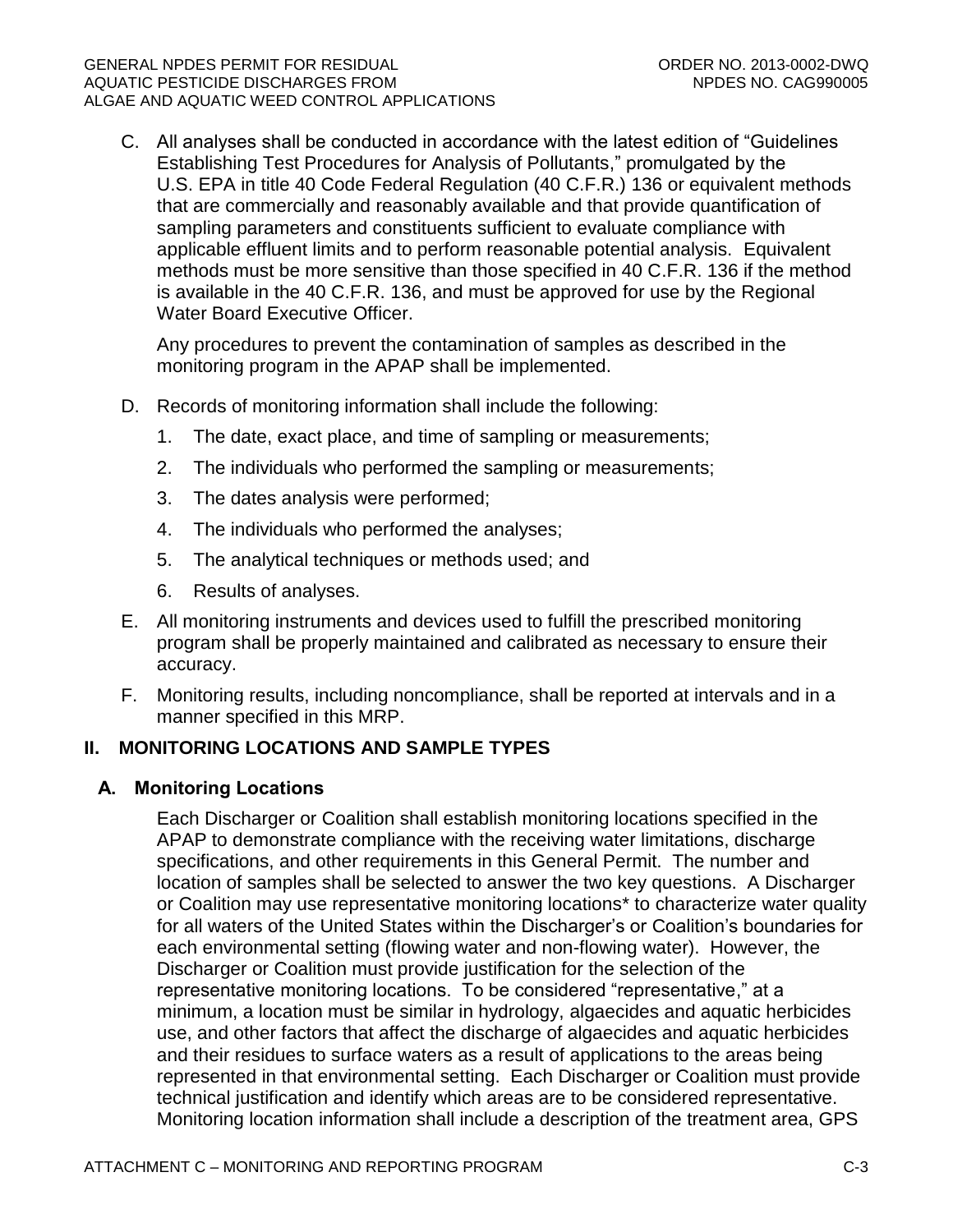C. All analyses shall be conducted in accordance with the latest edition of "Guidelines Establishing Test Procedures for Analysis of Pollutants," promulgated by the U.S. EPA in title 40 Code Federal Regulation (40 C.F.R.) 136 or equivalent methods that are commercially and reasonably available and that provide quantification of sampling parameters and constituents sufficient to evaluate compliance with applicable effluent limits and to perform reasonable potential analysis. Equivalent methods must be more sensitive than those specified in 40 C.F.R. 136 if the method is available in the 40 C.F.R. 136, and must be approved for use by the Regional Water Board Executive Officer.

   Any procedures to prevent the contamination of samples as described in the monitoring program in the APAP shall be implemented.

D. Records of monitoring information shall include the following:

   1. The date, exact place, and time of sampling or measurements;
   2. The individuals who performed the sampling or measurements;
   3. The dates analysis were performed;
   4. The individuals who performed the analyses;
   5. The analytical techniques or methods used; and
   6. Results of analyses.

E. All monitoring instruments and devices used to fulfill the prescribed monitoring program shall be properly maintained and calibrated as necessary to ensure their accuracy.

F. Monitoring results, including noncompliance, shall be reported at intervals and in a manner specified in this MRP.

## II. MONITORING LOCATIONS AND SAMPLE TYPES

### A. Monitoring Locations

Each Discharger or Coalition shall establish monitoring locations specified in the APAP to demonstrate compliance with the receiving water limitations, discharge specifications, and other requirements in this General Permit. The number and location of samples shall be selected to answer the two key questions. A Discharger or Coalition may use representative monitoring locations* to characterize water quality for all waters of the United States within the Discharger's or Coalition's boundaries for each environmental setting (flowing water and non-flowing water). However, the Discharger or Coalition must provide justification for the selection of the representative monitoring locations. To be considered "representative," at a minimum, a location must be similar in hydrology, algaecides and aquatic herbicides use, and other factors that affect the discharge of algaecides and aquatic herbicides and their residues to surface waters as a result of applications to the areas being represented in that environmental setting. Each Discharger or Coalition must provide technical justification and identify which areas are to be considered representative. Monitoring location information shall include a description of the treatment area, GPS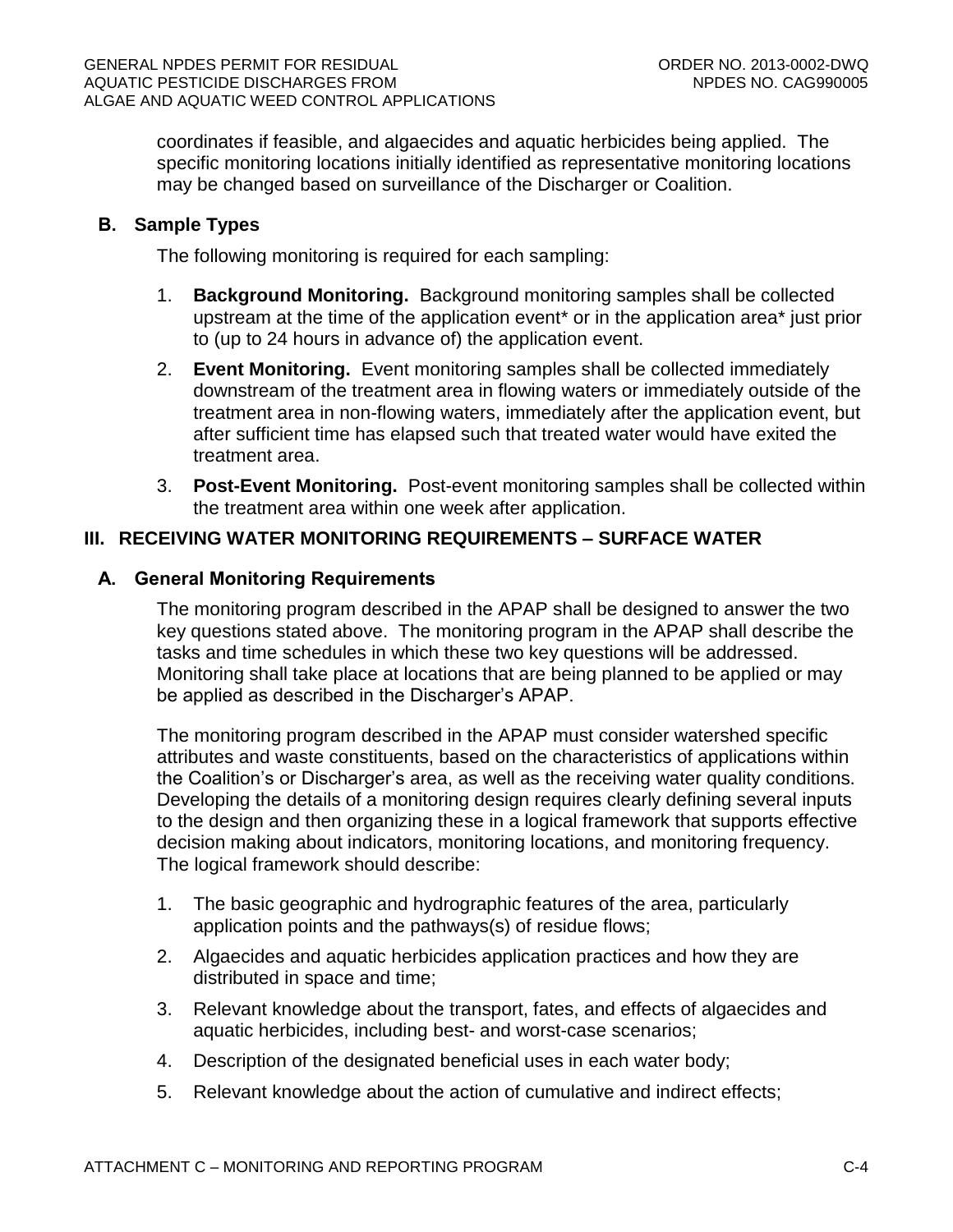coordinates if feasible, and algaecides and aquatic herbicides being applied. The specific monitoring locations initially identified as representative monitoring locations may be changed based on surveillance of the Discharger or Coalition.

### B. Sample Types

The following monitoring is required for each sampling:

1. **Background Monitoring.** Background monitoring samples shall be collected upstream at the time of the application event* or in the application area* just prior to (up to 24 hours in advance of) the application event.
2. **Event Monitoring.** Event monitoring samples shall be collected immediately downstream of the treatment area in flowing waters or immediately outside of the treatment area in non-flowing waters, immediately after the application event, but after sufficient time has elapsed such that treated water would have exited the treatment area.
3. **Post-Event Monitoring.** Post-event monitoring samples shall be collected within the treatment area within one week after application.

## III. RECEIVING WATER MONITORING REQUIREMENTS – SURFACE WATER

### A. General Monitoring Requirements

The monitoring program described in the APAP shall be designed to answer the two key questions stated above. The monitoring program in the APAP shall describe the tasks and time schedules in which these two key questions will be addressed. Monitoring shall take place at locations that are being planned to be applied or may be applied as described in the Discharger's APAP.

The monitoring program described in the APAP must consider watershed specific attributes and waste constituents, based on the characteristics of applications within the Coalition's or Discharger's area, as well as the receiving water quality conditions. Developing the details of a monitoring design requires clearly defining several inputs to the design and then organizing these in a logical framework that supports effective decision making about indicators, monitoring locations, and monitoring frequency. The logical framework should describe:

1. The basic geographic and hydrographic features of the area, particularly application points and the pathways(s) of residue flows;
2. Algaecides and aquatic herbicides application practices and how they are distributed in space and time;
3. Relevant knowledge about the transport, fates, and effects of algaecides and aquatic herbicides, including best- and worst-case scenarios;
4. Description of the designated beneficial uses in each water body;
5. Relevant knowledge about the action of cumulative and indirect effects;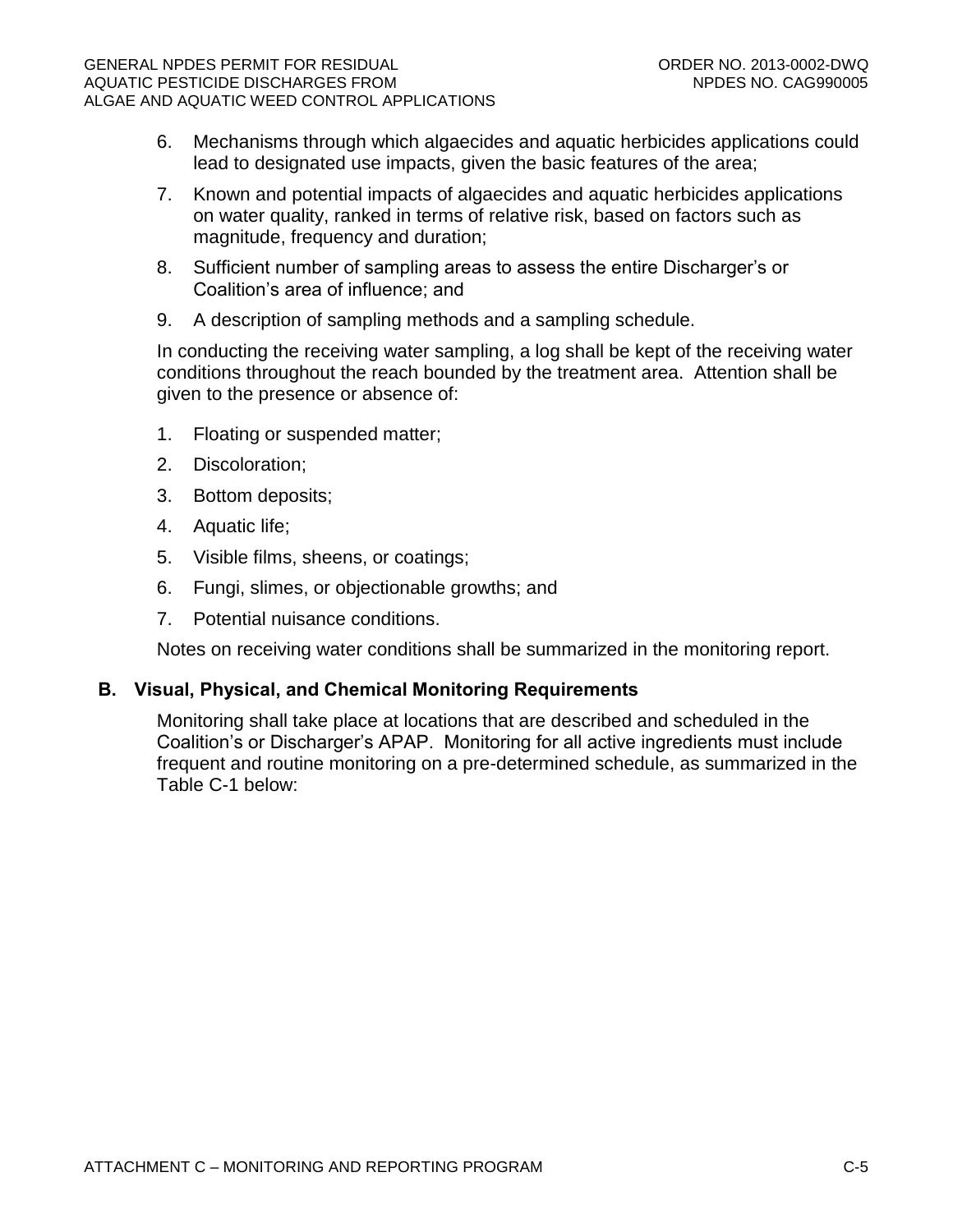6. Mechanisms through which algaecides and aquatic herbicides applications could lead to designated use impacts, given the basic features of the area;
7. Known and potential impacts of algaecides and aquatic herbicides applications on water quality, ranked in terms of relative risk, based on factors such as magnitude, frequency and duration;
8. Sufficient number of sampling areas to assess the entire Discharger's or Coalition's area of influence; and
9. A description of sampling methods and a sampling schedule.

In conducting the receiving water sampling, a log shall be kept of the receiving water conditions throughout the reach bounded by the treatment area. Attention shall be given to the presence or absence of:

1. Floating or suspended matter;
2. Discoloration;
3. Bottom deposits;
4. Aquatic life;
5. Visible films, sheens, or coatings;
6. Fungi, slimes, or objectionable growths; and
7. Potential nuisance conditions.

Notes on receiving water conditions shall be summarized in the monitoring report.

## B. Visual, Physical, and Chemical Monitoring Requirements

Monitoring shall take place at locations that are described and scheduled in the Coalition's or Discharger's APAP. Monitoring for all active ingredients must include frequent and routine monitoring on a pre-determined schedule, as summarized in the Table C-1 below: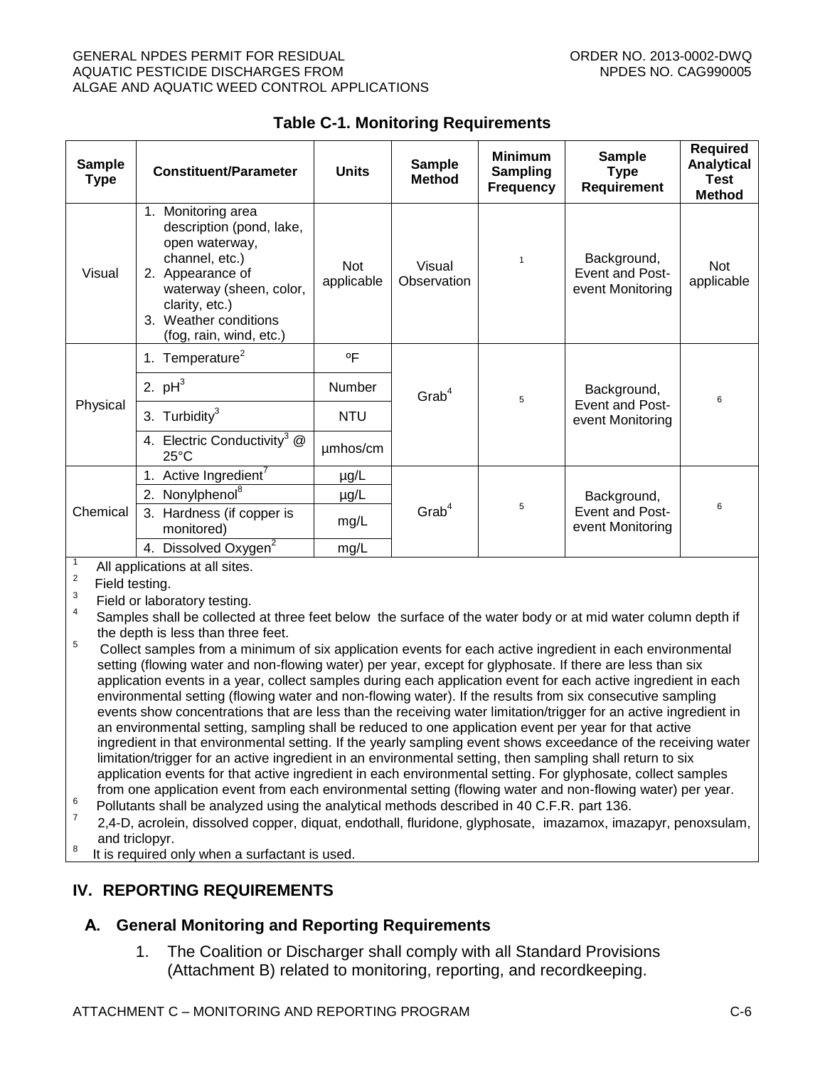**Table C-1. Monitoring Requirements**

| Sample Type | Constituent/Parameter | Units | Sample Method | Minimum Sampling Frequency | Sample Type Requirement | Required Analytical Test Method |
|---|---|---|---|---|---|---|
| Visual | 1. Monitoring area description (pond, lake, open waterway, channel, etc.) 2. Appearance of waterway (sheen, color, clarity, etc.) 3. Weather conditions (fog, rain, wind, etc.) | Not applicable | Visual Observation | [1] | Background, Event and Post-event Monitoring | Not applicable |
| Physical | 1. Temperature[2] | ºF | Grab[4] | [5] | Background, Event and Post-event Monitoring | [6] |
| | 2. pH[3] | Number | | | | |
| | 3. Turbidity[3] | NTU | | | | |
| | 4. Electric Conductivity[3] @ 25°C | µmhos/cm | | | | |
| Chemical | 1. Active Ingredient[7] | µg/L | Grab[4] | [5] | Background, Event and Post-event Monitoring | [6] |
| | 2. Nonylphenol[8] | µg/L | | | | |
| | 3. Hardness (if copper is monitored) | mg/L | | | | |
| | 4. Dissolved Oxygen[2] | mg/L | | | | |

[1] All applications at all sites.

[2] Field testing.

[3] Field or laboratory testing.

[4] Samples shall be collected at three feet below the surface of the water body or at mid water column depth if the depth is less than three feet.

[5] Collect samples from a minimum of six application events for each active ingredient in each environmental setting (flowing water and non-flowing water) per year, except for glyphosate. If there are less than six application events in a year, collect samples during each application event for each active ingredient in each environmental setting (flowing water and non-flowing water). If the results from six consecutive sampling events show concentrations that are less than the receiving water limitation/trigger for an active ingredient in an environmental setting, sampling shall be reduced to one application event per year for that active ingredient in that environmental setting. If the yearly sampling event shows exceedance of the receiving water limitation/trigger for an active ingredient in an environmental setting, then sampling shall return to six application events for that active ingredient in each environmental setting. For glyphosate, collect samples from one application event from each environmental setting (flowing water and non-flowing water) per year.

[6] Pollutants shall be analyzed using the analytical methods described in 40 C.F.R. part 136.

[7] 2,4-D, acrolein, dissolved copper, diquat, endothall, fluridone, glyphosate, imazamox, imazapyr, penoxsulam, and triclopyr.

[8] It is required only when a surfactant is used.

## IV. REPORTING REQUIREMENTS

### A. General Monitoring and Reporting Requirements

1. The Coalition or Discharger shall comply with all Standard Provisions (Attachment B) related to monitoring, reporting, and recordkeeping.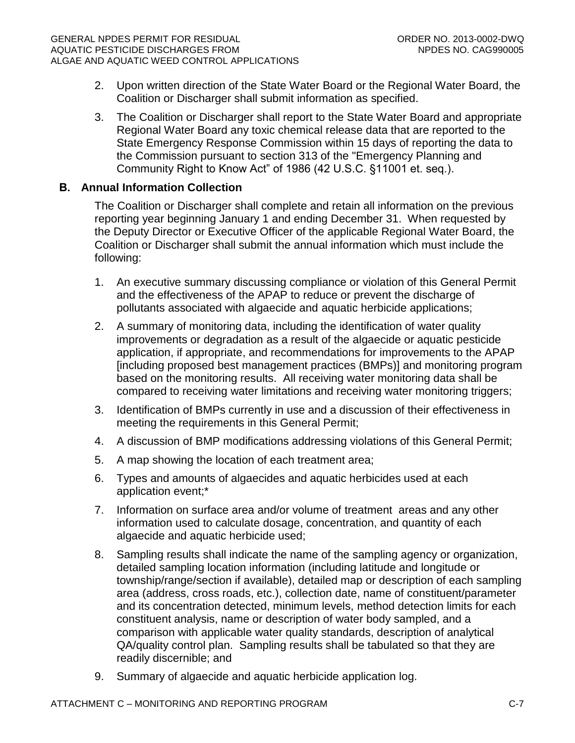2. Upon written direction of the State Water Board or the Regional Water Board, the Coalition or Discharger shall submit information as specified.

3. The Coalition or Discharger shall report to the State Water Board and appropriate Regional Water Board any toxic chemical release data that are reported to the State Emergency Response Commission within 15 days of reporting the data to the Commission pursuant to section 313 of the "Emergency Planning and Community Right to Know Act" of 1986 (42 U.S.C. §11001 et. seq.).

## B. Annual Information Collection

The Coalition or Discharger shall complete and retain all information on the previous reporting year beginning January 1 and ending December 31. When requested by the Deputy Director or Executive Officer of the applicable Regional Water Board, the Coalition or Discharger shall submit the annual information which must include the following:

1. An executive summary discussing compliance or violation of this General Permit and the effectiveness of the APAP to reduce or prevent the discharge of pollutants associated with algaecide and aquatic herbicide applications;
2. A summary of monitoring data, including the identification of water quality improvements or degradation as a result of the algaecide or aquatic pesticide application, if appropriate, and recommendations for improvements to the APAP [including proposed best management practices (BMPs)] and monitoring program based on the monitoring results. All receiving water monitoring data shall be compared to receiving water limitations and receiving water monitoring triggers;
3. Identification of BMPs currently in use and a discussion of their effectiveness in meeting the requirements in this General Permit;
4. A discussion of BMP modifications addressing violations of this General Permit;
5. A map showing the location of each treatment area;
6. Types and amounts of algaecides and aquatic herbicides used at each application event;*
7. Information on surface area and/or volume of treatment areas and any other information used to calculate dosage, concentration, and quantity of each algaecide and aquatic herbicide used;
8. Sampling results shall indicate the name of the sampling agency or organization, detailed sampling location information (including latitude and longitude or township/range/section if available), detailed map or description of each sampling area (address, cross roads, etc.), collection date, name of constituent/parameter and its concentration detected, minimum levels, method detection limits for each constituent analysis, name or description of water body sampled, and a comparison with applicable water quality standards, description of analytical QA/quality control plan. Sampling results shall be tabulated so that they are readily discernible; and
9. Summary of algaecide and aquatic herbicide application log.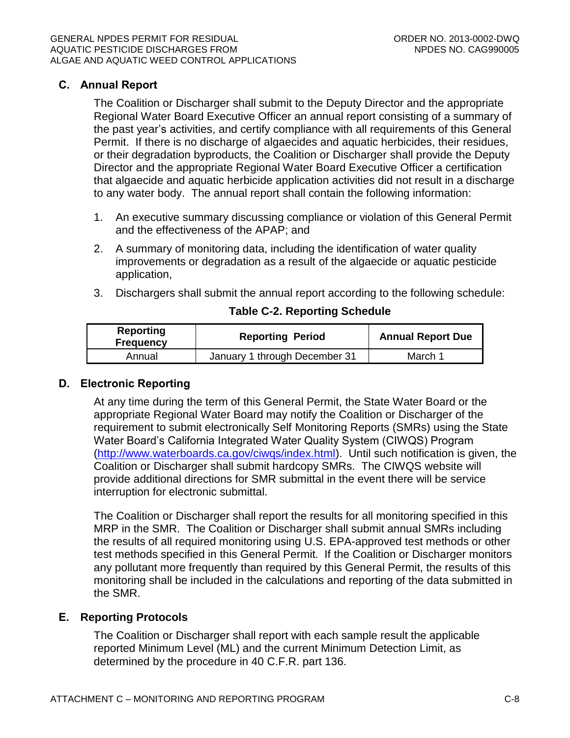## C. Annual Report

The Coalition or Discharger shall submit to the Deputy Director and the appropriate Regional Water Board Executive Officer an annual report consisting of a summary of the past year's activities, and certify compliance with all requirements of this General Permit. If there is no discharge of algaecides and aquatic herbicides, their residues, or their degradation byproducts, the Coalition or Discharger shall provide the Deputy Director and the appropriate Regional Water Board Executive Officer a certification that algaecide and aquatic herbicide application activities did not result in a discharge to any water body. The annual report shall contain the following information:

1. An executive summary discussing compliance or violation of this General Permit and the effectiveness of the APAP; and
2. A summary of monitoring data, including the identification of water quality improvements or degradation as a result of the algaecide or aquatic pesticide application,
3. Dischargers shall submit the annual report according to the following schedule:

**Table C-2. Reporting Schedule**

| Reporting Frequency | Reporting Period | Annual Report Due |
|---|---|---|
| Annual | January 1 through December 31 | March 1 |

## D. Electronic Reporting

At any time during the term of this General Permit, the State Water Board or the appropriate Regional Water Board may notify the Coalition or Discharger of the requirement to submit electronically Self Monitoring Reports (SMRs) using the State Water Board's California Integrated Water Quality System (CIWQS) Program (http://www.waterboards.ca.gov/ciwqs/index.html). Until such notification is given, the Coalition or Discharger shall submit hardcopy SMRs. The CIWQS website will provide additional directions for SMR submittal in the event there will be service interruption for electronic submittal.

The Coalition or Discharger shall report the results for all monitoring specified in this MRP in the SMR. The Coalition or Discharger shall submit annual SMRs including the results of all required monitoring using U.S. EPA-approved test methods or other test methods specified in this General Permit. If the Coalition or Discharger monitors any pollutant more frequently than required by this General Permit, the results of this monitoring shall be included in the calculations and reporting of the data submitted in the SMR.

## E. Reporting Protocols

The Coalition or Discharger shall report with each sample result the applicable reported Minimum Level (ML) and the current Minimum Detection Limit, as determined by the procedure in 40 C.F.R. part 136.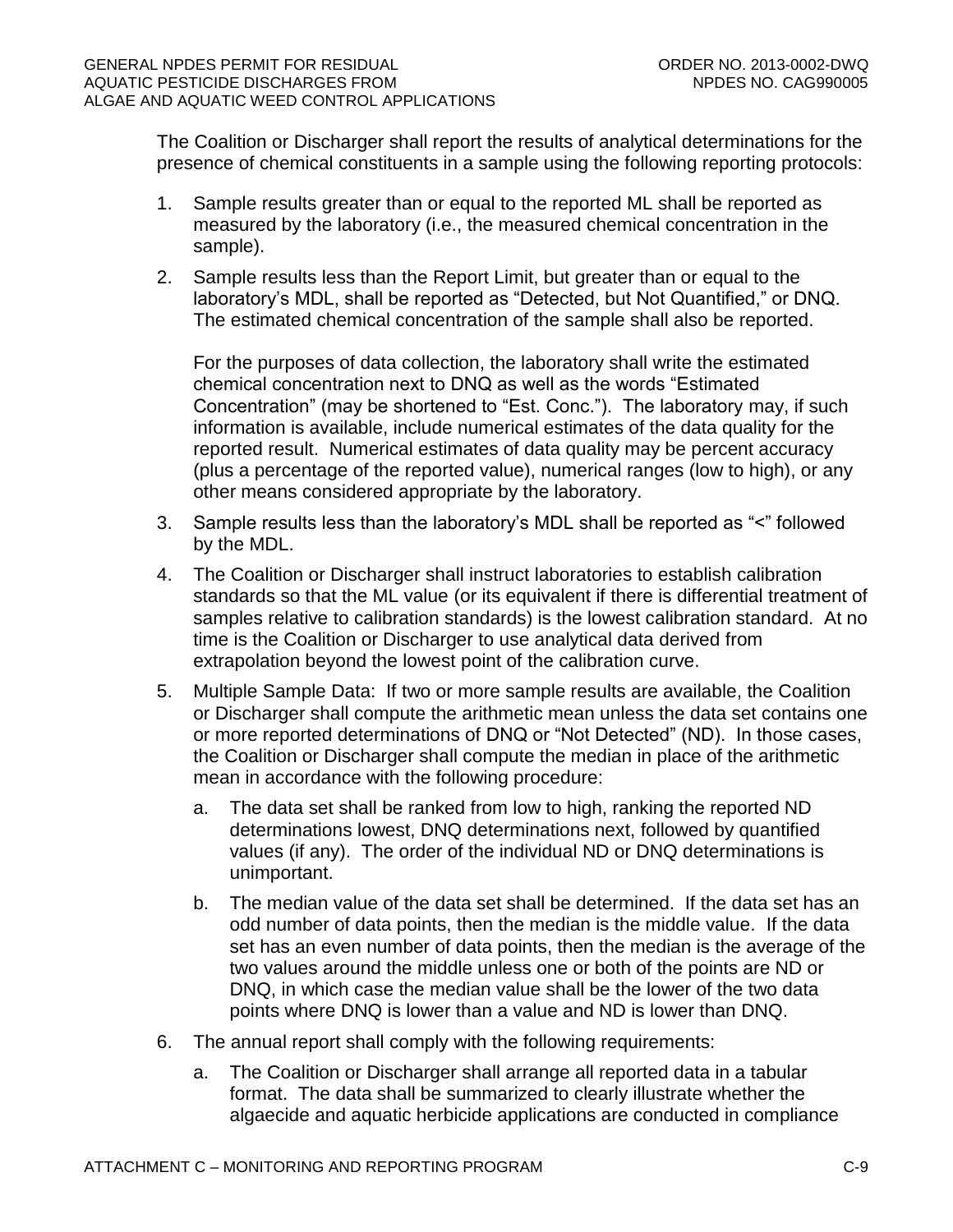The Coalition or Discharger shall report the results of analytical determinations for the presence of chemical constituents in a sample using the following reporting protocols:

1. Sample results greater than or equal to the reported ML shall be reported as measured by the laboratory (i.e., the measured chemical concentration in the sample).
2. Sample results less than the Report Limit, but greater than or equal to the laboratory's MDL, shall be reported as "Detected, but Not Quantified," or DNQ. The estimated chemical concentration of the sample shall also be reported.

   For the purposes of data collection, the laboratory shall write the estimated chemical concentration next to DNQ as well as the words "Estimated Concentration" (may be shortened to "Est. Conc."). The laboratory may, if such information is available, include numerical estimates of the data quality for the reported result. Numerical estimates of data quality may be percent accuracy (plus a percentage of the reported value), numerical ranges (low to high), or any other means considered appropriate by the laboratory.
3. Sample results less than the laboratory's MDL shall be reported as "<" followed by the MDL.
4. The Coalition or Discharger shall instruct laboratories to establish calibration standards so that the ML value (or its equivalent if there is differential treatment of samples relative to calibration standards) is the lowest calibration standard. At no time is the Coalition or Discharger to use analytical data derived from extrapolation beyond the lowest point of the calibration curve.
5. Multiple Sample Data: If two or more sample results are available, the Coalition or Discharger shall compute the arithmetic mean unless the data set contains one or more reported determinations of DNQ or "Not Detected" (ND). In those cases, the Coalition or Discharger shall compute the median in place of the arithmetic mean in accordance with the following procedure:
   a. The data set shall be ranked from low to high, ranking the reported ND determinations lowest, DNQ determinations next, followed by quantified values (if any). The order of the individual ND or DNQ determinations is unimportant.
   b. The median value of the data set shall be determined. If the data set has an odd number of data points, then the median is the middle value. If the data set has an even number of data points, then the median is the average of the two values around the middle unless one or both of the points are ND or DNQ, in which case the median value shall be the lower of the two data points where DNQ is lower than a value and ND is lower than DNQ.
6. The annual report shall comply with the following requirements:
   a. The Coalition or Discharger shall arrange all reported data in a tabular format. The data shall be summarized to clearly illustrate whether the algaecide and aquatic herbicide applications are conducted in compliance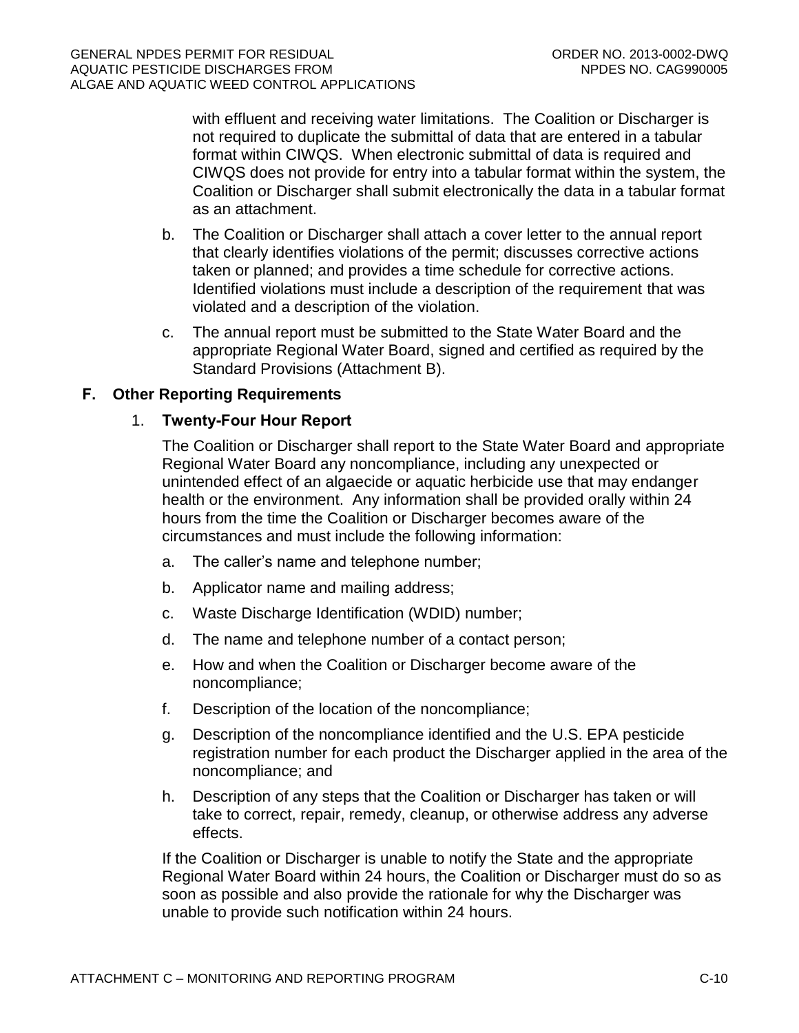with effluent and receiving water limitations. The Coalition or Discharger is not required to duplicate the submittal of data that are entered in a tabular format within CIWQS. When electronic submittal of data is required and CIWQS does not provide for entry into a tabular format within the system, the Coalition or Discharger shall submit electronically the data in a tabular format as an attachment.

b. The Coalition or Discharger shall attach a cover letter to the annual report that clearly identifies violations of the permit; discusses corrective actions taken or planned; and provides a time schedule for corrective actions. Identified violations must include a description of the requirement that was violated and a description of the violation.

c. The annual report must be submitted to the State Water Board and the appropriate Regional Water Board, signed and certified as required by the Standard Provisions (Attachment B).

### F. Other Reporting Requirements

#### 1. Twenty-Four Hour Report

The Coalition or Discharger shall report to the State Water Board and appropriate Regional Water Board any noncompliance, including any unexpected or unintended effect of an algaecide or aquatic herbicide use that may endanger health or the environment. Any information shall be provided orally within 24 hours from the time the Coalition or Discharger becomes aware of the circumstances and must include the following information:

a. The caller's name and telephone number;

b. Applicator name and mailing address;

c. Waste Discharge Identification (WDID) number;

d. The name and telephone number of a contact person;

e. How and when the Coalition or Discharger become aware of the noncompliance;

f. Description of the location of the noncompliance;

g. Description of the noncompliance identified and the U.S. EPA pesticide registration number for each product the Discharger applied in the area of the noncompliance; and

h. Description of any steps that the Coalition or Discharger has taken or will take to correct, repair, remedy, cleanup, or otherwise address any adverse effects.

If the Coalition or Discharger is unable to notify the State and the appropriate Regional Water Board within 24 hours, the Coalition or Discharger must do so as soon as possible and also provide the rationale for why the Discharger was unable to provide such notification within 24 hours.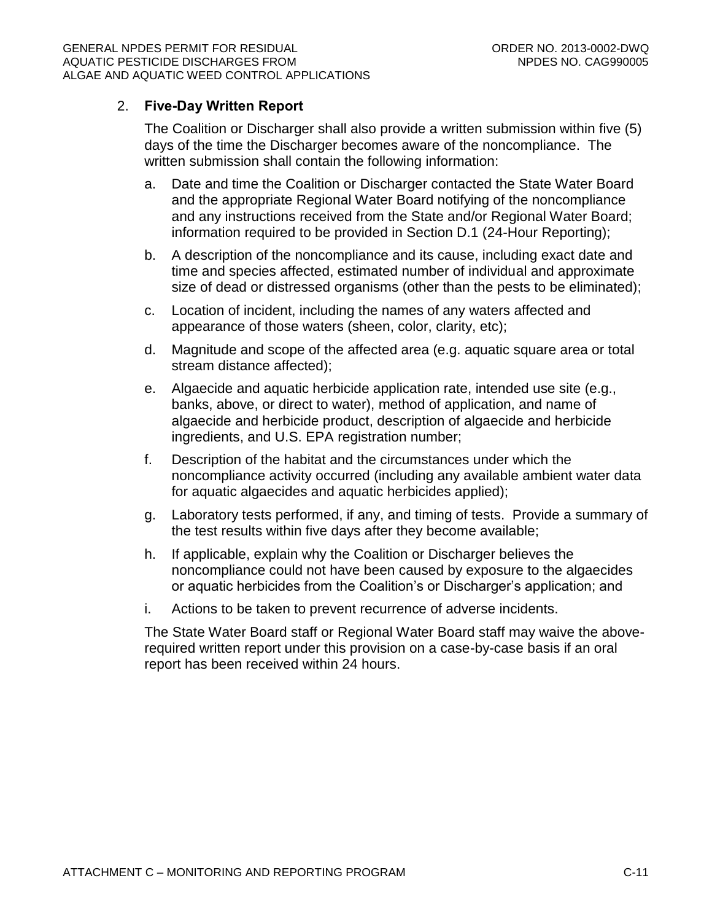### 2. **Five-Day Written Report**

The Coalition or Discharger shall also provide a written submission within five (5) days of the time the Discharger becomes aware of the noncompliance. The written submission shall contain the following information:

a. Date and time the Coalition or Discharger contacted the State Water Board and the appropriate Regional Water Board notifying of the noncompliance and any instructions received from the State and/or Regional Water Board; information required to be provided in Section D.1 (24-Hour Reporting);

b. A description of the noncompliance and its cause, including exact date and time and species affected, estimated number of individual and approximate size of dead or distressed organisms (other than the pests to be eliminated);

c. Location of incident, including the names of any waters affected and appearance of those waters (sheen, color, clarity, etc);

d. Magnitude and scope of the affected area (e.g. aquatic square area or total stream distance affected);

e. Algaecide and aquatic herbicide application rate, intended use site (e.g., banks, above, or direct to water), method of application, and name of algaecide and herbicide product, description of algaecide and herbicide ingredients, and U.S. EPA registration number;

f. Description of the habitat and the circumstances under which the noncompliance activity occurred (including any available ambient water data for aquatic algaecides and aquatic herbicides applied);

g. Laboratory tests performed, if any, and timing of tests. Provide a summary of the test results within five days after they become available;

h. If applicable, explain why the Coalition or Discharger believes the noncompliance could not have been caused by exposure to the algaecides or aquatic herbicides from the Coalition's or Discharger's application; and

i. Actions to be taken to prevent recurrence of adverse incidents.

The State Water Board staff or Regional Water Board staff may waive the above-required written report under this provision on a case-by-case basis if an oral report has been received within 24 hours.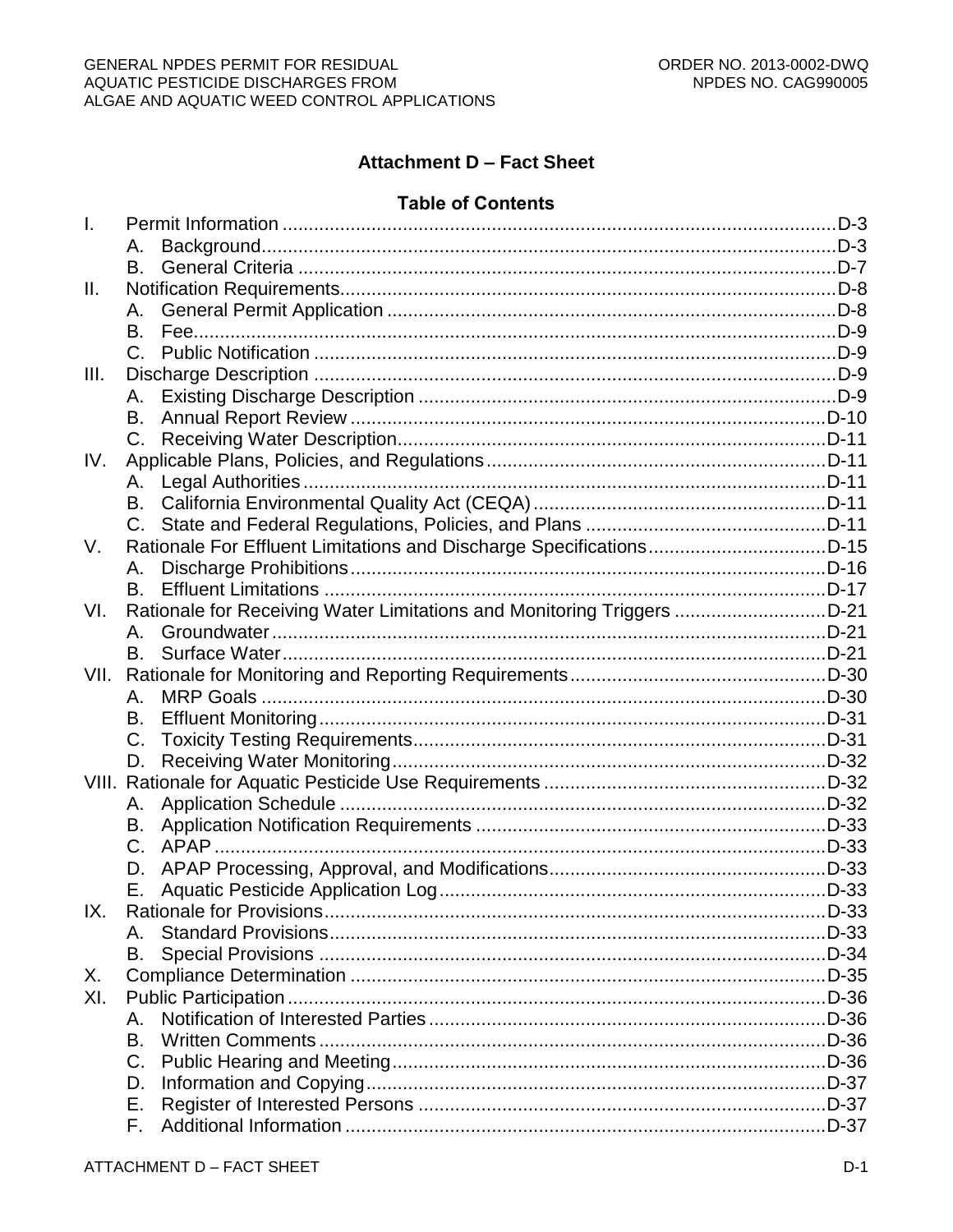# Attachment D – Fact Sheet

## Table of Contents

I. Permit Information ........................................................................................................D-3
  A. Background..............................................................................................................D-3
  B. General Criteria .......................................................................................................D-7
II. Notification Requirements...............................................................................................D-8
  A. General Permit Application .....................................................................................D-8
  B. Fee...........................................................................................................................D-9
  C. Public Notification ....................................................................................................D-9
III. Discharge Description ....................................................................................................D-9
  A. Existing Discharge Description ................................................................................D-9
  B. Annual Report Review ...........................................................................................D-10
  C. Receiving Water Description..................................................................................D-11
IV. Applicable Plans, Policies, and Regulations.................................................................D-11
  A. Legal Authorities....................................................................................................D-11
  B. California Environmental Quality Act (CEQA)........................................................D-11
  C. State and Federal Regulations, Policies, and Plans ..............................................D-11
V. Rationale For Effluent Limitations and Discharge Specifications..................................D-15
  A. Discharge Prohibitions...........................................................................................D-16
  B. Effluent Limitations ................................................................................................D-17
VI. Rationale for Receiving Water Limitations and Monitoring Triggers .............................D-21
  A. Groundwater..........................................................................................................D-21
  B. Surface Water........................................................................................................D-21
VII. Rationale for Monitoring and Reporting Requirements.................................................D-30
  A. MRP Goals ............................................................................................................D-30
  B. Effluent Monitoring.................................................................................................D-31
  C. Toxicity Testing Requirements...............................................................................D-31
  D. Receiving Water Monitoring...................................................................................D-32
VIII. Rationale for Aquatic Pesticide Use Requirements .....................................................D-32
  A. Application Schedule .............................................................................................D-32
  B. Application Notification Requirements ...................................................................D-33
  C. APAP .....................................................................................................................D-33
  D. APAP Processing, Approval, and Modifications.....................................................D-33
  E. Aquatic Pesticide Application Log..........................................................................D-33
IX. Rationale for Provisions................................................................................................D-33
  A. Standard Provisions...............................................................................................D-33
  B. Special Provisions .................................................................................................D-34
X. Compliance Determination ...........................................................................................D-35
XI. Public Participation.......................................................................................................D-36
  A. Notification of Interested Parties............................................................................D-36
  B. Written Comments .................................................................................................D-36
  C. Public Hearing and Meeting...................................................................................D-36
  D. Information and Copying........................................................................................D-37
  E. Register of Interested Persons ..............................................................................D-37
  F. Additional Information ............................................................................................D-37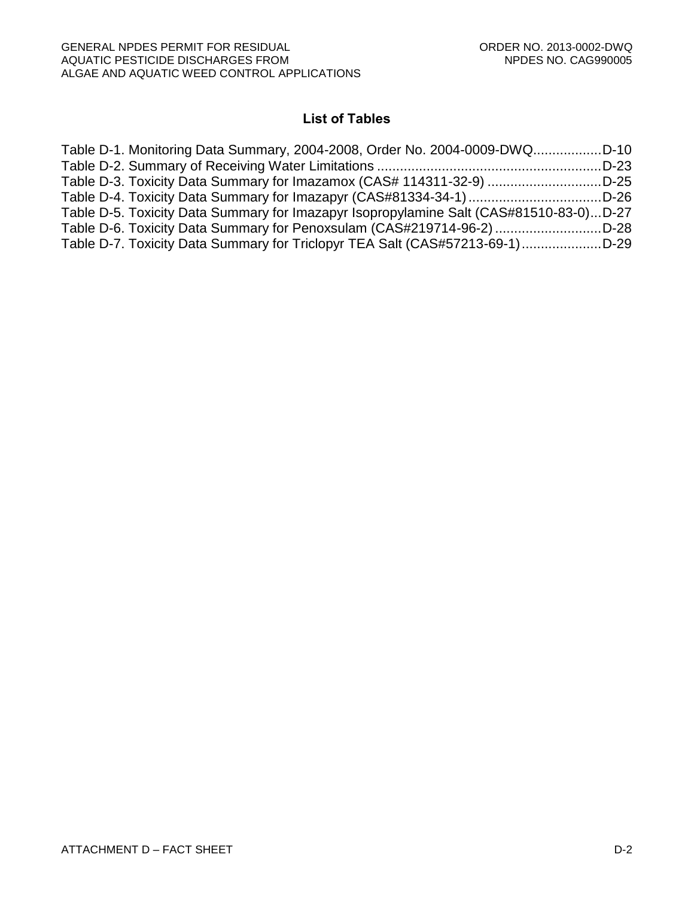## List of Tables

Table D-1. Monitoring Data Summary, 2004-2008, Order No. 2004-0009-DWQ.................D-10
Table D-2. Summary of Receiving Water Limitations ..........................................................D-23
Table D-3. Toxicity Data Summary for Imazamox (CAS# 114311-32-9) .............................D-25
Table D-4. Toxicity Data Summary for Imazapyr (CAS#81334-34-1)..................................D-26
Table D-5. Toxicity Data Summary for Imazapyr Isopropylamine Salt (CAS#81510-83-0)...D-27
Table D-6. Toxicity Data Summary for Penoxsulam (CAS#219714-96-2)............................D-28
Table D-7. Toxicity Data Summary for Triclopyr TEA Salt (CAS#57213-69-1).....................D-29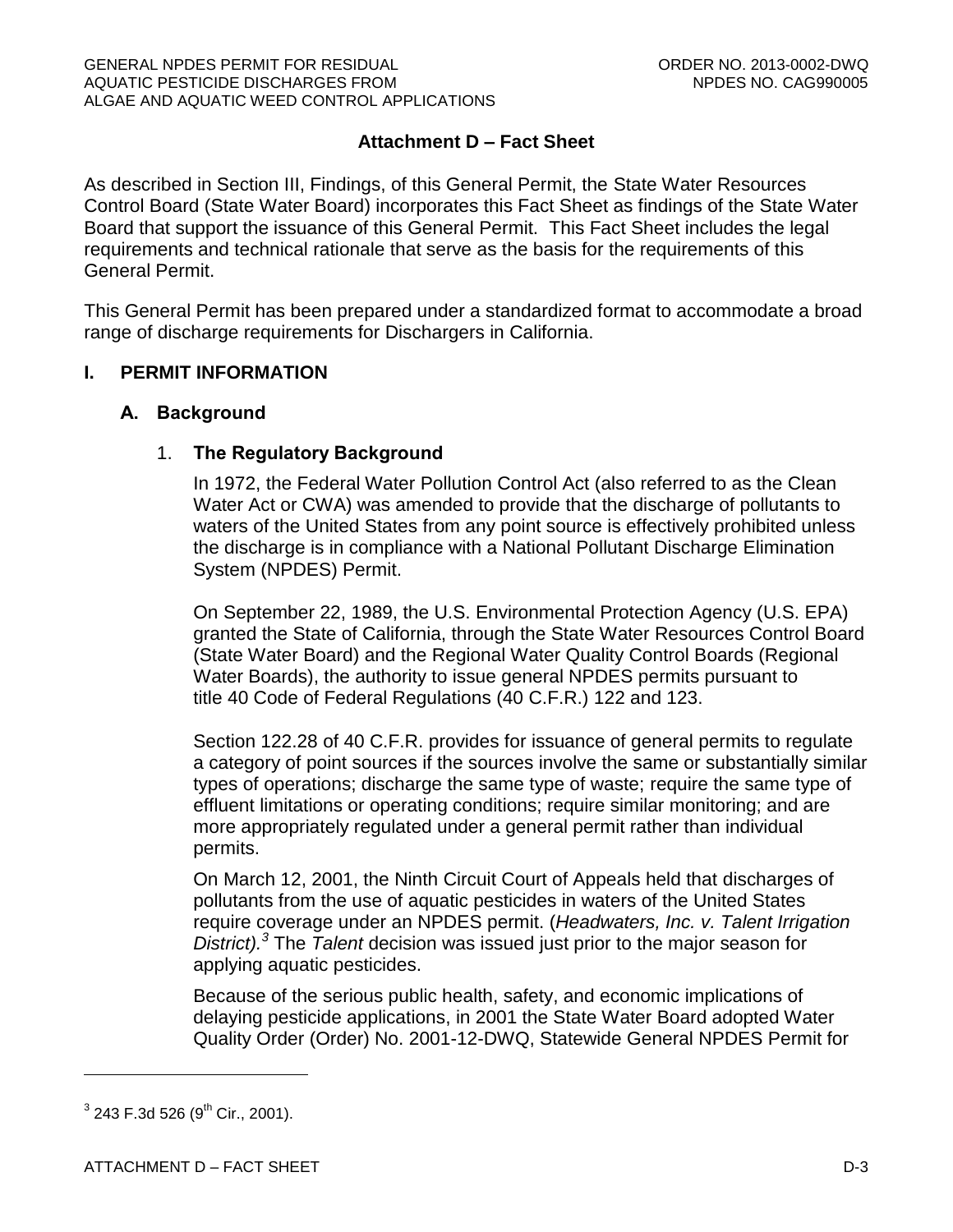# Attachment D – Fact Sheet

As described in Section III, Findings, of this General Permit, the State Water Resources Control Board (State Water Board) incorporates this Fact Sheet as findings of the State Water Board that support the issuance of this General Permit. This Fact Sheet includes the legal requirements and technical rationale that serve as the basis for the requirements of this General Permit.

This General Permit has been prepared under a standardized format to accommodate a broad range of discharge requirements for Dischargers in California.

## I. PERMIT INFORMATION

### A. Background

#### 1. The Regulatory Background

In 1972, the Federal Water Pollution Control Act (also referred to as the Clean Water Act or CWA) was amended to provide that the discharge of pollutants to waters of the United States from any point source is effectively prohibited unless the discharge is in compliance with a National Pollutant Discharge Elimination System (NPDES) Permit.

On September 22, 1989, the U.S. Environmental Protection Agency (U.S. EPA) granted the State of California, through the State Water Resources Control Board (State Water Board) and the Regional Water Quality Control Boards (Regional Water Boards), the authority to issue general NPDES permits pursuant to title 40 Code of Federal Regulations (40 C.F.R.) 122 and 123.

Section 122.28 of 40 C.F.R. provides for issuance of general permits to regulate a category of point sources if the sources involve the same or substantially similar types of operations; discharge the same type of waste; require the same type of effluent limitations or operating conditions; require similar monitoring; and are more appropriately regulated under a general permit rather than individual permits.

On March 12, 2001, the Ninth Circuit Court of Appeals held that discharges of pollutants from the use of aquatic pesticides in waters of the United States require coverage under an NPDES permit. (*Headwaters, Inc. v. Talent Irrigation District).*[3] The *Talent* decision was issued just prior to the major season for applying aquatic pesticides.

Because of the serious public health, safety, and economic implications of delaying pesticide applications, in 2001 the State Water Board adopted Water Quality Order (Order) No. 2001-12-DWQ, Statewide General NPDES Permit for

---

[3] 243 F.3d 526 (9th Cir., 2001).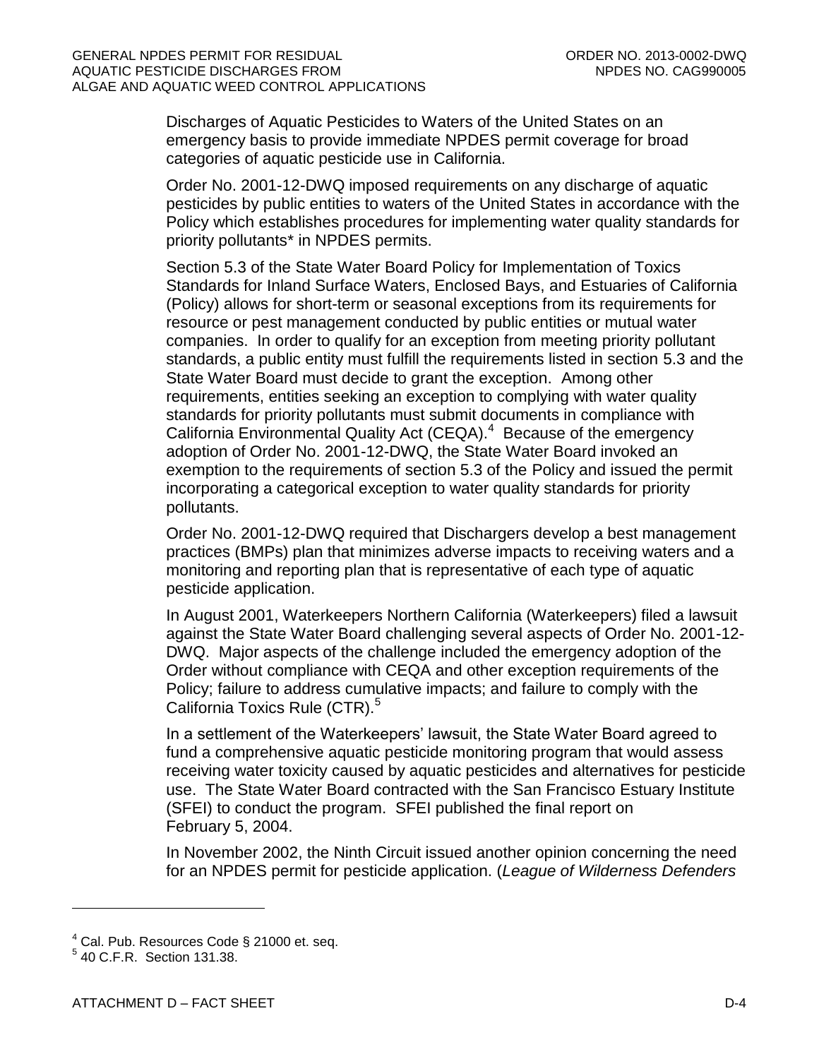Discharges of Aquatic Pesticides to Waters of the United States on an emergency basis to provide immediate NPDES permit coverage for broad categories of aquatic pesticide use in California.

Order No. 2001-12-DWQ imposed requirements on any discharge of aquatic pesticides by public entities to waters of the United States in accordance with the Policy which establishes procedures for implementing water quality standards for priority pollutants* in NPDES permits.

Section 5.3 of the State Water Board Policy for Implementation of Toxics Standards for Inland Surface Waters, Enclosed Bays, and Estuaries of California (Policy) allows for short-term or seasonal exceptions from its requirements for resource or pest management conducted by public entities or mutual water companies. In order to qualify for an exception from meeting priority pollutant standards, a public entity must fulfill the requirements listed in section 5.3 and the State Water Board must decide to grant the exception. Among other requirements, entities seeking an exception to complying with water quality standards for priority pollutants must submit documents in compliance with California Environmental Quality Act (CEQA).[4] Because of the emergency adoption of Order No. 2001-12-DWQ, the State Water Board invoked an exemption to the requirements of section 5.3 of the Policy and issued the permit incorporating a categorical exception to water quality standards for priority pollutants.

Order No. 2001-12-DWQ required that Dischargers develop a best management practices (BMPs) plan that minimizes adverse impacts to receiving waters and a monitoring and reporting plan that is representative of each type of aquatic pesticide application.

In August 2001, Waterkeepers Northern California (Waterkeepers) filed a lawsuit against the State Water Board challenging several aspects of Order No. 2001-12-DWQ. Major aspects of the challenge included the emergency adoption of the Order without compliance with CEQA and other exception requirements of the Policy; failure to address cumulative impacts; and failure to comply with the California Toxics Rule (CTR).[5]

In a settlement of the Waterkeepers' lawsuit, the State Water Board agreed to fund a comprehensive aquatic pesticide monitoring program that would assess receiving water toxicity caused by aquatic pesticides and alternatives for pesticide use. The State Water Board contracted with the San Francisco Estuary Institute (SFEI) to conduct the program. SFEI published the final report on February 5, 2004.

In November 2002, the Ninth Circuit issued another opinion concerning the need for an NPDES permit for pesticide application. (*League of Wilderness Defenders*

---

[4] Cal. Pub. Resources Code § 21000 et. seq.

[5] 40 C.F.R. Section 131.38.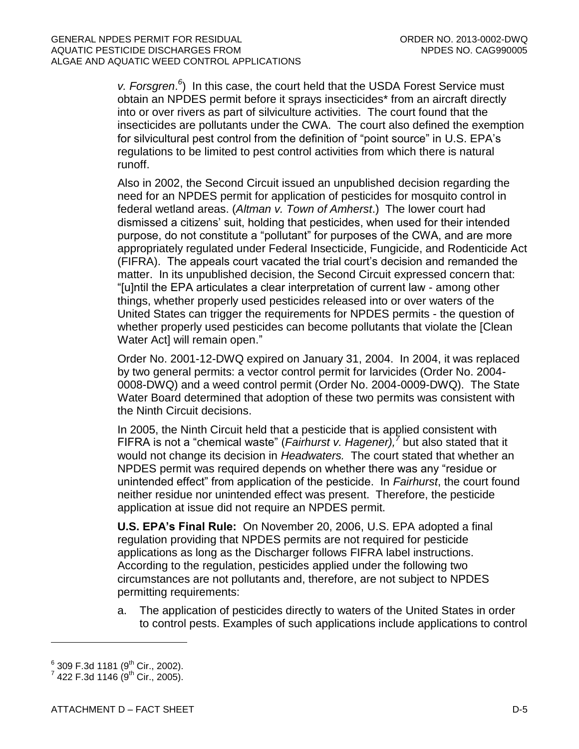*v. Forsgren*.[6]) In this case, the court held that the USDA Forest Service must obtain an NPDES permit before it sprays insecticides* from an aircraft directly into or over rivers as part of silviculture activities. The court found that the insecticides are pollutants under the CWA. The court also defined the exemption for silvicultural pest control from the definition of "point source" in U.S. EPA's regulations to be limited to pest control activities from which there is natural runoff.

Also in 2002, the Second Circuit issued an unpublished decision regarding the need for an NPDES permit for application of pesticides for mosquito control in federal wetland areas. (*Altman v. Town of Amherst*.) The lower court had dismissed a citizens' suit, holding that pesticides, when used for their intended purpose, do not constitute a "pollutant" for purposes of the CWA, and are more appropriately regulated under Federal Insecticide, Fungicide, and Rodenticide Act (FIFRA). The appeals court vacated the trial court's decision and remanded the matter. In its unpublished decision, the Second Circuit expressed concern that: "[u]ntil the EPA articulates a clear interpretation of current law - among other things, whether properly used pesticides released into or over waters of the United States can trigger the requirements for NPDES permits - the question of whether properly used pesticides can become pollutants that violate the [Clean Water Act] will remain open."

Order No. 2001-12-DWQ expired on January 31, 2004. In 2004, it was replaced by two general permits: a vector control permit for larvicides (Order No. 2004-0008-DWQ) and a weed control permit (Order No. 2004-0009-DWQ). The State Water Board determined that adoption of these two permits was consistent with the Ninth Circuit decisions.

In 2005, the Ninth Circuit held that a pesticide that is applied consistent with FIFRA is not a "chemical waste" (*Fairhurst v. Hagener),*[7] but also stated that it would not change its decision in *Headwaters.* The court stated that whether an NPDES permit was required depends on whether there was any "residue or unintended effect" from application of the pesticide. In *Fairhurst*, the court found neither residue nor unintended effect was present. Therefore, the pesticide application at issue did not require an NPDES permit.

**U.S. EPA's Final Rule:** On November 20, 2006, U.S. EPA adopted a final regulation providing that NPDES permits are not required for pesticide applications as long as the Discharger follows FIFRA label instructions. According to the regulation, pesticides applied under the following two circumstances are not pollutants and, therefore, are not subject to NPDES permitting requirements:

a. The application of pesticides directly to waters of the United States in order to control pests. Examples of such applications include applications to control

---

[6] 309 F.3d 1181 (9th Cir., 2002).

[7] 422 F.3d 1146 (9th Cir., 2005).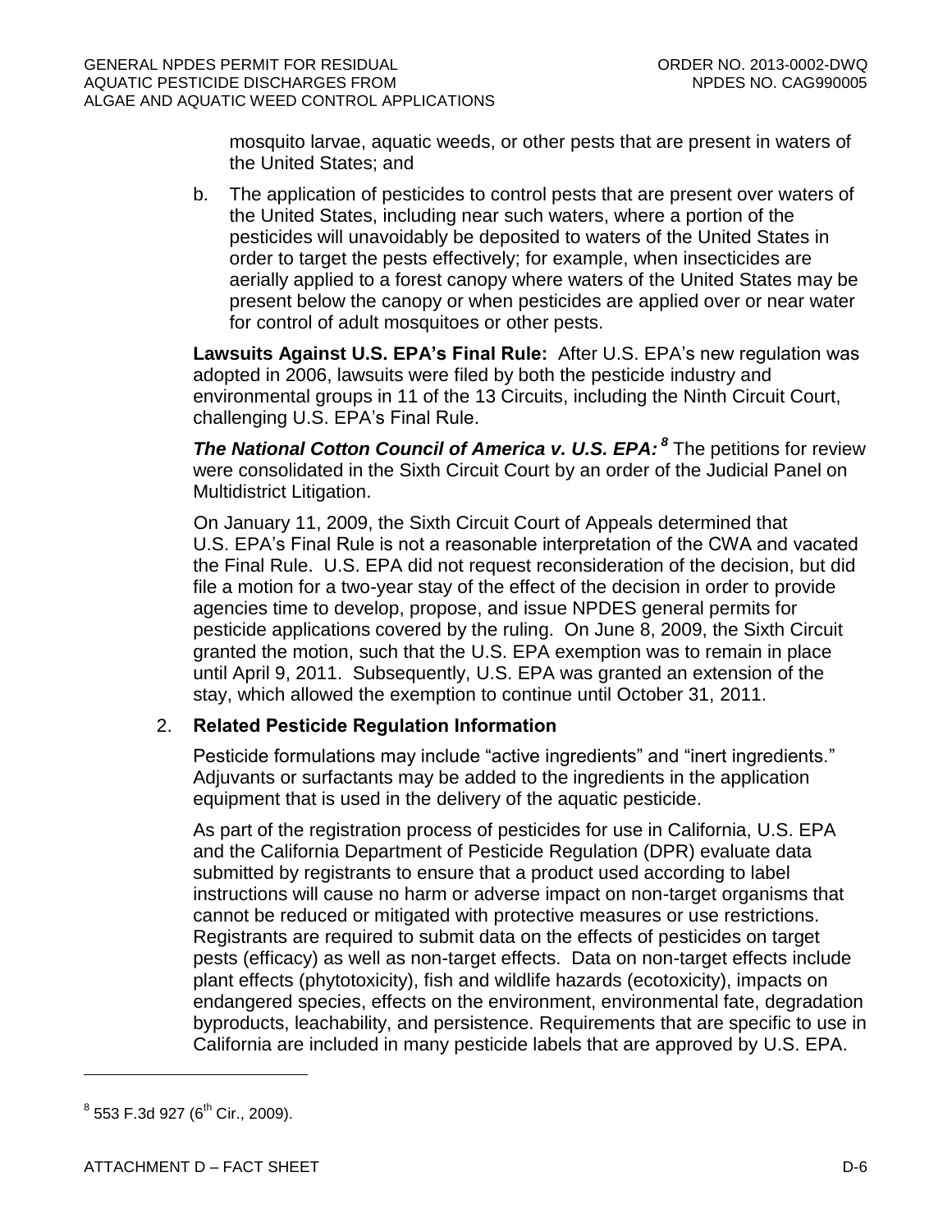mosquito larvae, aquatic weeds, or other pests that are present in waters of the United States; and

b. The application of pesticides to control pests that are present over waters of the United States, including near such waters, where a portion of the pesticides will unavoidably be deposited to waters of the United States in order to target the pests effectively; for example, when insecticides are aerially applied to a forest canopy where waters of the United States may be present below the canopy or when pesticides are applied over or near water for control of adult mosquitoes or other pests.

**Lawsuits Against U.S. EPA's Final Rule:** After U.S. EPA's new regulation was adopted in 2006, lawsuits were filed by both the pesticide industry and environmental groups in 11 of the 13 Circuits, including the Ninth Circuit Court, challenging U.S. EPA's Final Rule.

***The National Cotton Council of America v. U.S. EPA:***[8] The petitions for review were consolidated in the Sixth Circuit Court by an order of the Judicial Panel on Multidistrict Litigation.

On January 11, 2009, the Sixth Circuit Court of Appeals determined that U.S. EPA's Final Rule is not a reasonable interpretation of the CWA and vacated the Final Rule. U.S. EPA did not request reconsideration of the decision, but did file a motion for a two-year stay of the effect of the decision in order to provide agencies time to develop, propose, and issue NPDES general permits for pesticide applications covered by the ruling. On June 8, 2009, the Sixth Circuit granted the motion, such that the U.S. EPA exemption was to remain in place until April 9, 2011. Subsequently, U.S. EPA was granted an extension of the stay, which allowed the exemption to continue until October 31, 2011.

2. **Related Pesticide Regulation Information**

Pesticide formulations may include "active ingredients" and "inert ingredients." Adjuvants or surfactants may be added to the ingredients in the application equipment that is used in the delivery of the aquatic pesticide.

As part of the registration process of pesticides for use in California, U.S. EPA and the California Department of Pesticide Regulation (DPR) evaluate data submitted by registrants to ensure that a product used according to label instructions will cause no harm or adverse impact on non-target organisms that cannot be reduced or mitigated with protective measures or use restrictions. Registrants are required to submit data on the effects of pesticides on target pests (efficacy) as well as non-target effects. Data on non-target effects include plant effects (phytotoxicity), fish and wildlife hazards (ecotoxicity), impacts on endangered species, effects on the environment, environmental fate, degradation byproducts, leachability, and persistence. Requirements that are specific to use in California are included in many pesticide labels that are approved by U.S. EPA.

---

[8] 553 F.3d 927 (6th Cir., 2009).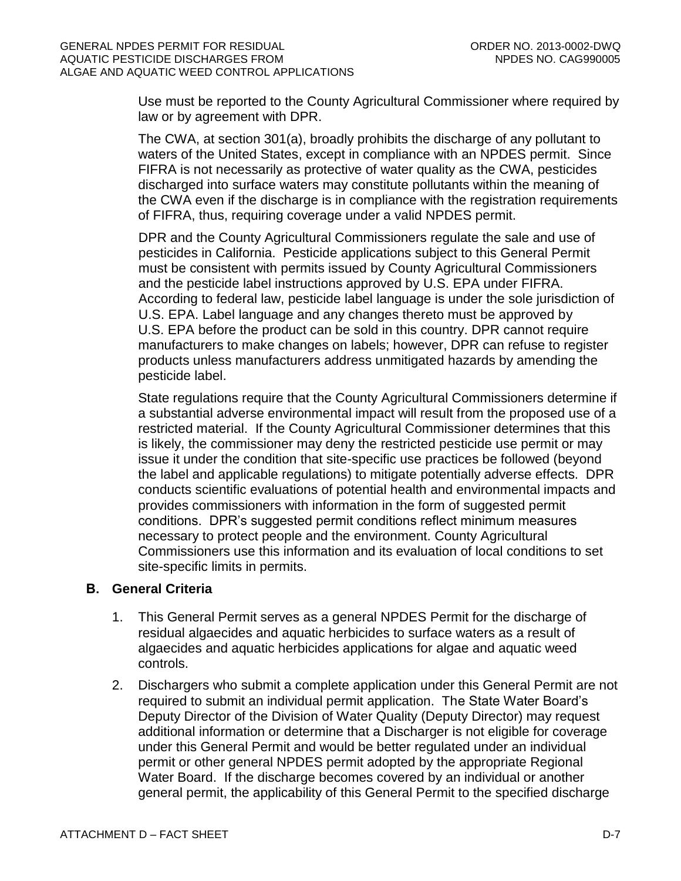Use must be reported to the County Agricultural Commissioner where required by law or by agreement with DPR.

The CWA, at section 301(a), broadly prohibits the discharge of any pollutant to waters of the United States, except in compliance with an NPDES permit. Since FIFRA is not necessarily as protective of water quality as the CWA, pesticides discharged into surface waters may constitute pollutants within the meaning of the CWA even if the discharge is in compliance with the registration requirements of FIFRA, thus, requiring coverage under a valid NPDES permit.

DPR and the County Agricultural Commissioners regulate the sale and use of pesticides in California. Pesticide applications subject to this General Permit must be consistent with permits issued by County Agricultural Commissioners and the pesticide label instructions approved by U.S. EPA under FIFRA. According to federal law, pesticide label language is under the sole jurisdiction of U.S. EPA. Label language and any changes thereto must be approved by U.S. EPA before the product can be sold in this country. DPR cannot require manufacturers to make changes on labels; however, DPR can refuse to register products unless manufacturers address unmitigated hazards by amending the pesticide label.

State regulations require that the County Agricultural Commissioners determine if a substantial adverse environmental impact will result from the proposed use of a restricted material. If the County Agricultural Commissioner determines that this is likely, the commissioner may deny the restricted pesticide use permit or may issue it under the condition that site-specific use practices be followed (beyond the label and applicable regulations) to mitigate potentially adverse effects. DPR conducts scientific evaluations of potential health and environmental impacts and provides commissioners with information in the form of suggested permit conditions. DPR's suggested permit conditions reflect minimum measures necessary to protect people and the environment. County Agricultural Commissioners use this information and its evaluation of local conditions to set site-specific limits in permits.

## B. General Criteria

1. This General Permit serves as a general NPDES Permit for the discharge of residual algaecides and aquatic herbicides to surface waters as a result of algaecides and aquatic herbicides applications for algae and aquatic weed controls.

2. Dischargers who submit a complete application under this General Permit are not required to submit an individual permit application. The State Water Board's Deputy Director of the Division of Water Quality (Deputy Director) may request additional information or determine that a Discharger is not eligible for coverage under this General Permit and would be better regulated under an individual permit or other general NPDES permit adopted by the appropriate Regional Water Board. If the discharge becomes covered by an individual or another general permit, the applicability of this General Permit to the specified discharge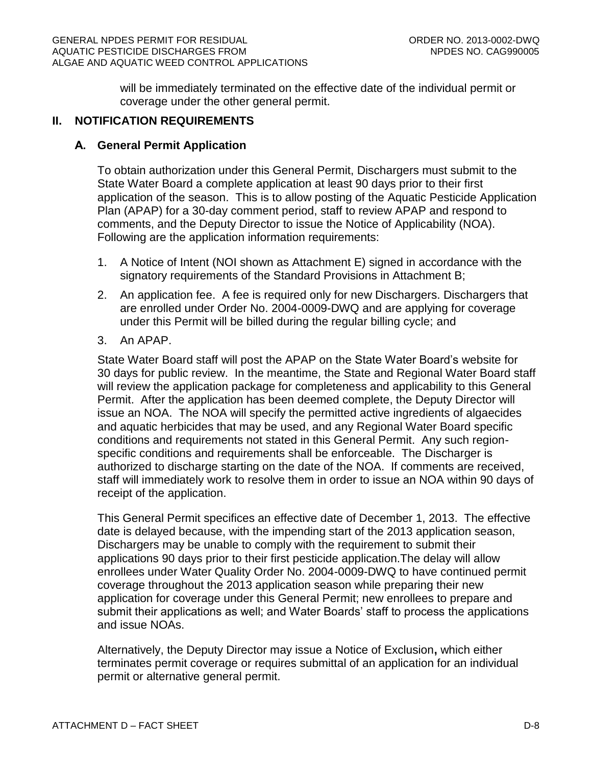will be immediately terminated on the effective date of the individual permit or coverage under the other general permit.

## II. NOTIFICATION REQUIREMENTS

### A. General Permit Application

To obtain authorization under this General Permit, Dischargers must submit to the State Water Board a complete application at least 90 days prior to their first application of the season. This is to allow posting of the Aquatic Pesticide Application Plan (APAP) for a 30-day comment period, staff to review APAP and respond to comments, and the Deputy Director to issue the Notice of Applicability (NOA). Following are the application information requirements:

1. A Notice of Intent (NOI shown as Attachment E) signed in accordance with the signatory requirements of the Standard Provisions in Attachment B;
2. An application fee. A fee is required only for new Dischargers. Dischargers that are enrolled under Order No. 2004-0009-DWQ and are applying for coverage under this Permit will be billed during the regular billing cycle; and
3. An APAP.

State Water Board staff will post the APAP on the State Water Board's website for 30 days for public review. In the meantime, the State and Regional Water Board staff will review the application package for completeness and applicability to this General Permit. After the application has been deemed complete, the Deputy Director will issue an NOA. The NOA will specify the permitted active ingredients of algaecides and aquatic herbicides that may be used, and any Regional Water Board specific conditions and requirements not stated in this General Permit. Any such region-specific conditions and requirements shall be enforceable. The Discharger is authorized to discharge starting on the date of the NOA. If comments are received, staff will immediately work to resolve them in order to issue an NOA within 90 days of receipt of the application.

This General Permit specifices an effective date of December 1, 2013. The effective date is delayed because, with the impending start of the 2013 application season, Dischargers may be unable to comply with the requirement to submit their applications 90 days prior to their first pesticide application.The delay will allow enrollees under Water Quality Order No. 2004-0009-DWQ to have continued permit coverage throughout the 2013 application season while preparing their new application for coverage under this General Permit; new enrollees to prepare and submit their applications as well; and Water Boards' staff to process the applications and issue NOAs.

Alternatively, the Deputy Director may issue a Notice of Exclusion**,** which either terminates permit coverage or requires submittal of an application for an individual permit or alternative general permit.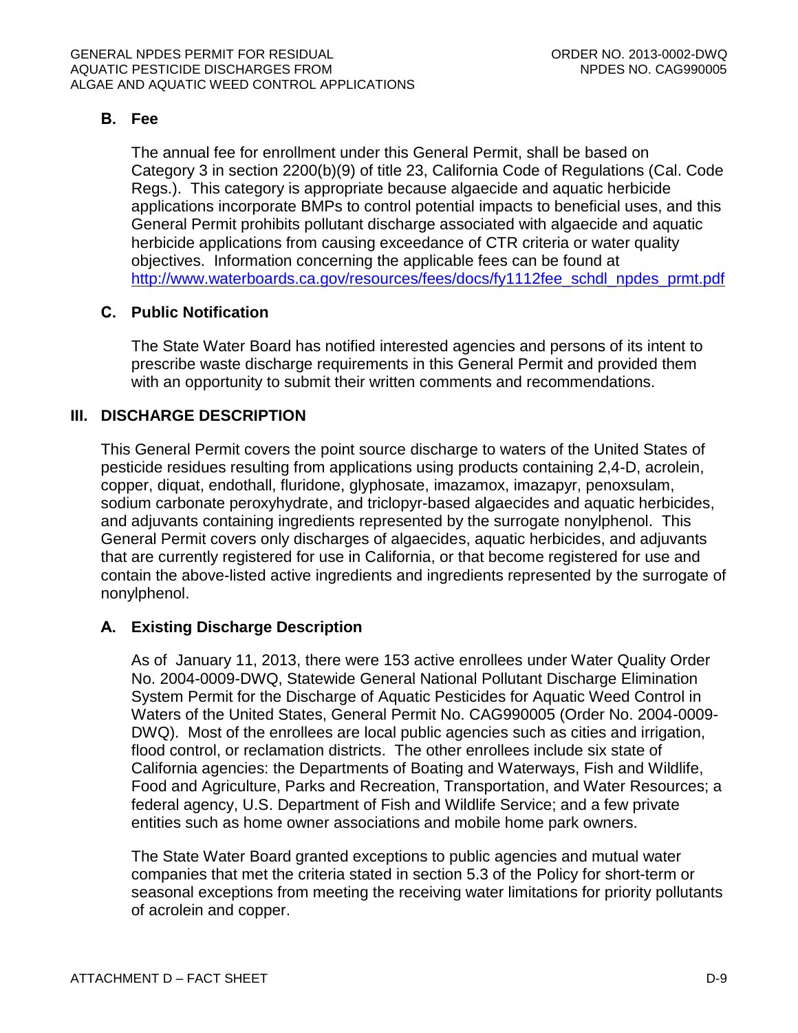### B. Fee

The annual fee for enrollment under this General Permit, shall be based on Category 3 in section 2200(b)(9) of title 23, California Code of Regulations (Cal. Code Regs.). This category is appropriate because algaecide and aquatic herbicide applications incorporate BMPs to control potential impacts to beneficial uses, and this General Permit prohibits pollutant discharge associated with algaecide and aquatic herbicide applications from causing exceedance of CTR criteria or water quality objectives. Information concerning the applicable fees can be found at http://www.waterboards.ca.gov/resources/fees/docs/fy1112fee_schdl_npdes_prmt.pdf

### C. Public Notification

The State Water Board has notified interested agencies and persons of its intent to prescribe waste discharge requirements in this General Permit and provided them with an opportunity to submit their written comments and recommendations.

## III. DISCHARGE DESCRIPTION

This General Permit covers the point source discharge to waters of the United States of pesticide residues resulting from applications using products containing 2,4-D, acrolein, copper, diquat, endothall, fluridone, glyphosate, imazamox, imazapyr, penoxsulam, sodium carbonate peroxyhydrate, and triclopyr-based algaecides and aquatic herbicides, and adjuvants containing ingredients represented by the surrogate nonylphenol. This General Permit covers only discharges of algaecides, aquatic herbicides, and adjuvants that are currently registered for use in California, or that become registered for use and contain the above-listed active ingredients and ingredients represented by the surrogate of nonylphenol.

### A. Existing Discharge Description

As of January 11, 2013, there were 153 active enrollees under Water Quality Order No. 2004-0009-DWQ, Statewide General National Pollutant Discharge Elimination System Permit for the Discharge of Aquatic Pesticides for Aquatic Weed Control in Waters of the United States, General Permit No. CAG990005 (Order No. 2004-0009-DWQ). Most of the enrollees are local public agencies such as cities and irrigation, flood control, or reclamation districts. The other enrollees include six state of California agencies: the Departments of Boating and Waterways, Fish and Wildlife, Food and Agriculture, Parks and Recreation, Transportation, and Water Resources; a federal agency, U.S. Department of Fish and Wildlife Service; and a few private entities such as home owner associations and mobile home park owners.

The State Water Board granted exceptions to public agencies and mutual water companies that met the criteria stated in section 5.3 of the Policy for short-term or seasonal exceptions from meeting the receiving water limitations for priority pollutants of acrolein and copper.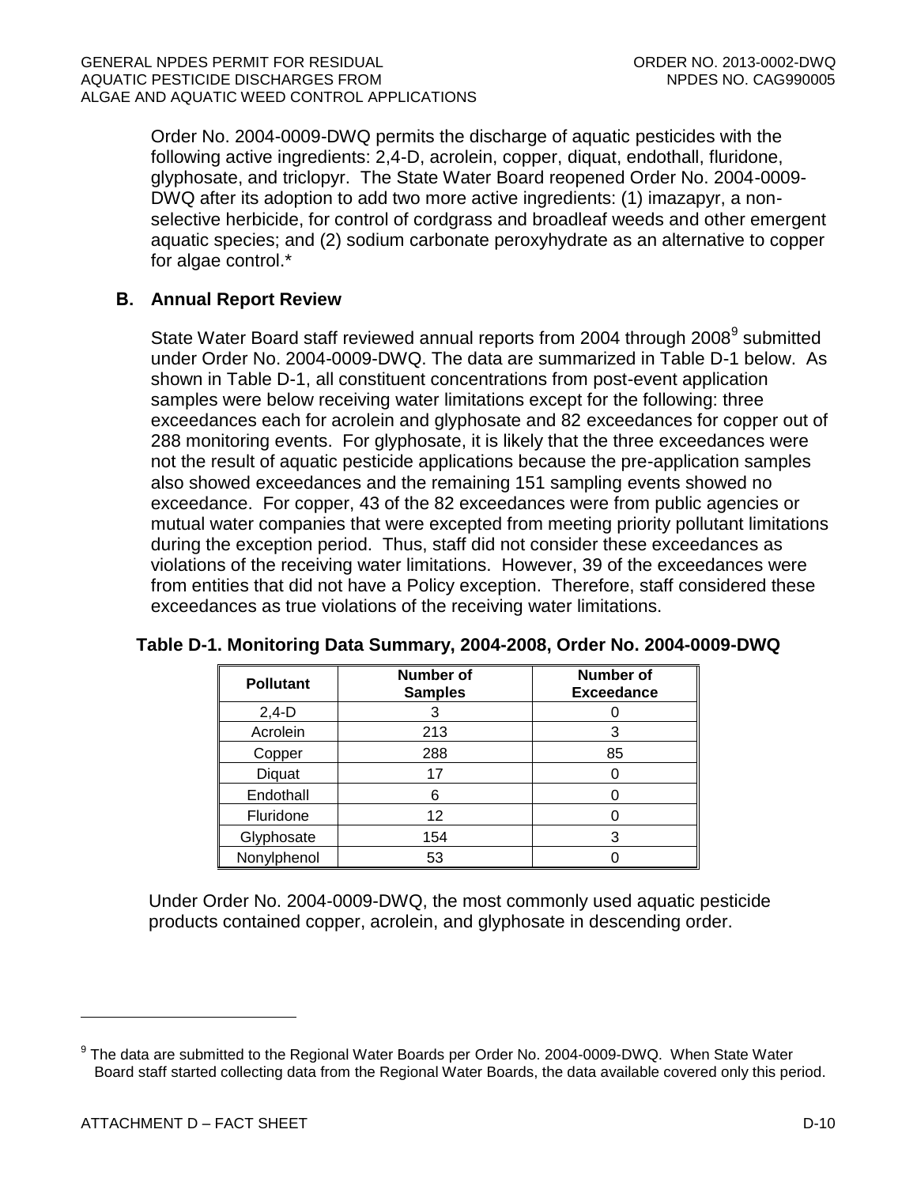Order No. 2004-0009-DWQ permits the discharge of aquatic pesticides with the following active ingredients: 2,4-D, acrolein, copper, diquat, endothall, fluridone, glyphosate, and triclopyr. The State Water Board reopened Order No. 2004-0009-DWQ after its adoption to add two more active ingredients: (1) imazapyr, a non-selective herbicide, for control of cordgrass and broadleaf weeds and other emergent aquatic species; and (2) sodium carbonate peroxyhydrate as an alternative to copper for algae control.*

## B. Annual Report Review

State Water Board staff reviewed annual reports from 2004 through 2008[9] submitted under Order No. 2004-0009-DWQ. The data are summarized in Table D-1 below. As shown in Table D-1, all constituent concentrations from post-event application samples were below receiving water limitations except for the following: three exceedances each for acrolein and glyphosate and 82 exceedances for copper out of 288 monitoring events. For glyphosate, it is likely that the three exceedances were not the result of aquatic pesticide applications because the pre-application samples also showed exceedances and the remaining 151 sampling events showed no exceedance. For copper, 43 of the 82 exceedances were from public agencies or mutual water companies that were excepted from meeting priority pollutant limitations during the exception period. Thus, staff did not consider these exceedances as violations of the receiving water limitations. However, 39 of the exceedances were from entities that did not have a Policy exception. Therefore, staff considered these exceedances as true violations of the receiving water limitations.

**Table D-1. Monitoring Data Summary, 2004-2008, Order No. 2004-0009-DWQ**

| Pollutant | Number of Samples | Number of Exceedance |
|---|---|---|
| 2,4-D | 3 | 0 |
| Acrolein | 213 | 3 |
| Copper | 288 | 85 |
| Diquat | 17 | 0 |
| Endothall | 6 | 0 |
| Fluridone | 12 | 0 |
| Glyphosate | 154 | 3 |
| Nonylphenol | 53 | 0 |

Under Order No. 2004-0009-DWQ, the most commonly used aquatic pesticide products contained copper, acrolein, and glyphosate in descending order.

[9] The data are submitted to the Regional Water Boards per Order No. 2004-0009-DWQ. When State Water Board staff started collecting data from the Regional Water Boards, the data available covered only this period.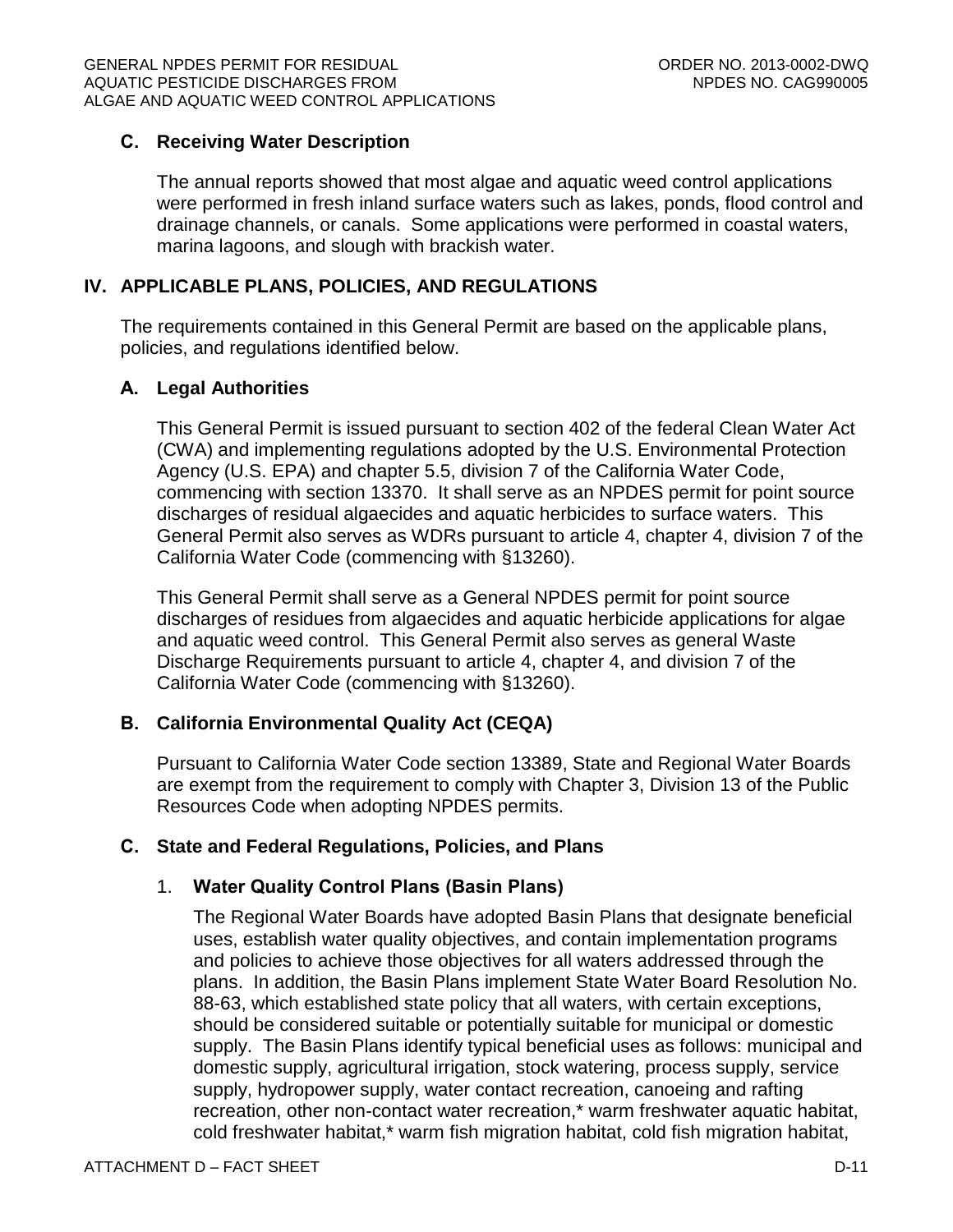### C. Receiving Water Description

The annual reports showed that most algae and aquatic weed control applications were performed in fresh inland surface waters such as lakes, ponds, flood control and drainage channels, or canals. Some applications were performed in coastal waters, marina lagoons, and slough with brackish water.

## IV. APPLICABLE PLANS, POLICIES, AND REGULATIONS

The requirements contained in this General Permit are based on the applicable plans, policies, and regulations identified below.

### A. Legal Authorities

This General Permit is issued pursuant to section 402 of the federal Clean Water Act (CWA) and implementing regulations adopted by the U.S. Environmental Protection Agency (U.S. EPA) and chapter 5.5, division 7 of the California Water Code, commencing with section 13370. It shall serve as an NPDES permit for point source discharges of residual algaecides and aquatic herbicides to surface waters. This General Permit also serves as WDRs pursuant to article 4, chapter 4, division 7 of the California Water Code (commencing with §13260).

This General Permit shall serve as a General NPDES permit for point source discharges of residues from algaecides and aquatic herbicide applications for algae and aquatic weed control. This General Permit also serves as general Waste Discharge Requirements pursuant to article 4, chapter 4, and division 7 of the California Water Code (commencing with §13260).

### B. California Environmental Quality Act (CEQA)

Pursuant to California Water Code section 13389, State and Regional Water Boards are exempt from the requirement to comply with Chapter 3, Division 13 of the Public Resources Code when adopting NPDES permits.

### C. State and Federal Regulations, Policies, and Plans

1. **Water Quality Control Plans (Basin Plans)**

   The Regional Water Boards have adopted Basin Plans that designate beneficial uses, establish water quality objectives, and contain implementation programs and policies to achieve those objectives for all waters addressed through the plans. In addition, the Basin Plans implement State Water Board Resolution No. 88-63, which established state policy that all waters, with certain exceptions, should be considered suitable or potentially suitable for municipal or domestic supply. The Basin Plans identify typical beneficial uses as follows: municipal and domestic supply, agricultural irrigation, stock watering, process supply, service supply, hydropower supply, water contact recreation, canoeing and rafting recreation, other non-contact water recreation,* warm freshwater aquatic habitat, cold freshwater habitat,* warm fish migration habitat, cold fish migration habitat,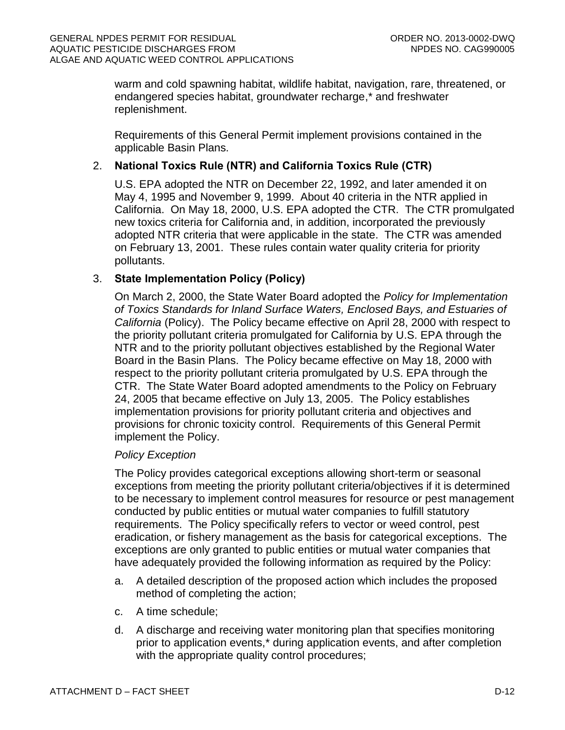warm and cold spawning habitat, wildlife habitat, navigation, rare, threatened, or endangered species habitat, groundwater recharge,* and freshwater replenishment.

Requirements of this General Permit implement provisions contained in the applicable Basin Plans.

2. **National Toxics Rule (NTR) and California Toxics Rule (CTR)**

   U.S. EPA adopted the NTR on December 22, 1992, and later amended it on May 4, 1995 and November 9, 1999. About 40 criteria in the NTR applied in California. On May 18, 2000, U.S. EPA adopted the CTR. The CTR promulgated new toxics criteria for California and, in addition, incorporated the previously adopted NTR criteria that were applicable in the state. The CTR was amended on February 13, 2001. These rules contain water quality criteria for priority pollutants.

3. **State Implementation Policy (Policy)**

   On March 2, 2000, the State Water Board adopted the *Policy for Implementation of Toxics Standards for Inland Surface Waters, Enclosed Bays, and Estuaries of California* (Policy). The Policy became effective on April 28, 2000 with respect to the priority pollutant criteria promulgated for California by U.S. EPA through the NTR and to the priority pollutant objectives established by the Regional Water Board in the Basin Plans. The Policy became effective on May 18, 2000 with respect to the priority pollutant criteria promulgated by U.S. EPA through the CTR. The State Water Board adopted amendments to the Policy on February 24, 2005 that became effective on July 13, 2005. The Policy establishes implementation provisions for priority pollutant criteria and objectives and provisions for chronic toxicity control. Requirements of this General Permit implement the Policy.

   *Policy Exception*

   The Policy provides categorical exceptions allowing short-term or seasonal exceptions from meeting the priority pollutant criteria/objectives if it is determined to be necessary to implement control measures for resource or pest management conducted by public entities or mutual water companies to fulfill statutory requirements. The Policy specifically refers to vector or weed control, pest eradication, or fishery management as the basis for categorical exceptions. The exceptions are only granted to public entities or mutual water companies that have adequately provided the following information as required by the Policy:

   a. A detailed description of the proposed action which includes the proposed method of completing the action;

   c. A time schedule;

   d. A discharge and receiving water monitoring plan that specifies monitoring prior to application events,* during application events, and after completion with the appropriate quality control procedures;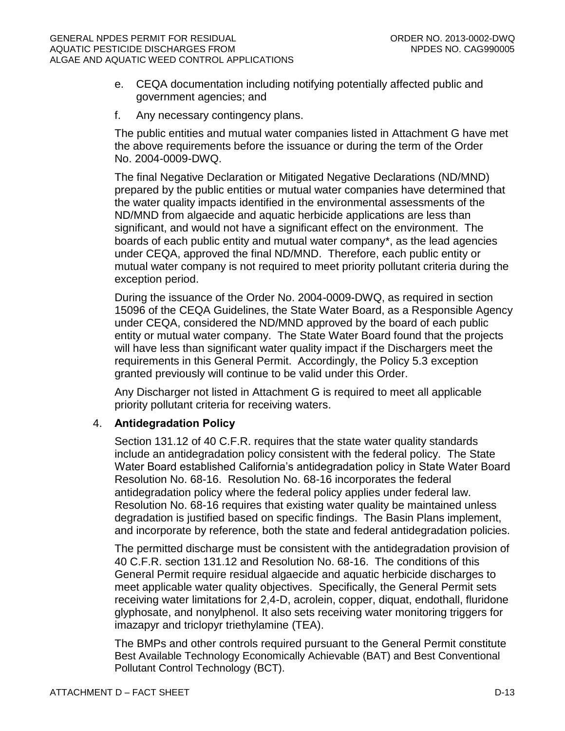e. CEQA documentation including notifying potentially affected public and government agencies; and

f. Any necessary contingency plans.

The public entities and mutual water companies listed in Attachment G have met the above requirements before the issuance or during the term of the Order No. 2004-0009-DWQ.

The final Negative Declaration or Mitigated Negative Declarations (ND/MND) prepared by the public entities or mutual water companies have determined that the water quality impacts identified in the environmental assessments of the ND/MND from algaecide and aquatic herbicide applications are less than significant, and would not have a significant effect on the environment. The boards of each public entity and mutual water company*, as the lead agencies under CEQA, approved the final ND/MND. Therefore, each public entity or mutual water company is not required to meet priority pollutant criteria during the exception period.

During the issuance of the Order No. 2004-0009-DWQ, as required in section 15096 of the CEQA Guidelines, the State Water Board, as a Responsible Agency under CEQA, considered the ND/MND approved by the board of each public entity or mutual water company. The State Water Board found that the projects will have less than significant water quality impact if the Dischargers meet the requirements in this General Permit. Accordingly, the Policy 5.3 exception granted previously will continue to be valid under this Order.

Any Discharger not listed in Attachment G is required to meet all applicable priority pollutant criteria for receiving waters.

4. **Antidegradation Policy**

Section 131.12 of 40 C.F.R. requires that the state water quality standards include an antidegradation policy consistent with the federal policy. The State Water Board established California's antidegradation policy in State Water Board Resolution No. 68-16. Resolution No. 68-16 incorporates the federal antidegradation policy where the federal policy applies under federal law. Resolution No. 68-16 requires that existing water quality be maintained unless degradation is justified based on specific findings. The Basin Plans implement, and incorporate by reference, both the state and federal antidegradation policies.

The permitted discharge must be consistent with the antidegradation provision of 40 C.F.R. section 131.12 and Resolution No. 68-16. The conditions of this General Permit require residual algaecide and aquatic herbicide discharges to meet applicable water quality objectives. Specifically, the General Permit sets receiving water limitations for 2,4-D, acrolein, copper, diquat, endothall, fluridone glyphosate, and nonylphenol. It also sets receiving water monitoring triggers for imazapyr and triclopyr triethylamine (TEA).

The BMPs and other controls required pursuant to the General Permit constitute Best Available Technology Economically Achievable (BAT) and Best Conventional Pollutant Control Technology (BCT).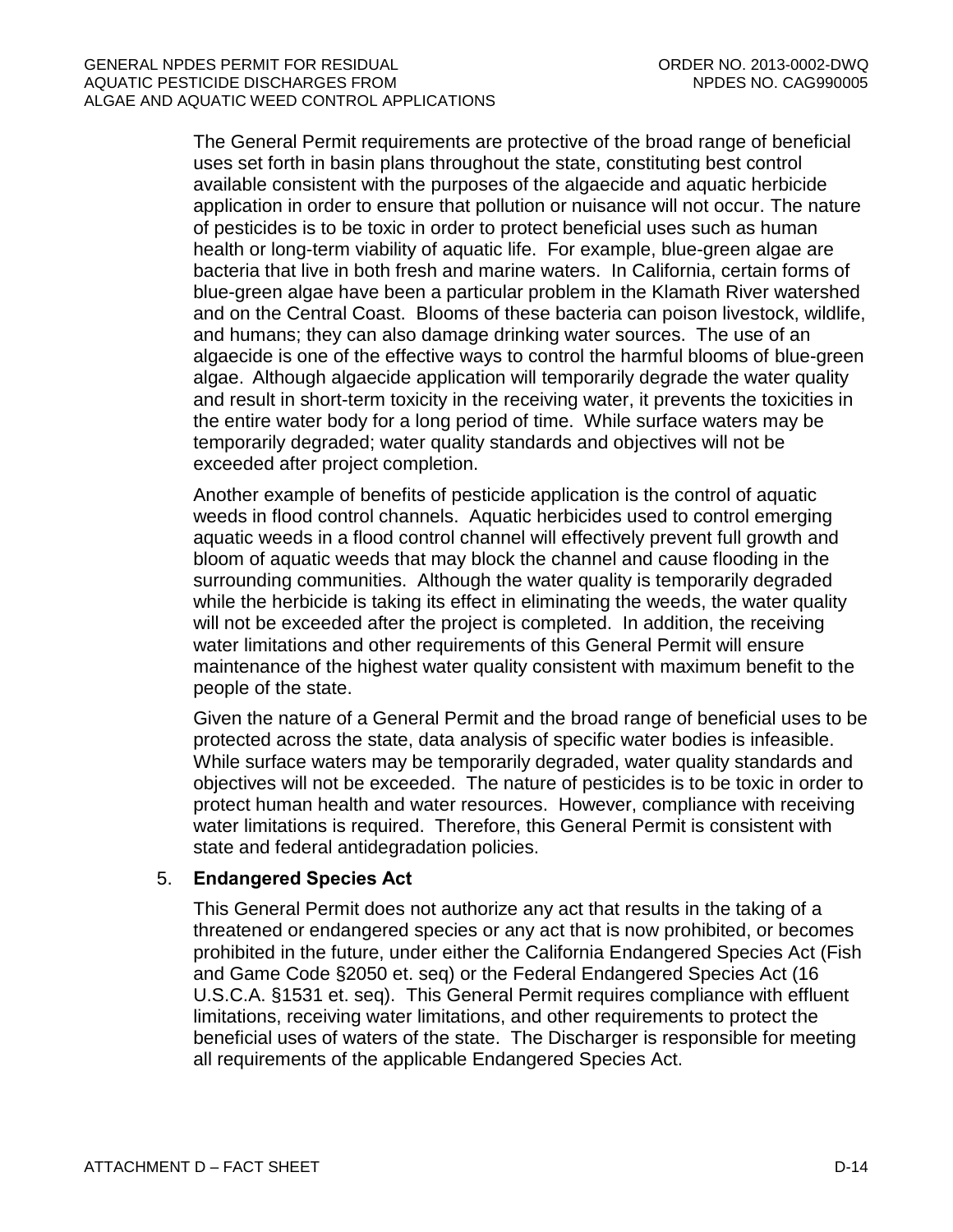The General Permit requirements are protective of the broad range of beneficial uses set forth in basin plans throughout the state, constituting best control available consistent with the purposes of the algaecide and aquatic herbicide application in order to ensure that pollution or nuisance will not occur. The nature of pesticides is to be toxic in order to protect beneficial uses such as human health or long-term viability of aquatic life. For example, blue-green algae are bacteria that live in both fresh and marine waters. In California, certain forms of blue-green algae have been a particular problem in the Klamath River watershed and on the Central Coast. Blooms of these bacteria can poison livestock, wildlife, and humans; they can also damage drinking water sources. The use of an algaecide is one of the effective ways to control the harmful blooms of blue-green algae. Although algaecide application will temporarily degrade the water quality and result in short-term toxicity in the receiving water, it prevents the toxicities in the entire water body for a long period of time. While surface waters may be temporarily degraded; water quality standards and objectives will not be exceeded after project completion.

Another example of benefits of pesticide application is the control of aquatic weeds in flood control channels. Aquatic herbicides used to control emerging aquatic weeds in a flood control channel will effectively prevent full growth and bloom of aquatic weeds that may block the channel and cause flooding in the surrounding communities. Although the water quality is temporarily degraded while the herbicide is taking its effect in eliminating the weeds, the water quality will not be exceeded after the project is completed. In addition, the receiving water limitations and other requirements of this General Permit will ensure maintenance of the highest water quality consistent with maximum benefit to the people of the state.

Given the nature of a General Permit and the broad range of beneficial uses to be protected across the state, data analysis of specific water bodies is infeasible. While surface waters may be temporarily degraded, water quality standards and objectives will not be exceeded. The nature of pesticides is to be toxic in order to protect human health and water resources. However, compliance with receiving water limitations is required. Therefore, this General Permit is consistent with state and federal antidegradation policies.

5. **Endangered Species Act**

This General Permit does not authorize any act that results in the taking of a threatened or endangered species or any act that is now prohibited, or becomes prohibited in the future, under either the California Endangered Species Act (Fish and Game Code §2050 et. seq) or the Federal Endangered Species Act (16 U.S.C.A. §1531 et. seq). This General Permit requires compliance with effluent limitations, receiving water limitations, and other requirements to protect the beneficial uses of waters of the state. The Discharger is responsible for meeting all requirements of the applicable Endangered Species Act.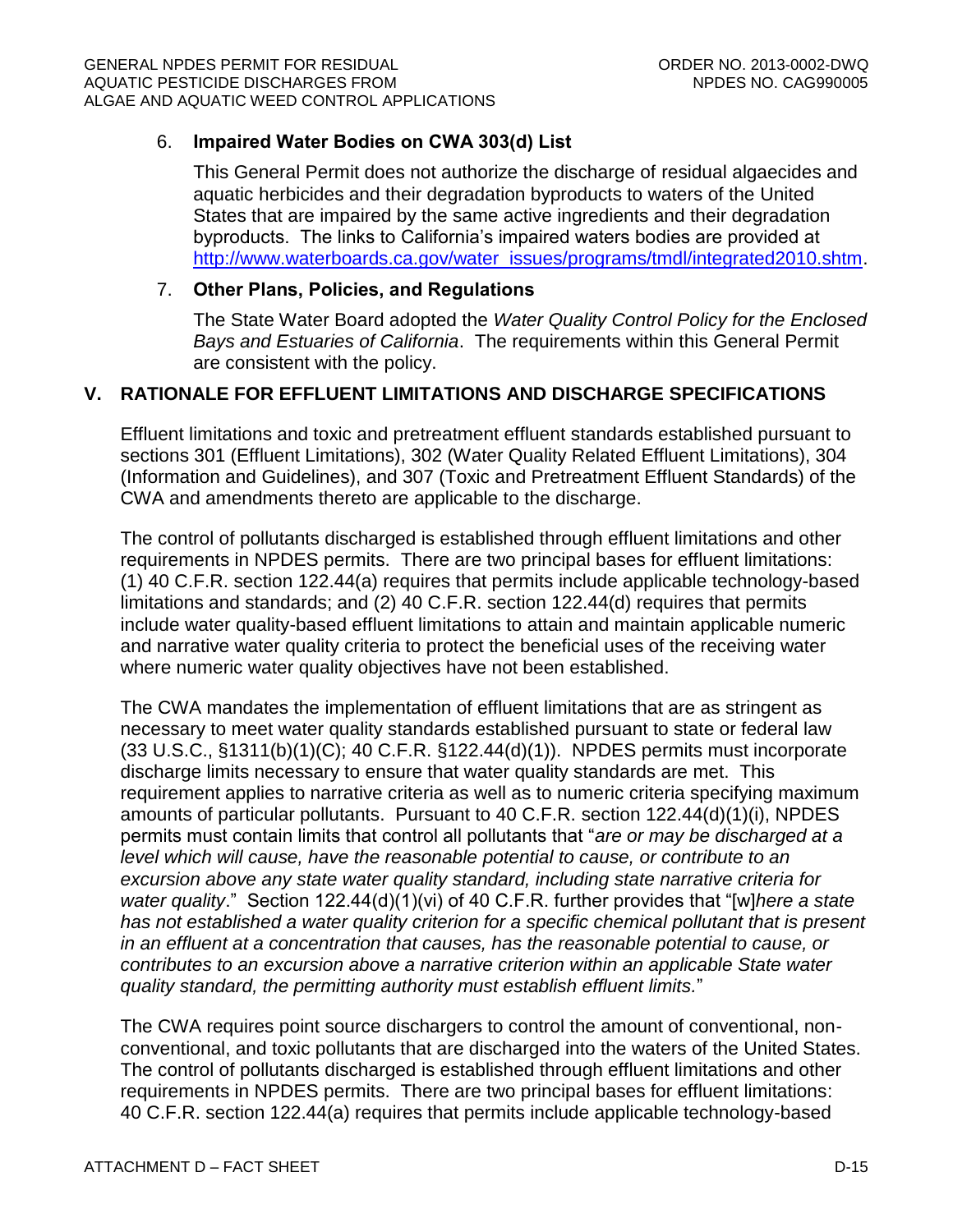6. **Impaired Water Bodies on CWA 303(d) List**

   This General Permit does not authorize the discharge of residual algaecides and aquatic herbicides and their degradation byproducts to waters of the United States that are impaired by the same active ingredients and their degradation byproducts. The links to California's impaired waters bodies are provided at http://www.waterboards.ca.gov/water_issues/programs/tmdl/integrated2010.shtm.

7. **Other Plans, Policies, and Regulations**

   The State Water Board adopted the *Water Quality Control Policy for the Enclosed Bays and Estuaries of California*. The requirements within this General Permit are consistent with the policy.

## V. RATIONALE FOR EFFLUENT LIMITATIONS AND DISCHARGE SPECIFICATIONS

Effluent limitations and toxic and pretreatment effluent standards established pursuant to sections 301 (Effluent Limitations), 302 (Water Quality Related Effluent Limitations), 304 (Information and Guidelines), and 307 (Toxic and Pretreatment Effluent Standards) of the CWA and amendments thereto are applicable to the discharge.

The control of pollutants discharged is established through effluent limitations and other requirements in NPDES permits. There are two principal bases for effluent limitations: (1) 40 C.F.R. section 122.44(a) requires that permits include applicable technology-based limitations and standards; and (2) 40 C.F.R. section 122.44(d) requires that permits include water quality-based effluent limitations to attain and maintain applicable numeric and narrative water quality criteria to protect the beneficial uses of the receiving water where numeric water quality objectives have not been established.

The CWA mandates the implementation of effluent limitations that are as stringent as necessary to meet water quality standards established pursuant to state or federal law (33 U.S.C., §1311(b)(1)(C); 40 C.F.R. §122.44(d)(1)). NPDES permits must incorporate discharge limits necessary to ensure that water quality standards are met. This requirement applies to narrative criteria as well as to numeric criteria specifying maximum amounts of particular pollutants. Pursuant to 40 C.F.R. section 122.44(d)(1)(i), NPDES permits must contain limits that control all pollutants that "*are or may be discharged at a level which will cause, have the reasonable potential to cause, or contribute to an excursion above any state water quality standard, including state narrative criteria for water quality*." Section 122.44(d)(1)(vi) of 40 C.F.R. further provides that "[w]*here a state has not established a water quality criterion for a specific chemical pollutant that is present in an effluent at a concentration that causes, has the reasonable potential to cause, or contributes to an excursion above a narrative criterion within an applicable State water quality standard, the permitting authority must establish effluent limits.*"

The CWA requires point source dischargers to control the amount of conventional, non-conventional, and toxic pollutants that are discharged into the waters of the United States. The control of pollutants discharged is established through effluent limitations and other requirements in NPDES permits. There are two principal bases for effluent limitations: 40 C.F.R. section 122.44(a) requires that permits include applicable technology-based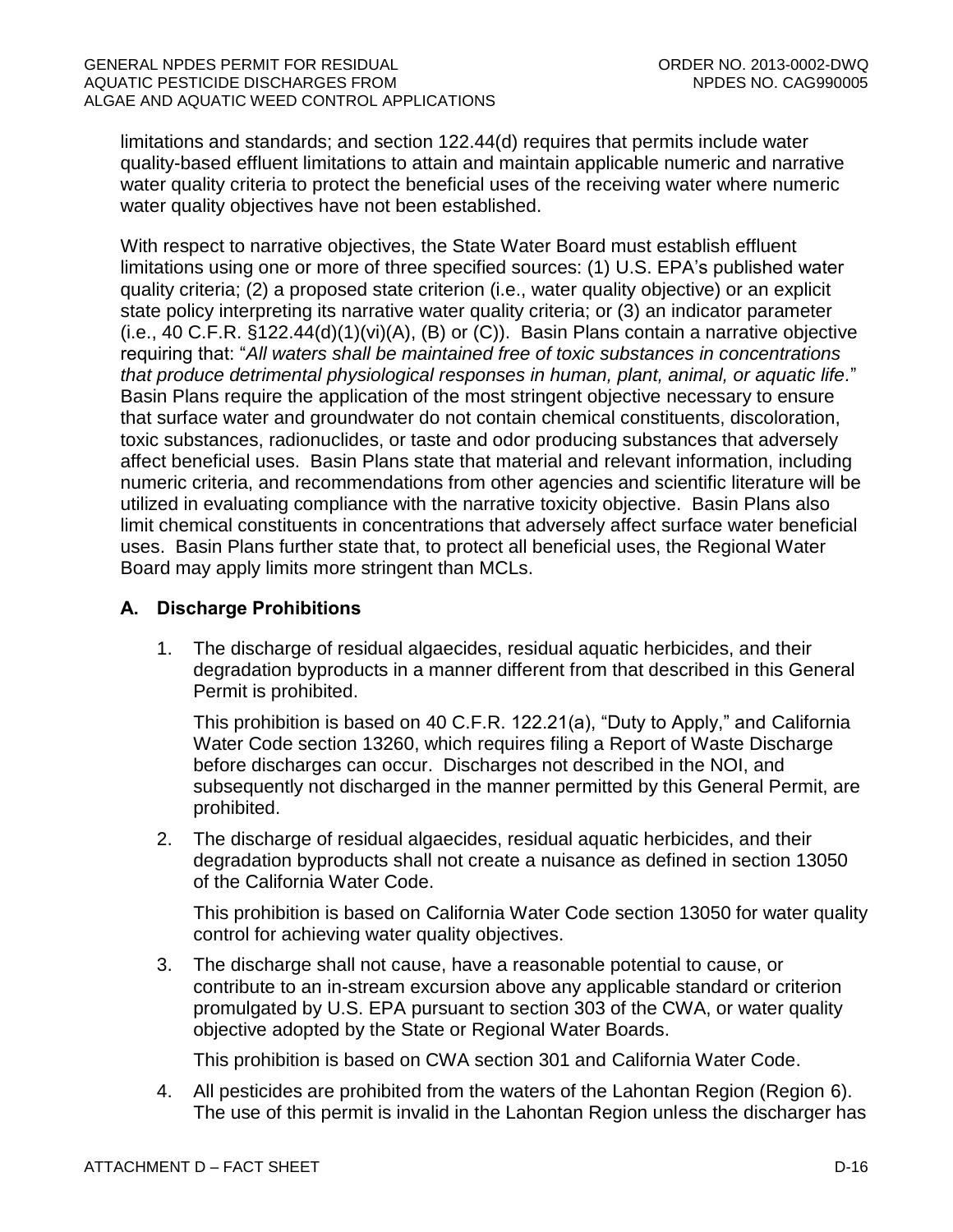limitations and standards; and section 122.44(d) requires that permits include water quality-based effluent limitations to attain and maintain applicable numeric and narrative water quality criteria to protect the beneficial uses of the receiving water where numeric water quality objectives have not been established.

With respect to narrative objectives, the State Water Board must establish effluent limitations using one or more of three specified sources: (1) U.S. EPA's published water quality criteria; (2) a proposed state criterion (i.e., water quality objective) or an explicit state policy interpreting its narrative water quality criteria; or (3) an indicator parameter (i.e., 40 C.F.R. §122.44(d)(1)(vi)(A), (B) or (C)). Basin Plans contain a narrative objective requiring that: "*All waters shall be maintained free of toxic substances in concentrations that produce detrimental physiological responses in human, plant, animal, or aquatic life.*" Basin Plans require the application of the most stringent objective necessary to ensure that surface water and groundwater do not contain chemical constituents, discoloration, toxic substances, radionuclides, or taste and odor producing substances that adversely affect beneficial uses. Basin Plans state that material and relevant information, including numeric criteria, and recommendations from other agencies and scientific literature will be utilized in evaluating compliance with the narrative toxicity objective. Basin Plans also limit chemical constituents in concentrations that adversely affect surface water beneficial uses. Basin Plans further state that, to protect all beneficial uses, the Regional Water Board may apply limits more stringent than MCLs.

### A. Discharge Prohibitions

1. The discharge of residual algaecides, residual aquatic herbicides, and their degradation byproducts in a manner different from that described in this General Permit is prohibited.

   This prohibition is based on 40 C.F.R. 122.21(a), "Duty to Apply," and California Water Code section 13260, which requires filing a Report of Waste Discharge before discharges can occur. Discharges not described in the NOI, and subsequently not discharged in the manner permitted by this General Permit, are prohibited.

2. The discharge of residual algaecides, residual aquatic herbicides, and their degradation byproducts shall not create a nuisance as defined in section 13050 of the California Water Code.

   This prohibition is based on California Water Code section 13050 for water quality control for achieving water quality objectives.

3. The discharge shall not cause, have a reasonable potential to cause, or contribute to an in-stream excursion above any applicable standard or criterion promulgated by U.S. EPA pursuant to section 303 of the CWA, or water quality objective adopted by the State or Regional Water Boards.

   This prohibition is based on CWA section 301 and California Water Code.

4. All pesticides are prohibited from the waters of the Lahontan Region (Region 6). The use of this permit is invalid in the Lahontan Region unless the discharger has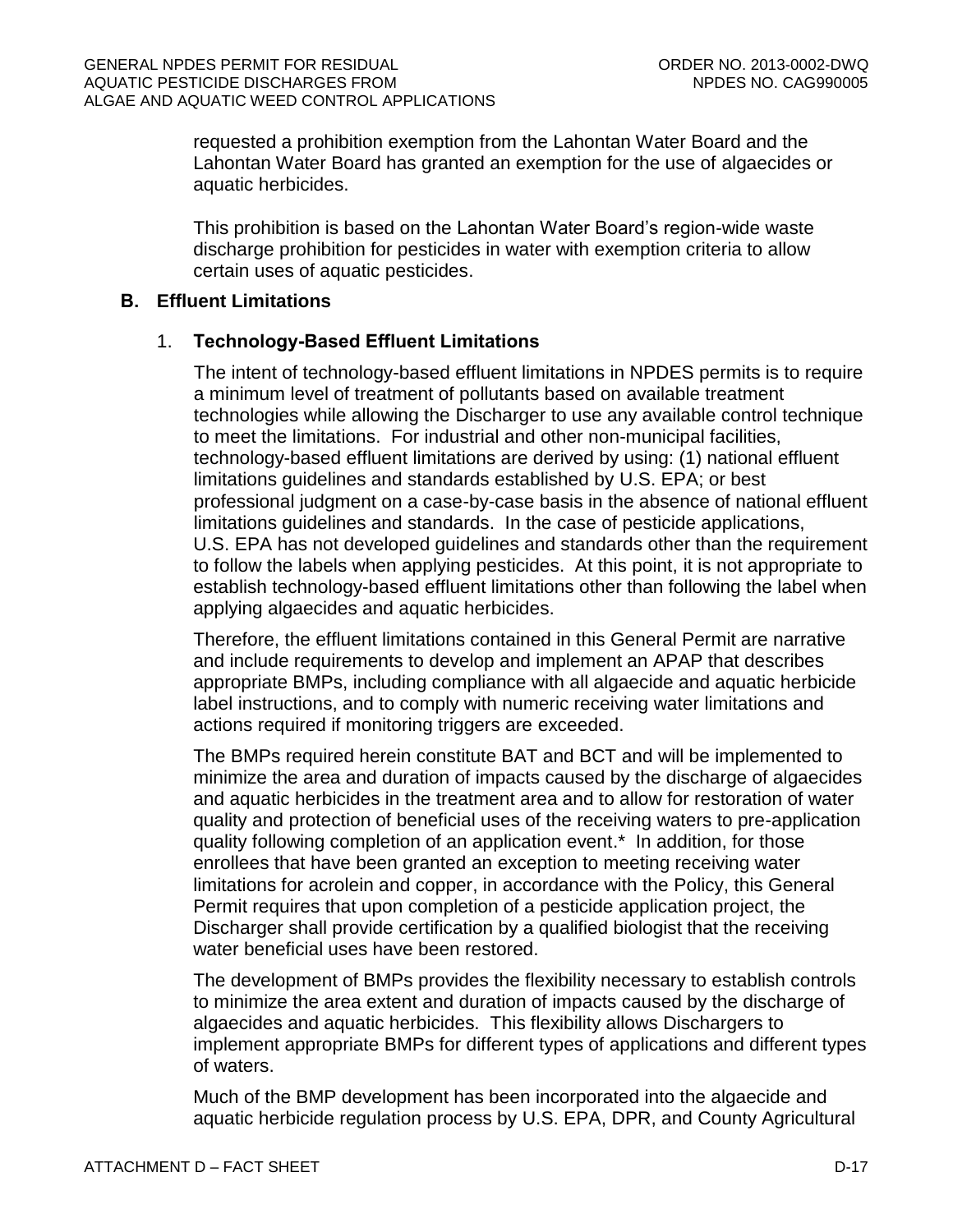requested a prohibition exemption from the Lahontan Water Board and the Lahontan Water Board has granted an exemption for the use of algaecides or aquatic herbicides.

This prohibition is based on the Lahontan Water Board's region-wide waste discharge prohibition for pesticides in water with exemption criteria to allow certain uses of aquatic pesticides.

## B. Effluent Limitations

### 1. Technology-Based Effluent Limitations

The intent of technology-based effluent limitations in NPDES permits is to require a minimum level of treatment of pollutants based on available treatment technologies while allowing the Discharger to use any available control technique to meet the limitations. For industrial and other non-municipal facilities, technology-based effluent limitations are derived by using: (1) national effluent limitations guidelines and standards established by U.S. EPA; or best professional judgment on a case-by-case basis in the absence of national effluent limitations guidelines and standards. In the case of pesticide applications, U.S. EPA has not developed guidelines and standards other than the requirement to follow the labels when applying pesticides. At this point, it is not appropriate to establish technology-based effluent limitations other than following the label when applying algaecides and aquatic herbicides.

Therefore, the effluent limitations contained in this General Permit are narrative and include requirements to develop and implement an APAP that describes appropriate BMPs, including compliance with all algaecide and aquatic herbicide label instructions, and to comply with numeric receiving water limitations and actions required if monitoring triggers are exceeded.

The BMPs required herein constitute BAT and BCT and will be implemented to minimize the area and duration of impacts caused by the discharge of algaecides and aquatic herbicides in the treatment area and to allow for restoration of water quality and protection of beneficial uses of the receiving waters to pre-application quality following completion of an application event.* In addition, for those enrollees that have been granted an exception to meeting receiving water limitations for acrolein and copper, in accordance with the Policy, this General Permit requires that upon completion of a pesticide application project, the Discharger shall provide certification by a qualified biologist that the receiving water beneficial uses have been restored.

The development of BMPs provides the flexibility necessary to establish controls to minimize the area extent and duration of impacts caused by the discharge of algaecides and aquatic herbicides. This flexibility allows Dischargers to implement appropriate BMPs for different types of applications and different types of waters.

Much of the BMP development has been incorporated into the algaecide and aquatic herbicide regulation process by U.S. EPA, DPR, and County Agricultural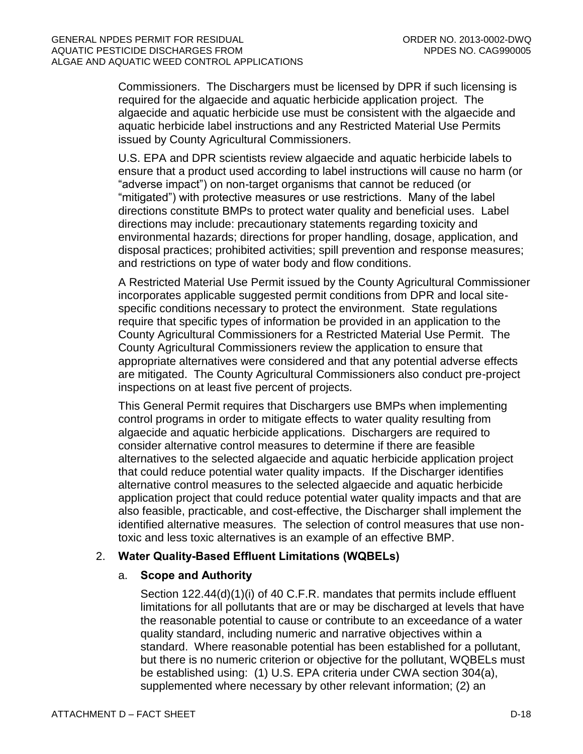Commissioners. The Dischargers must be licensed by DPR if such licensing is required for the algaecide and aquatic herbicide application project. The algaecide and aquatic herbicide use must be consistent with the algaecide and aquatic herbicide label instructions and any Restricted Material Use Permits issued by County Agricultural Commissioners.

U.S. EPA and DPR scientists review algaecide and aquatic herbicide labels to ensure that a product used according to label instructions will cause no harm (or "adverse impact") on non-target organisms that cannot be reduced (or "mitigated") with protective measures or use restrictions. Many of the label directions constitute BMPs to protect water quality and beneficial uses. Label directions may include: precautionary statements regarding toxicity and environmental hazards; directions for proper handling, dosage, application, and disposal practices; prohibited activities; spill prevention and response measures; and restrictions on type of water body and flow conditions.

A Restricted Material Use Permit issued by the County Agricultural Commissioner incorporates applicable suggested permit conditions from DPR and local site-specific conditions necessary to protect the environment. State regulations require that specific types of information be provided in an application to the County Agricultural Commissioners for a Restricted Material Use Permit. The County Agricultural Commissioners review the application to ensure that appropriate alternatives were considered and that any potential adverse effects are mitigated. The County Agricultural Commissioners also conduct pre-project inspections on at least five percent of projects.

This General Permit requires that Dischargers use BMPs when implementing control programs in order to mitigate effects to water quality resulting from algaecide and aquatic herbicide applications. Dischargers are required to consider alternative control measures to determine if there are feasible alternatives to the selected algaecide and aquatic herbicide application project that could reduce potential water quality impacts. If the Discharger identifies alternative control measures to the selected algaecide and aquatic herbicide application project that could reduce potential water quality impacts and that are also feasible, practicable, and cost-effective, the Discharger shall implement the identified alternative measures. The selection of control measures that use non-toxic and less toxic alternatives is an example of an effective BMP.

2. **Water Quality-Based Effluent Limitations (WQBELs)**

   a. **Scope and Authority**

   Section 122.44(d)(1)(i) of 40 C.F.R. mandates that permits include effluent limitations for all pollutants that are or may be discharged at levels that have the reasonable potential to cause or contribute to an exceedance of a water quality standard, including numeric and narrative objectives within a standard. Where reasonable potential has been established for a pollutant, but there is no numeric criterion or objective for the pollutant, WQBELs must be established using: (1) U.S. EPA criteria under CWA section 304(a), supplemented where necessary by other relevant information; (2) an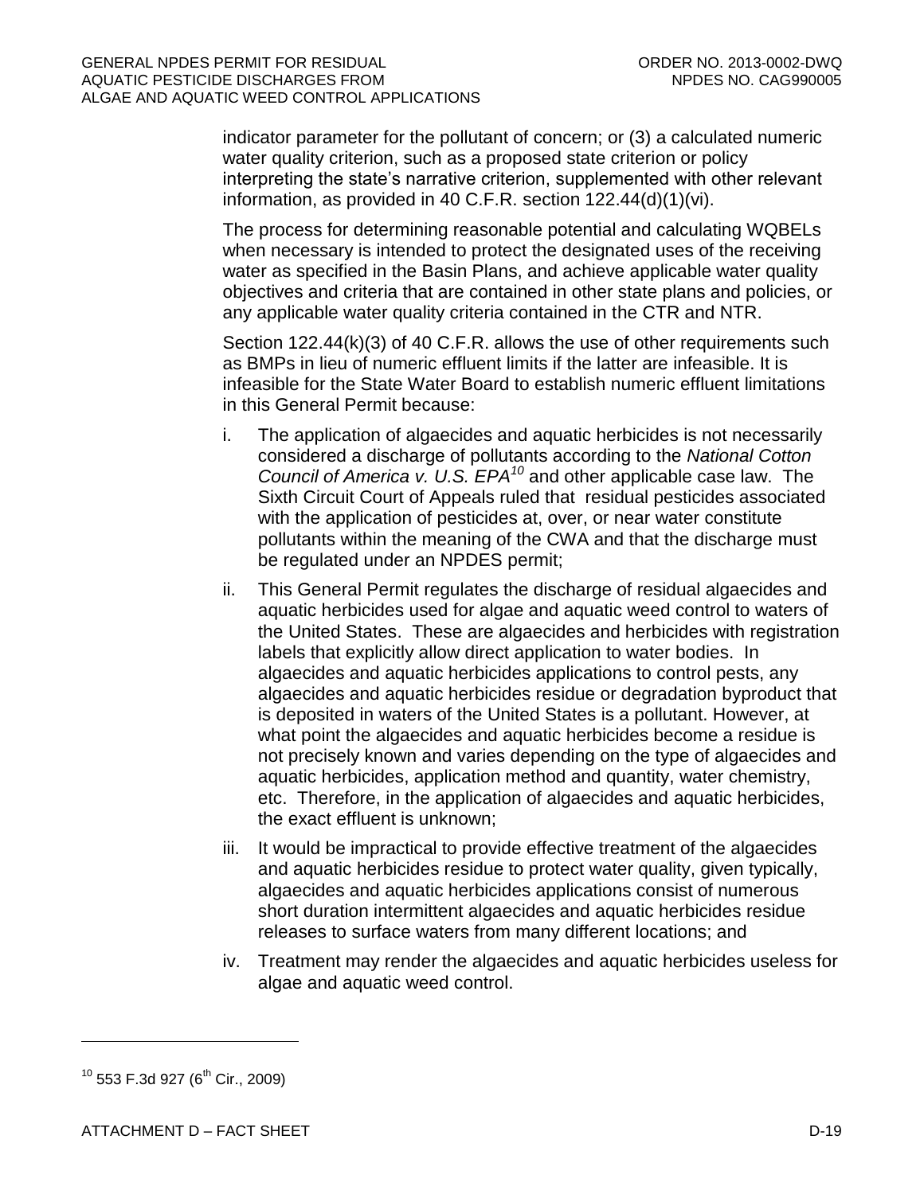indicator parameter for the pollutant of concern; or (3) a calculated numeric water quality criterion, such as a proposed state criterion or policy interpreting the state's narrative criterion, supplemented with other relevant information, as provided in 40 C.F.R. section 122.44(d)(1)(vi).

The process for determining reasonable potential and calculating WQBELs when necessary is intended to protect the designated uses of the receiving water as specified in the Basin Plans, and achieve applicable water quality objectives and criteria that are contained in other state plans and policies, or any applicable water quality criteria contained in the CTR and NTR.

Section 122.44(k)(3) of 40 C.F.R. allows the use of other requirements such as BMPs in lieu of numeric effluent limits if the latter are infeasible. It is infeasible for the State Water Board to establish numeric effluent limitations in this General Permit because:

i. The application of algaecides and aquatic herbicides is not necessarily considered a discharge of pollutants according to the *National Cotton Council of America v. U.S. EPA*[10] and other applicable case law. The Sixth Circuit Court of Appeals ruled that residual pesticides associated with the application of pesticides at, over, or near water constitute pollutants within the meaning of the CWA and that the discharge must be regulated under an NPDES permit;

ii. This General Permit regulates the discharge of residual algaecides and aquatic herbicides used for algae and aquatic weed control to waters of the United States. These are algaecides and herbicides with registration labels that explicitly allow direct application to water bodies. In algaecides and aquatic herbicides applications to control pests, any algaecides and aquatic herbicides residue or degradation byproduct that is deposited in waters of the United States is a pollutant. However, at what point the algaecides and aquatic herbicides become a residue is not precisely known and varies depending on the type of algaecides and aquatic herbicides, application method and quantity, water chemistry, etc. Therefore, in the application of algaecides and aquatic herbicides, the exact effluent is unknown;

iii. It would be impractical to provide effective treatment of the algaecides and aquatic herbicides residue to protect water quality, given typically, algaecides and aquatic herbicides applications consist of numerous short duration intermittent algaecides and aquatic herbicides residue releases to surface waters from many different locations; and

iv. Treatment may render the algaecides and aquatic herbicides useless for algae and aquatic weed control.

---

[10] 553 F.3d 927 (6th Cir., 2009)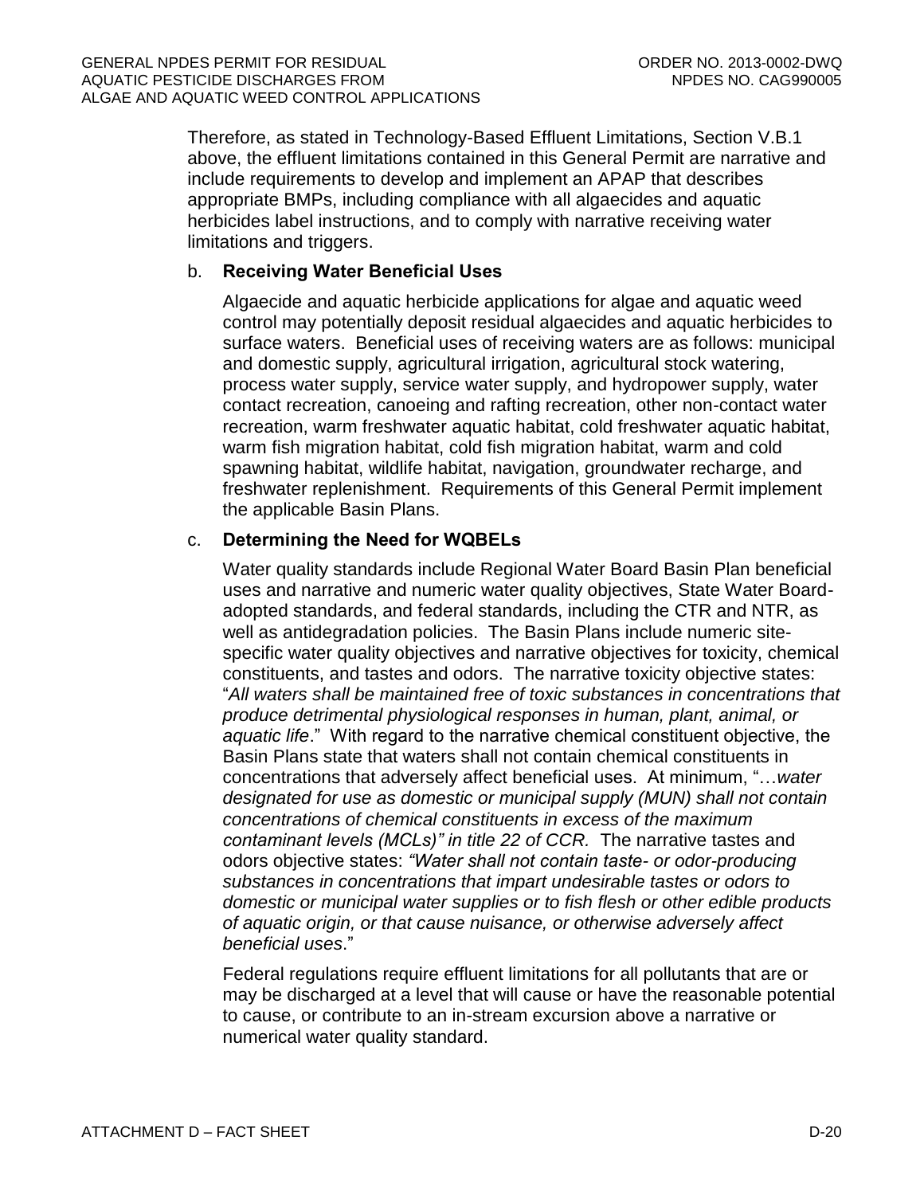Therefore, as stated in Technology-Based Effluent Limitations, Section V.B.1 above, the effluent limitations contained in this General Permit are narrative and include requirements to develop and implement an APAP that describes appropriate BMPs, including compliance with all algaecides and aquatic herbicides label instructions, and to comply with narrative receiving water limitations and triggers.

b. **Receiving Water Beneficial Uses**

Algaecide and aquatic herbicide applications for algae and aquatic weed control may potentially deposit residual algaecides and aquatic herbicides to surface waters. Beneficial uses of receiving waters are as follows: municipal and domestic supply, agricultural irrigation, agricultural stock watering, process water supply, service water supply, and hydropower supply, water contact recreation, canoeing and rafting recreation, other non-contact water recreation, warm freshwater aquatic habitat, cold freshwater aquatic habitat, warm fish migration habitat, cold fish migration habitat, warm and cold spawning habitat, wildlife habitat, navigation, groundwater recharge, and freshwater replenishment. Requirements of this General Permit implement the applicable Basin Plans.

c. **Determining the Need for WQBELs**

Water quality standards include Regional Water Board Basin Plan beneficial uses and narrative and numeric water quality objectives, State Water Board-adopted standards, and federal standards, including the CTR and NTR, as well as antidegradation policies. The Basin Plans include numeric site-specific water quality objectives and narrative objectives for toxicity, chemical constituents, and tastes and odors. The narrative toxicity objective states: "*All waters shall be maintained free of toxic substances in concentrations that produce detrimental physiological responses in human, plant, animal, or aquatic life*." With regard to the narrative chemical constituent objective, the Basin Plans state that waters shall not contain chemical constituents in concentrations that adversely affect beneficial uses. At minimum, "…*water designated for use as domestic or municipal supply (MUN) shall not contain concentrations of chemical constituents in excess of the maximum contaminant levels (MCLs)" in title 22 of CCR.* The narrative tastes and odors objective states: *"Water shall not contain taste- or odor-producing substances in concentrations that impart undesirable tastes or odors to domestic or municipal water supplies or to fish flesh or other edible products of aquatic origin, or that cause nuisance, or otherwise adversely affect beneficial uses*."

Federal regulations require effluent limitations for all pollutants that are or may be discharged at a level that will cause or have the reasonable potential to cause, or contribute to an in-stream excursion above a narrative or numerical water quality standard.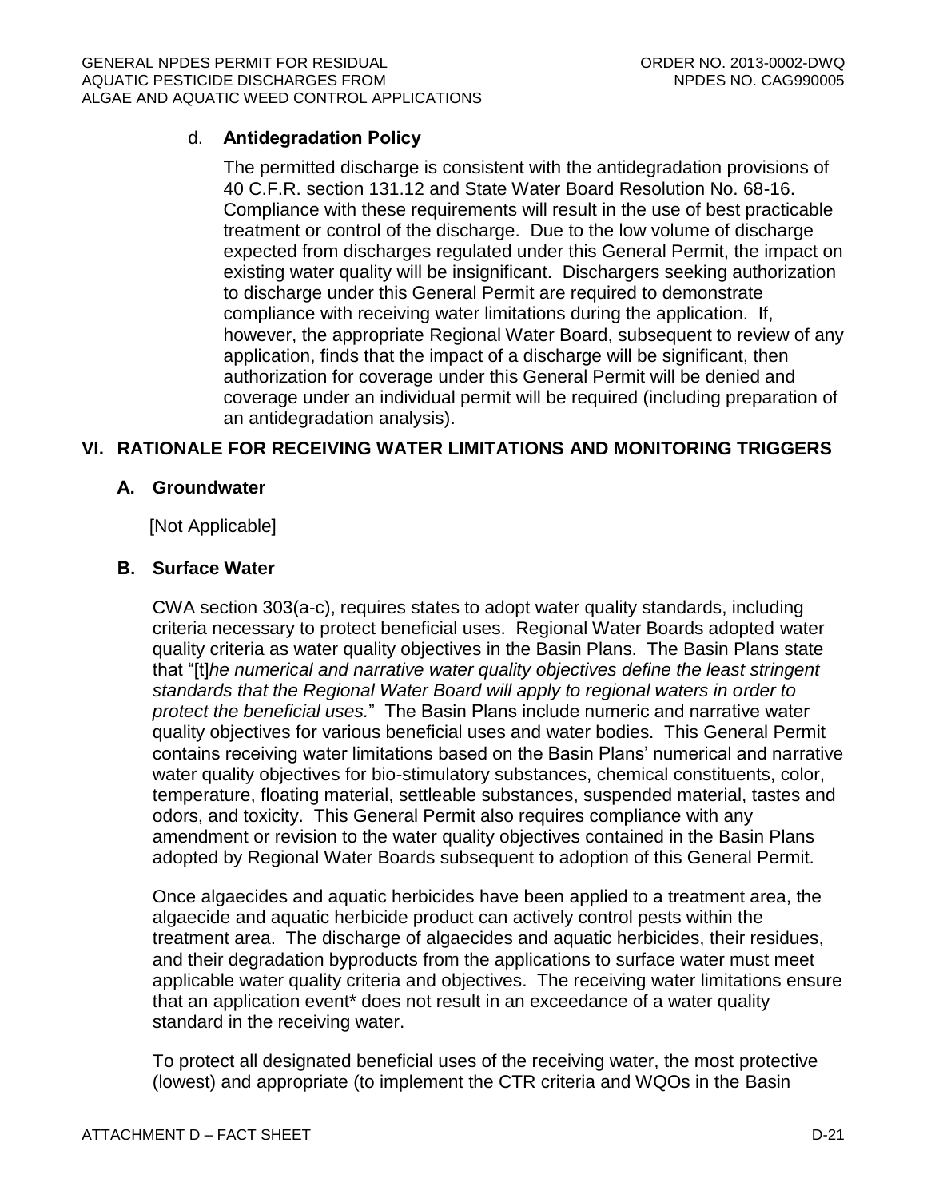d. **Antidegradation Policy**

The permitted discharge is consistent with the antidegradation provisions of 40 C.F.R. section 131.12 and State Water Board Resolution No. 68-16. Compliance with these requirements will result in the use of best practicable treatment or control of the discharge. Due to the low volume of discharge expected from discharges regulated under this General Permit, the impact on existing water quality will be insignificant. Dischargers seeking authorization to discharge under this General Permit are required to demonstrate compliance with receiving water limitations during the application. If, however, the appropriate Regional Water Board, subsequent to review of any application, finds that the impact of a discharge will be significant, then authorization for coverage under this General Permit will be denied and coverage under an individual permit will be required (including preparation of an antidegradation analysis).

## VI. RATIONALE FOR RECEIVING WATER LIMITATIONS AND MONITORING TRIGGERS

### A. Groundwater

[Not Applicable]

### B. Surface Water

CWA section 303(a-c), requires states to adopt water quality standards, including criteria necessary to protect beneficial uses. Regional Water Boards adopted water quality criteria as water quality objectives in the Basin Plans. The Basin Plans state that "[t]*he numerical and narrative water quality objectives define the least stringent standards that the Regional Water Board will apply to regional waters in order to protect the beneficial uses.*" The Basin Plans include numeric and narrative water quality objectives for various beneficial uses and water bodies. This General Permit contains receiving water limitations based on the Basin Plans' numerical and narrative water quality objectives for bio-stimulatory substances, chemical constituents, color, temperature, floating material, settleable substances, suspended material, tastes and odors, and toxicity. This General Permit also requires compliance with any amendment or revision to the water quality objectives contained in the Basin Plans adopted by Regional Water Boards subsequent to adoption of this General Permit.

Once algaecides and aquatic herbicides have been applied to a treatment area, the algaecide and aquatic herbicide product can actively control pests within the treatment area. The discharge of algaecides and aquatic herbicides, their residues, and their degradation byproducts from the applications to surface water must meet applicable water quality criteria and objectives. The receiving water limitations ensure that an application event* does not result in an exceedance of a water quality standard in the receiving water.

To protect all designated beneficial uses of the receiving water, the most protective (lowest) and appropriate (to implement the CTR criteria and WQOs in the Basin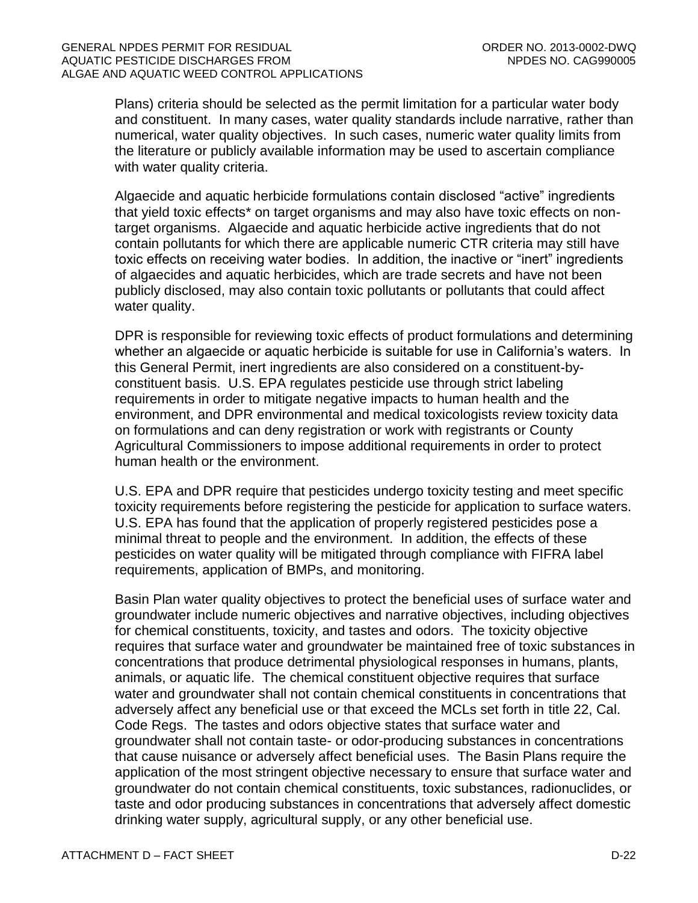Plans) criteria should be selected as the permit limitation for a particular water body and constituent. In many cases, water quality standards include narrative, rather than numerical, water quality objectives. In such cases, numeric water quality limits from the literature or publicly available information may be used to ascertain compliance with water quality criteria.

Algaecide and aquatic herbicide formulations contain disclosed "active" ingredients that yield toxic effects* on target organisms and may also have toxic effects on non-target organisms. Algaecide and aquatic herbicide active ingredients that do not contain pollutants for which there are applicable numeric CTR criteria may still have toxic effects on receiving water bodies. In addition, the inactive or "inert" ingredients of algaecides and aquatic herbicides, which are trade secrets and have not been publicly disclosed, may also contain toxic pollutants or pollutants that could affect water quality.

DPR is responsible for reviewing toxic effects of product formulations and determining whether an algaecide or aquatic herbicide is suitable for use in California's waters. In this General Permit, inert ingredients are also considered on a constituent-by-constituent basis. U.S. EPA regulates pesticide use through strict labeling requirements in order to mitigate negative impacts to human health and the environment, and DPR environmental and medical toxicologists review toxicity data on formulations and can deny registration or work with registrants or County Agricultural Commissioners to impose additional requirements in order to protect human health or the environment.

U.S. EPA and DPR require that pesticides undergo toxicity testing and meet specific toxicity requirements before registering the pesticide for application to surface waters. U.S. EPA has found that the application of properly registered pesticides pose a minimal threat to people and the environment. In addition, the effects of these pesticides on water quality will be mitigated through compliance with FIFRA label requirements, application of BMPs, and monitoring.

Basin Plan water quality objectives to protect the beneficial uses of surface water and groundwater include numeric objectives and narrative objectives, including objectives for chemical constituents, toxicity, and tastes and odors. The toxicity objective requires that surface water and groundwater be maintained free of toxic substances in concentrations that produce detrimental physiological responses in humans, plants, animals, or aquatic life. The chemical constituent objective requires that surface water and groundwater shall not contain chemical constituents in concentrations that adversely affect any beneficial use or that exceed the MCLs set forth in title 22, Cal. Code Regs. The tastes and odors objective states that surface water and groundwater shall not contain taste- or odor-producing substances in concentrations that cause nuisance or adversely affect beneficial uses. The Basin Plans require the application of the most stringent objective necessary to ensure that surface water and groundwater do not contain chemical constituents, toxic substances, radionuclides, or taste and odor producing substances in concentrations that adversely affect domestic drinking water supply, agricultural supply, or any other beneficial use.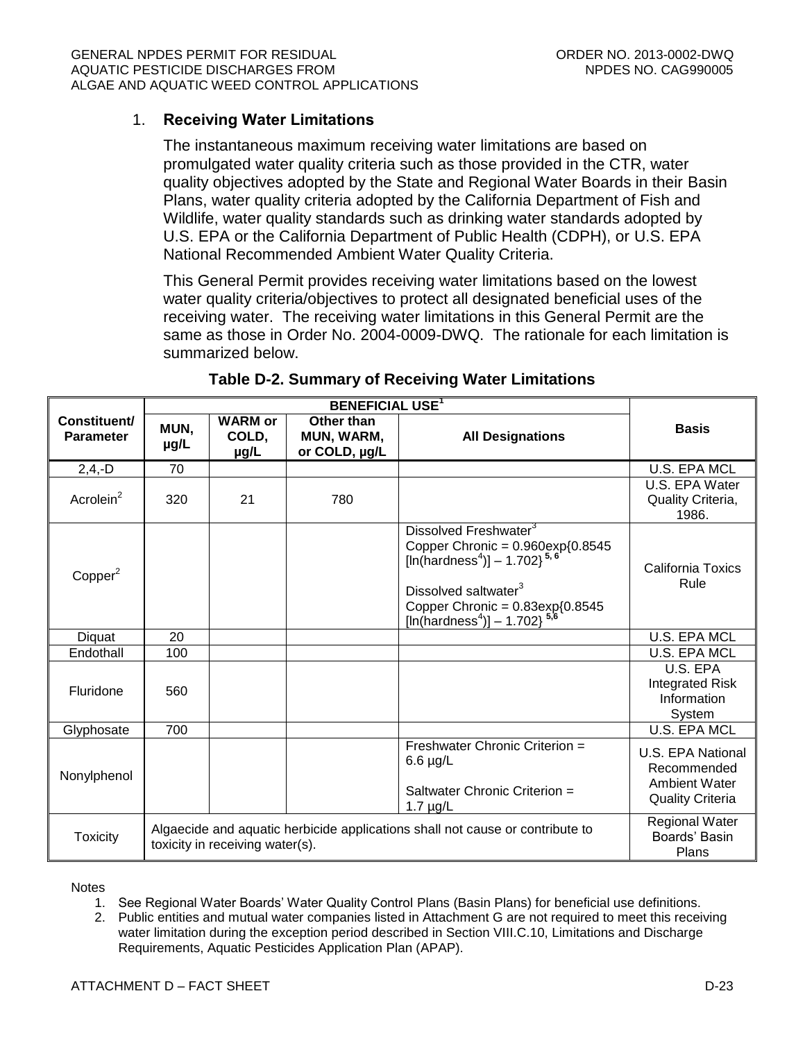### 1. **Receiving Water Limitations**

The instantaneous maximum receiving water limitations are based on promulgated water quality criteria such as those provided in the CTR, water quality objectives adopted by the State and Regional Water Boards in their Basin Plans, water quality criteria adopted by the California Department of Fish and Wildlife, water quality standards such as drinking water standards adopted by U.S. EPA or the California Department of Public Health (CDPH), or U.S. EPA National Recommended Ambient Water Quality Criteria.

This General Permit provides receiving water limitations based on the lowest water quality criteria/objectives to protect all designated beneficial uses of the receiving water. The receiving water limitations in this General Permit are the same as those in Order No. 2004-0009-DWQ. The rationale for each limitation is summarized below.

**Table D-2. Summary of Receiving Water Limitations**

| Constituent/ Parameter | BENEFICIAL USE[1] | | | | Basis |
|---|---|---|---|---|---|
| | MUN, µg/L | WARM or COLD, µg/L | Other than MUN, WARM, or COLD, µg/L | All Designations | |
| 2,4,-D | 70 | | | | U.S. EPA MCL |
| Acrolein[2] | 320 | 21 | 780 | | U.S. EPA Water Quality Criteria, 1986. |
| Copper[2] | | | | Dissolved Freshwater[3] Copper Chronic = 0.960exp{0.8545 [ln(hardness[4])] – 1.702}[5,6] Dissolved saltwater[3] Copper Chronic = 0.83exp{0.8545 [ln(hardness[4])] – 1.702}[5,6] | California Toxics Rule |
| Diquat | 20 | | | | U.S. EPA MCL |
| Endothall | 100 | | | | U.S. EPA MCL |
| Fluridone | 560 | | | | U.S. EPA Integrated Risk Information System |
| Glyphosate | 700 | | | | U.S. EPA MCL |
| Nonylphenol | | | | Freshwater Chronic Criterion = 6.6 µg/L Saltwater Chronic Criterion = 1.7 µg/L | U.S. EPA National Recommended Ambient Water Quality Criteria |
| Toxicity | Algaecide and aquatic herbicide applications shall not cause or contribute to toxicity in receiving water(s). | | | | Regional Water Boards' Basin Plans |

Notes

1. See Regional Water Boards' Water Quality Control Plans (Basin Plans) for beneficial use definitions.
2. Public entities and mutual water companies listed in Attachment G are not required to meet this receiving water limitation during the exception period described in Section VIII.C.10, Limitations and Discharge Requirements, Aquatic Pesticides Application Plan (APAP).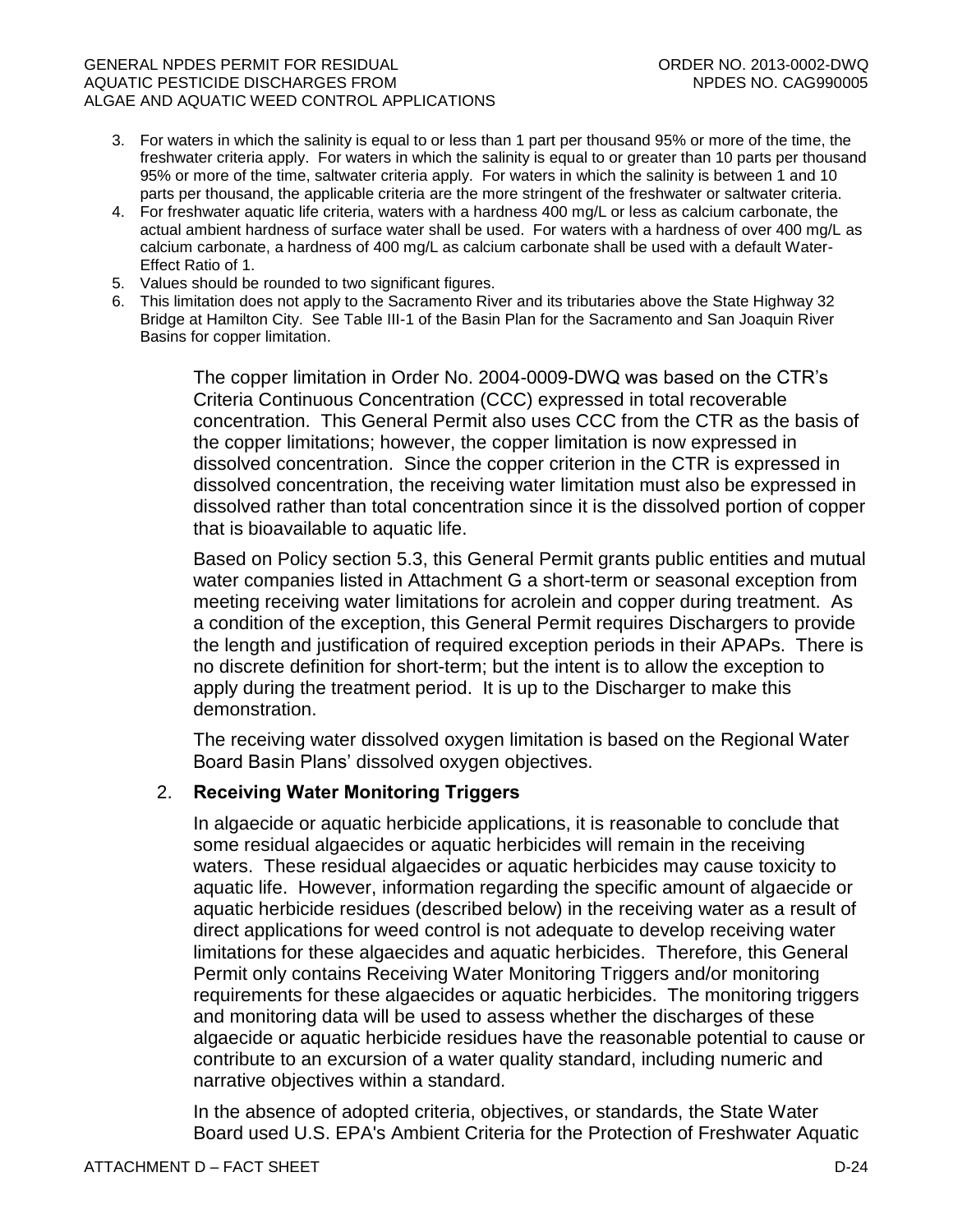3. For waters in which the salinity is equal to or less than 1 part per thousand 95% or more of the time, the freshwater criteria apply. For waters in which the salinity is equal to or greater than 10 parts per thousand 95% or more of the time, saltwater criteria apply. For waters in which the salinity is between 1 and 10 parts per thousand, the applicable criteria are the more stringent of the freshwater or saltwater criteria.
4. For freshwater aquatic life criteria, waters with a hardness 400 mg/L or less as calcium carbonate, the actual ambient hardness of surface water shall be used. For waters with a hardness of over 400 mg/L as calcium carbonate, a hardness of 400 mg/L as calcium carbonate shall be used with a default Water-Effect Ratio of 1.
5. Values should be rounded to two significant figures.
6. This limitation does not apply to the Sacramento River and its tributaries above the State Highway 32 Bridge at Hamilton City. See Table III-1 of the Basin Plan for the Sacramento and San Joaquin River Basins for copper limitation.

The copper limitation in Order No. 2004-0009-DWQ was based on the CTR's Criteria Continuous Concentration (CCC) expressed in total recoverable concentration. This General Permit also uses CCC from the CTR as the basis of the copper limitations; however, the copper limitation is now expressed in dissolved concentration. Since the copper criterion in the CTR is expressed in dissolved concentration, the receiving water limitation must also be expressed in dissolved rather than total concentration since it is the dissolved portion of copper that is bioavailable to aquatic life.

Based on Policy section 5.3, this General Permit grants public entities and mutual water companies listed in Attachment G a short-term or seasonal exception from meeting receiving water limitations for acrolein and copper during treatment. As a condition of the exception, this General Permit requires Dischargers to provide the length and justification of required exception periods in their APAPs. There is no discrete definition for short-term; but the intent is to allow the exception to apply during the treatment period. It is up to the Discharger to make this demonstration.

The receiving water dissolved oxygen limitation is based on the Regional Water Board Basin Plans' dissolved oxygen objectives.

2. **Receiving Water Monitoring Triggers**

In algaecide or aquatic herbicide applications, it is reasonable to conclude that some residual algaecides or aquatic herbicides will remain in the receiving waters. These residual algaecides or aquatic herbicides may cause toxicity to aquatic life. However, information regarding the specific amount of algaecide or aquatic herbicide residues (described below) in the receiving water as a result of direct applications for weed control is not adequate to develop receiving water limitations for these algaecides and aquatic herbicides. Therefore, this General Permit only contains Receiving Water Monitoring Triggers and/or monitoring requirements for these algaecides or aquatic herbicides. The monitoring triggers and monitoring data will be used to assess whether the discharges of these algaecide or aquatic herbicide residues have the reasonable potential to cause or contribute to an excursion of a water quality standard, including numeric and narrative objectives within a standard.

In the absence of adopted criteria, objectives, or standards, the State Water Board used U.S. EPA's Ambient Criteria for the Protection of Freshwater Aquatic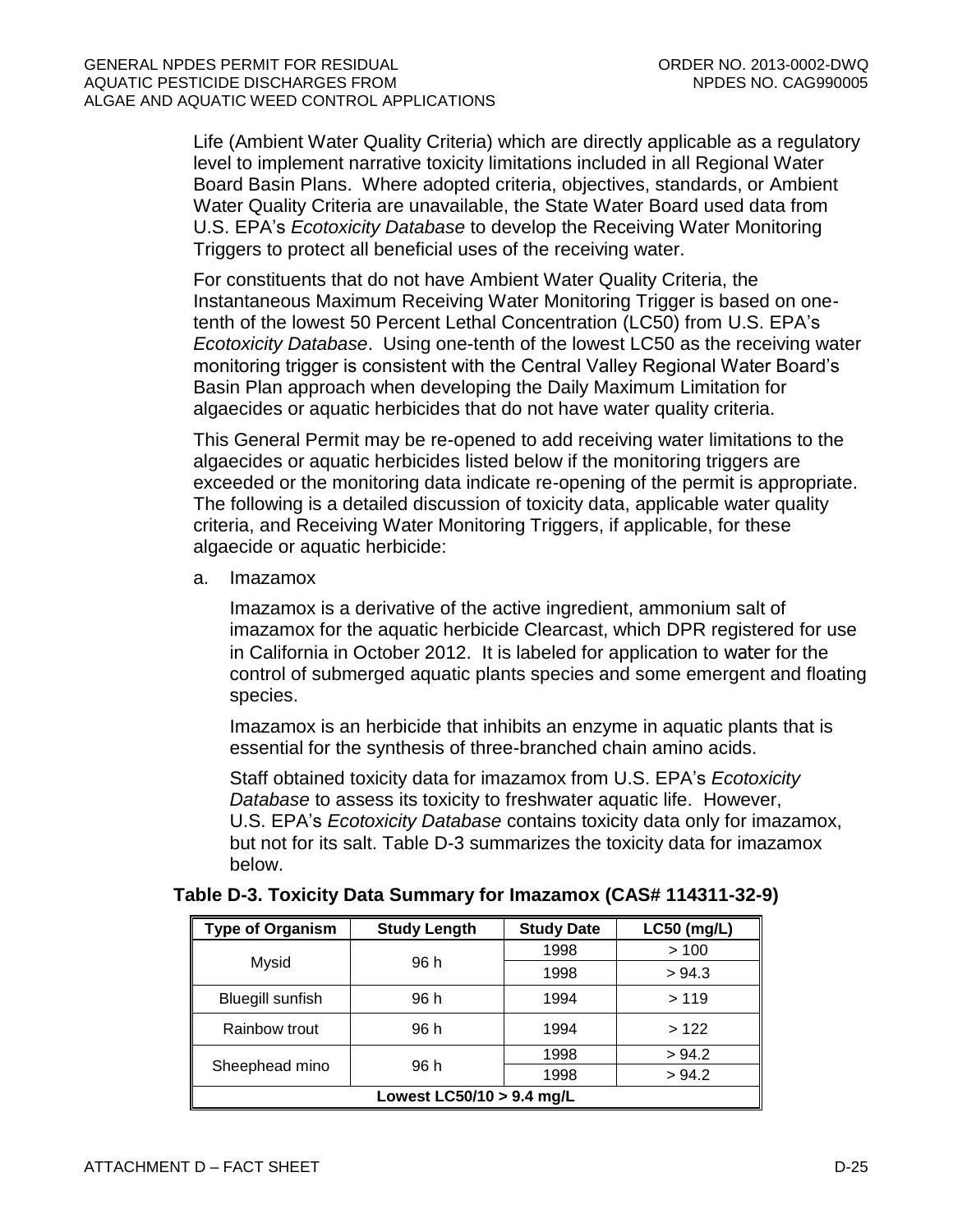Life (Ambient Water Quality Criteria) which are directly applicable as a regulatory level to implement narrative toxicity limitations included in all Regional Water Board Basin Plans. Where adopted criteria, objectives, standards, or Ambient Water Quality Criteria are unavailable, the State Water Board used data from U.S. EPA's *Ecotoxicity Database* to develop the Receiving Water Monitoring Triggers to protect all beneficial uses of the receiving water.

For constituents that do not have Ambient Water Quality Criteria, the Instantaneous Maximum Receiving Water Monitoring Trigger is based on one-tenth of the lowest 50 Percent Lethal Concentration (LC50) from U.S. EPA's *Ecotoxicity Database*. Using one-tenth of the lowest LC50 as the receiving water monitoring trigger is consistent with the Central Valley Regional Water Board's Basin Plan approach when developing the Daily Maximum Limitation for algaecides or aquatic herbicides that do not have water quality criteria.

This General Permit may be re-opened to add receiving water limitations to the algaecides or aquatic herbicides listed below if the monitoring triggers are exceeded or the monitoring data indicate re-opening of the permit is appropriate. The following is a detailed discussion of toxicity data, applicable water quality criteria, and Receiving Water Monitoring Triggers, if applicable, for these algaecide or aquatic herbicide:

a. Imazamox

Imazamox is a derivative of the active ingredient, ammonium salt of imazamox for the aquatic herbicide Clearcast, which DPR registered for use in California in October 2012. It is labeled for application to water for the control of submerged aquatic plants species and some emergent and floating species.

Imazamox is an herbicide that inhibits an enzyme in aquatic plants that is essential for the synthesis of three-branched chain amino acids.

Staff obtained toxicity data for imazamox from U.S. EPA's *Ecotoxicity Database* to assess its toxicity to freshwater aquatic life. However, U.S. EPA's *Ecotoxicity Database* contains toxicity data only for imazamox, but not for its salt. Table D-3 summarizes the toxicity data for imazamox below.

**Table D-3. Toxicity Data Summary for Imazamox (CAS# 114311-32-9)**

| Type of Organism | Study Length | Study Date | LC50 (mg/L) |
|---|---|---|---|
| Mysid | 96 h | 1998 | > 100 |
| | | 1998 | > 94.3 |
| Bluegill sunfish | 96 h | 1994 | > 119 |
| Rainbow trout | 96 h | 1994 | > 122 |
| Sheephead mino | 96 h | 1998 | > 94.2 |
| | | 1998 | > 94.2 |
| **Lowest LC50/10 > 9.4 mg/L** | | | |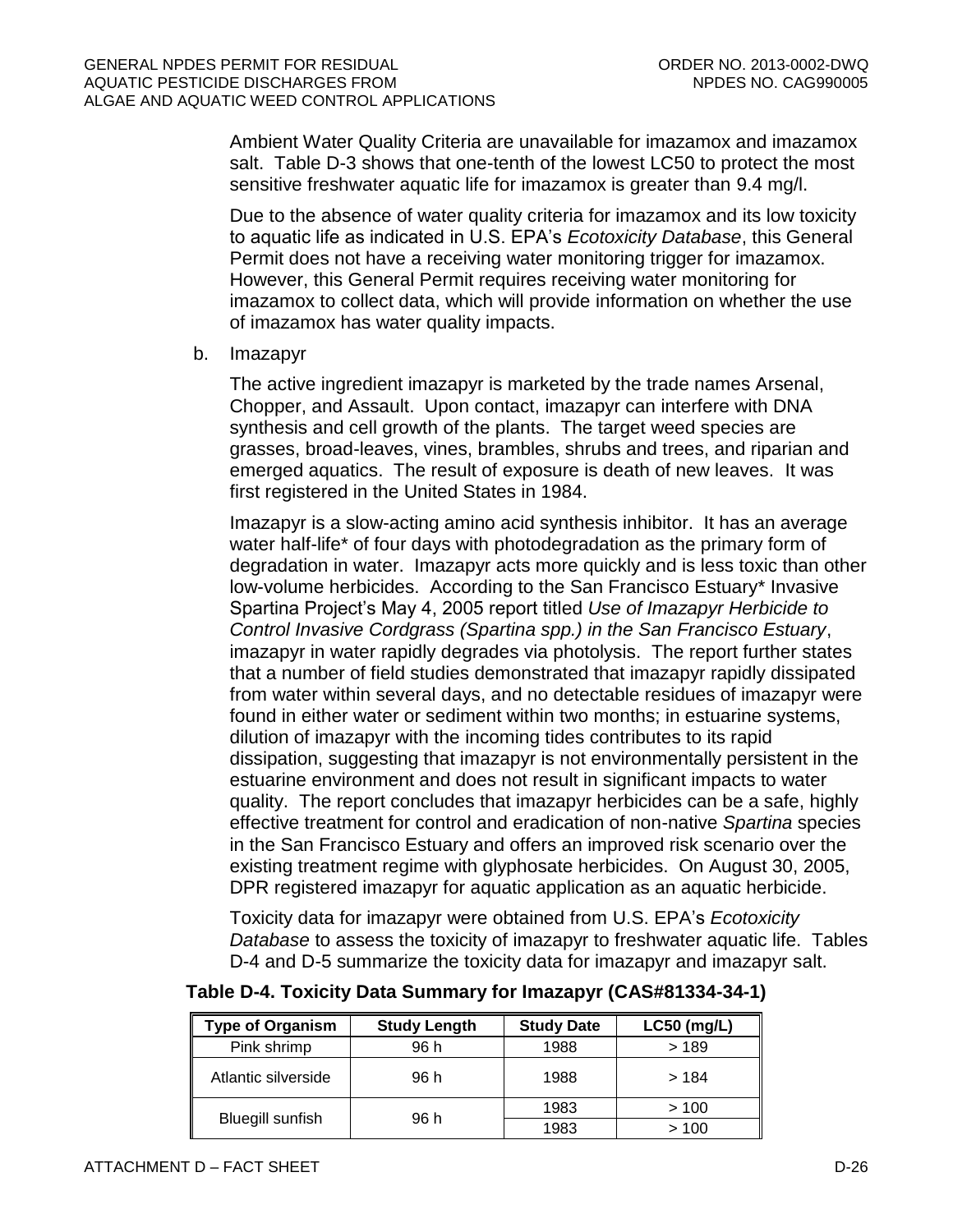Ambient Water Quality Criteria are unavailable for imazamox and imazamox salt. Table D-3 shows that one-tenth of the lowest LC50 to protect the most sensitive freshwater aquatic life for imazamox is greater than 9.4 mg/l.

Due to the absence of water quality criteria for imazamox and its low toxicity to aquatic life as indicated in U.S. EPA's *Ecotoxicity Database*, this General Permit does not have a receiving water monitoring trigger for imazamox. However, this General Permit requires receiving water monitoring for imazamox to collect data, which will provide information on whether the use of imazamox has water quality impacts.

b. Imazapyr

The active ingredient imazapyr is marketed by the trade names Arsenal, Chopper, and Assault. Upon contact, imazapyr can interfere with DNA synthesis and cell growth of the plants. The target weed species are grasses, broad-leaves, vines, brambles, shrubs and trees, and riparian and emerged aquatics. The result of exposure is death of new leaves. It was first registered in the United States in 1984.

Imazapyr is a slow-acting amino acid synthesis inhibitor. It has an average water half-life* of four days with photodegradation as the primary form of degradation in water. Imazapyr acts more quickly and is less toxic than other low-volume herbicides. According to the San Francisco Estuary* Invasive Spartina Project's May 4, 2005 report titled *Use of Imazapyr Herbicide to Control Invasive Cordgrass (Spartina spp.) in the San Francisco Estuary*, imazapyr in water rapidly degrades via photolysis. The report further states that a number of field studies demonstrated that imazapyr rapidly dissipated from water within several days, and no detectable residues of imazapyr were found in either water or sediment within two months; in estuarine systems, dilution of imazapyr with the incoming tides contributes to its rapid dissipation, suggesting that imazapyr is not environmentally persistent in the estuarine environment and does not result in significant impacts to water quality. The report concludes that imazapyr herbicides can be a safe, highly effective treatment for control and eradication of non-native *Spartina* species in the San Francisco Estuary and offers an improved risk scenario over the existing treatment regime with glyphosate herbicides. On August 30, 2005, DPR registered imazapyr for aquatic application as an aquatic herbicide.

Toxicity data for imazapyr were obtained from U.S. EPA's *Ecotoxicity Database* to assess the toxicity of imazapyr to freshwater aquatic life. Tables D-4 and D-5 summarize the toxicity data for imazapyr and imazapyr salt.

**Table D-4. Toxicity Data Summary for Imazapyr (CAS#81334-34-1)**

| Type of Organism | Study Length | Study Date | LC50 (mg/L) |
|---|---|---|---|
| Pink shrimp | 96 h | 1988 | > 189 |
| Atlantic silverside | 96 h | 1988 | > 184 |
| Bluegill sunfish | 96 h | 1983 | > 100 |
| | | 1983 | > 100 |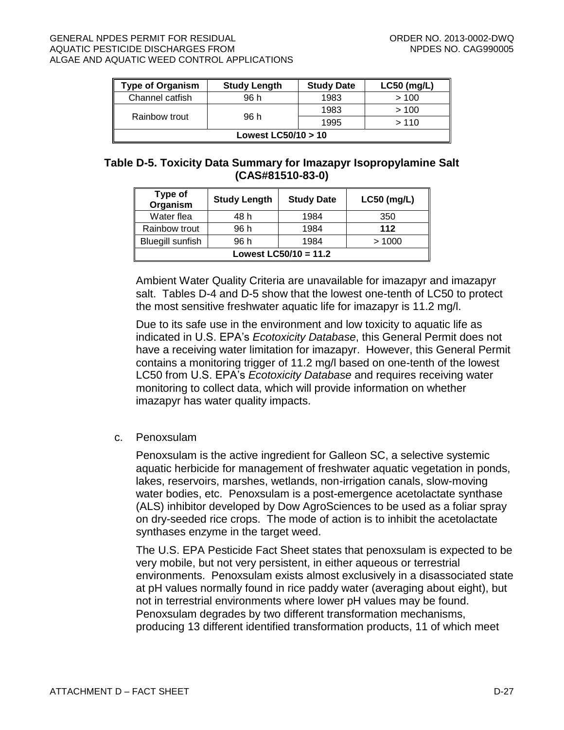| Type of Organism | Study Length | Study Date | LC50 (mg/L) |
|---|---|---|---|
| Channel catfish | 96 h | 1983 | > 100 |
| Rainbow trout | 96 h | 1983 | > 100 |
| | | 1995 | > 110 |
| **Lowest LC50/10 > 10** | | | |

**Table D-5. Toxicity Data Summary for Imazapyr Isopropylamine Salt (CAS#81510-83-0)**

| Type of Organism | Study Length | Study Date | LC50 (mg/L) |
|---|---|---|---|
| Water flea | 48 h | 1984 | 350 |
| Rainbow trout | 96 h | 1984 | **112** |
| Bluegill sunfish | 96 h | 1984 | > 1000 |
| **Lowest LC50/10 = 11.2** | | | |

Ambient Water Quality Criteria are unavailable for imazapyr and imazapyr salt. Tables D-4 and D-5 show that the lowest one-tenth of LC50 to protect the most sensitive freshwater aquatic life for imazapyr is 11.2 mg/l.

Due to its safe use in the environment and low toxicity to aquatic life as indicated in U.S. EPA's *Ecotoxicity Database*, this General Permit does not have a receiving water limitation for imazapyr. However, this General Permit contains a monitoring trigger of 11.2 mg/l based on one-tenth of the lowest LC50 from U.S. EPA's *Ecotoxicity Database* and requires receiving water monitoring to collect data, which will provide information on whether imazapyr has water quality impacts.

c. Penoxsulam

Penoxsulam is the active ingredient for Galleon SC, a selective systemic aquatic herbicide for management of freshwater aquatic vegetation in ponds, lakes, reservoirs, marshes, wetlands, non-irrigation canals, slow-moving water bodies, etc. Penoxsulam is a post-emergence acetolactate synthase (ALS) inhibitor developed by Dow AgroSciences to be used as a foliar spray on dry-seeded rice crops. The mode of action is to inhibit the acetolactate synthases enzyme in the target weed.

The U.S. EPA Pesticide Fact Sheet states that penoxsulam is expected to be very mobile, but not very persistent, in either aqueous or terrestrial environments. Penoxsulam exists almost exclusively in a disassociated state at pH values normally found in rice paddy water (averaging about eight), but not in terrestrial environments where lower pH values may be found. Penoxsulam degrades by two different transformation mechanisms, producing 13 different identified transformation products, 11 of which meet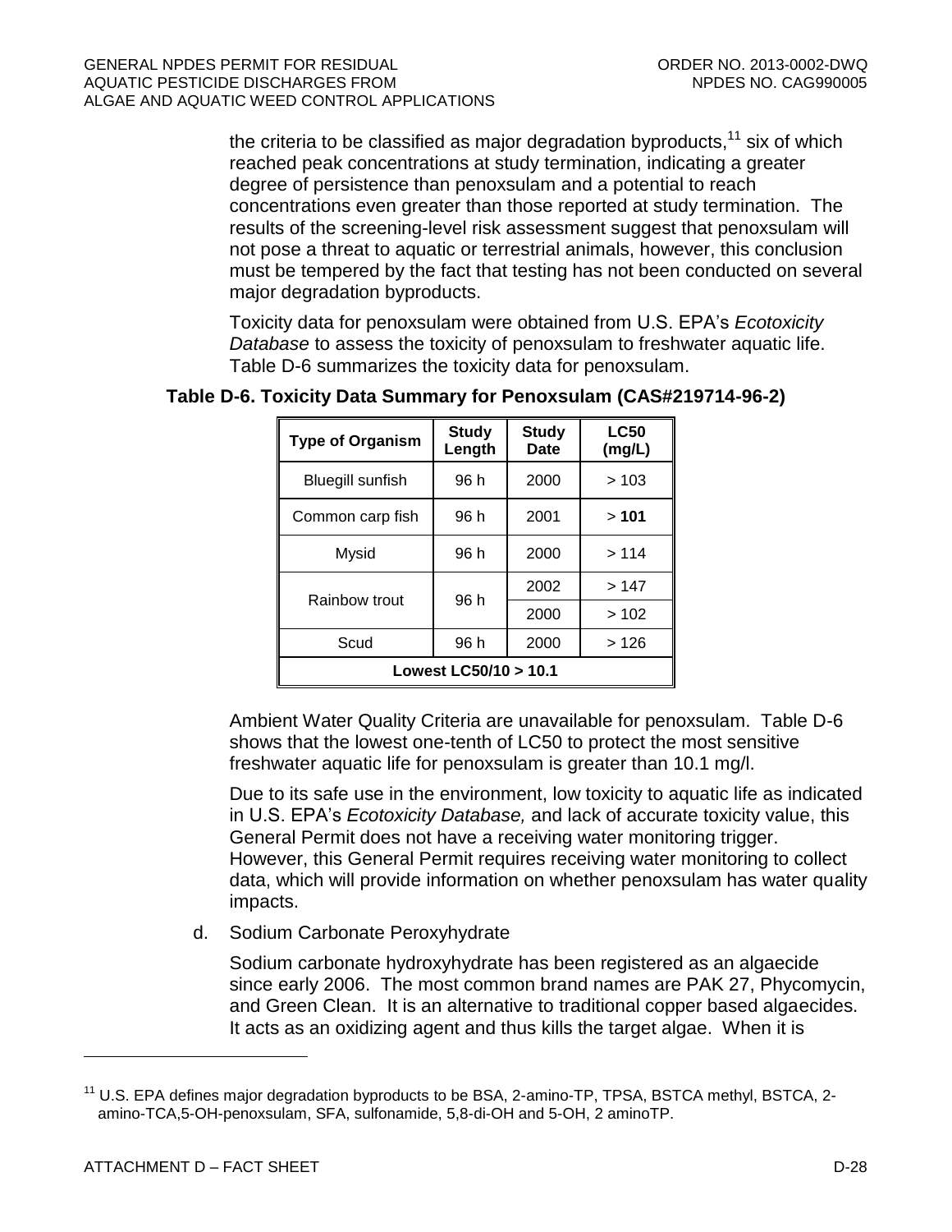the criteria to be classified as major degradation byproducts,[11] six of which reached peak concentrations at study termination, indicating a greater degree of persistence than penoxsulam and a potential to reach concentrations even greater than those reported at study termination. The results of the screening-level risk assessment suggest that penoxsulam will not pose a threat to aquatic or terrestrial animals, however, this conclusion must be tempered by the fact that testing has not been conducted on several major degradation byproducts.

Toxicity data for penoxsulam were obtained from U.S. EPA's *Ecotoxicity Database* to assess the toxicity of penoxsulam to freshwater aquatic life. Table D-6 summarizes the toxicity data for penoxsulam.

**Table D-6. Toxicity Data Summary for Penoxsulam (CAS#219714-96-2)**

| Type of Organism | Study Length | Study Date | LC50 (mg/L) |
|---|---|---|---|
| Bluegill sunfish | 96 h | 2000 | > 103 |
| Common carp fish | 96 h | 2001 | > **101** |
| Mysid | 96 h | 2000 | > 114 |
| Rainbow trout | 96 h | 2002 | > 147 |
| | | 2000 | > 102 |
| Scud | 96 h | 2000 | > 126 |
| **Lowest LC50/10 > 10.1** | | | |

Ambient Water Quality Criteria are unavailable for penoxsulam. Table D-6 shows that the lowest one-tenth of LC50 to protect the most sensitive freshwater aquatic life for penoxsulam is greater than 10.1 mg/l.

Due to its safe use in the environment, low toxicity to aquatic life as indicated in U.S. EPA's *Ecotoxicity Database,* and lack of accurate toxicity value, this General Permit does not have a receiving water monitoring trigger. However, this General Permit requires receiving water monitoring to collect data, which will provide information on whether penoxsulam has water quality impacts.

d. Sodium Carbonate Peroxyhydrate

Sodium carbonate hydroxyhydrate has been registered as an algaecide since early 2006. The most common brand names are PAK 27, Phycomycin, and Green Clean. It is an alternative to traditional copper based algaecides. It acts as an oxidizing agent and thus kills the target algae. When it is

[11] U.S. EPA defines major degradation byproducts to be BSA, 2-amino-TP, TPSA, BSTCA methyl, BSTCA, 2-amino-TCA,5-OH-penoxsulam, SFA, sulfonamide, 5,8-di-OH and 5-OH, 2 aminoTP.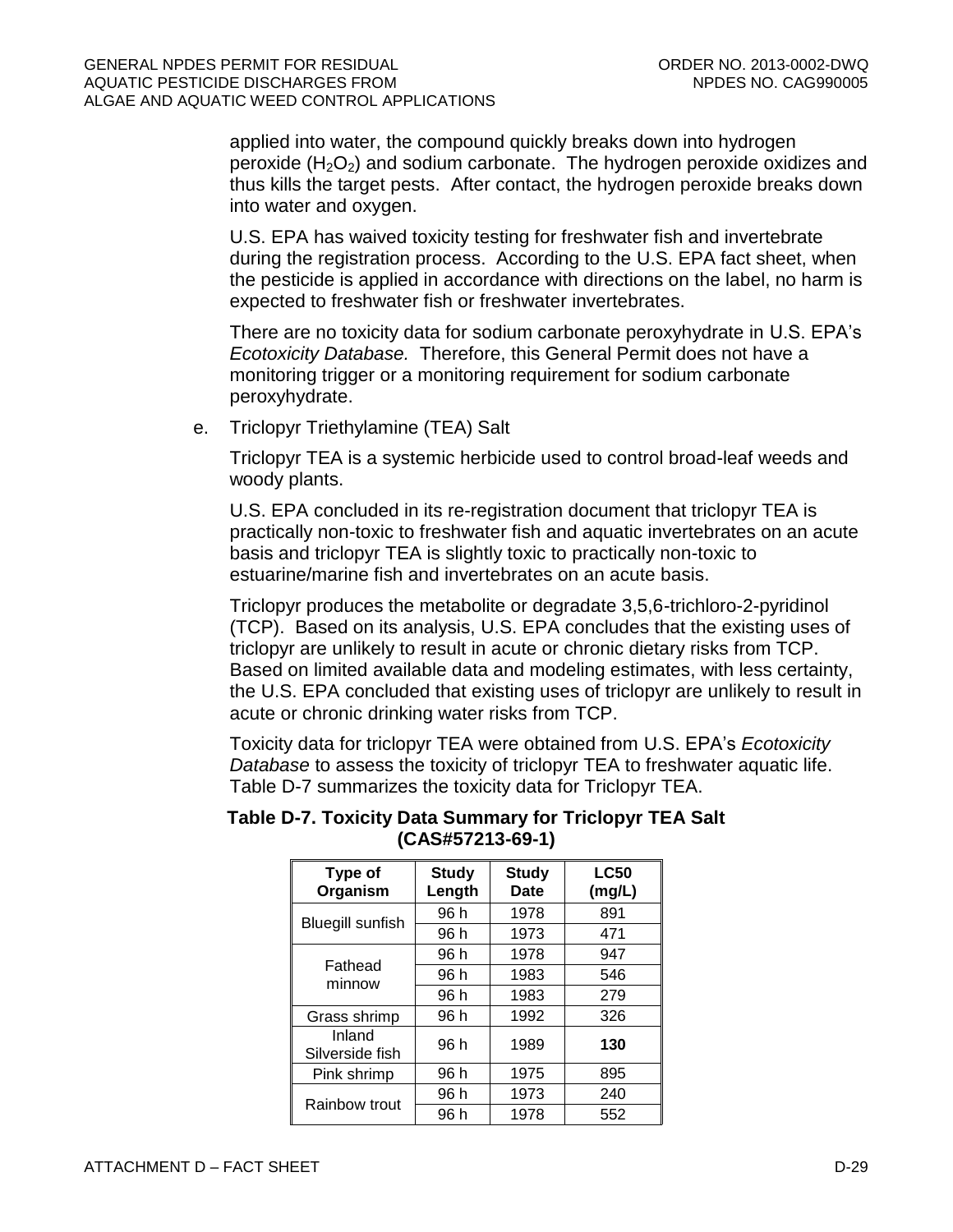applied into water, the compound quickly breaks down into hydrogen peroxide ($H_2O_2$) and sodium carbonate. The hydrogen peroxide oxidizes and thus kills the target pests. After contact, the hydrogen peroxide breaks down into water and oxygen.

U.S. EPA has waived toxicity testing for freshwater fish and invertebrate during the registration process. According to the U.S. EPA fact sheet, when the pesticide is applied in accordance with directions on the label, no harm is expected to freshwater fish or freshwater invertebrates.

There are no toxicity data for sodium carbonate peroxyhydrate in U.S. EPA's *Ecotoxicity Database.* Therefore, this General Permit does not have a monitoring trigger or a monitoring requirement for sodium carbonate peroxyhydrate.

e. Triclopyr Triethylamine (TEA) Salt

Triclopyr TEA is a systemic herbicide used to control broad-leaf weeds and woody plants.

U.S. EPA concluded in its re-registration document that triclopyr TEA is practically non-toxic to freshwater fish and aquatic invertebrates on an acute basis and triclopyr TEA is slightly toxic to practically non-toxic to estuarine/marine fish and invertebrates on an acute basis.

Triclopyr produces the metabolite or degradate 3,5,6-trichloro-2-pyridinol (TCP). Based on its analysis, U.S. EPA concludes that the existing uses of triclopyr are unlikely to result in acute or chronic dietary risks from TCP. Based on limited available data and modeling estimates, with less certainty, the U.S. EPA concluded that existing uses of triclopyr are unlikely to result in acute or chronic drinking water risks from TCP.

Toxicity data for triclopyr TEA were obtained from U.S. EPA's *Ecotoxicity Database* to assess the toxicity of triclopyr TEA to freshwater aquatic life. Table D-7 summarizes the toxicity data for Triclopyr TEA.

**Table D-7. Toxicity Data Summary for Triclopyr TEA Salt (CAS#57213-69-1)**

| Type of Organism | Study Length | Study Date | LC50 (mg/L) |
|---|---|---|---|
| Bluegill sunfish | 96 h | 1978 | 891 |
| | 96 h | 1973 | 471 |
| Fathead minnow | 96 h | 1978 | 947 |
| | 96 h | 1983 | 546 |
| | 96 h | 1983 | 279 |
| Grass shrimp | 96 h | 1992 | 326 |
| Inland Silverside fish | 96 h | 1989 | **130** |
| Pink shrimp | 96 h | 1975 | 895 |
| Rainbow trout | 96 h | 1973 | 240 |
| | 96 h | 1978 | 552 |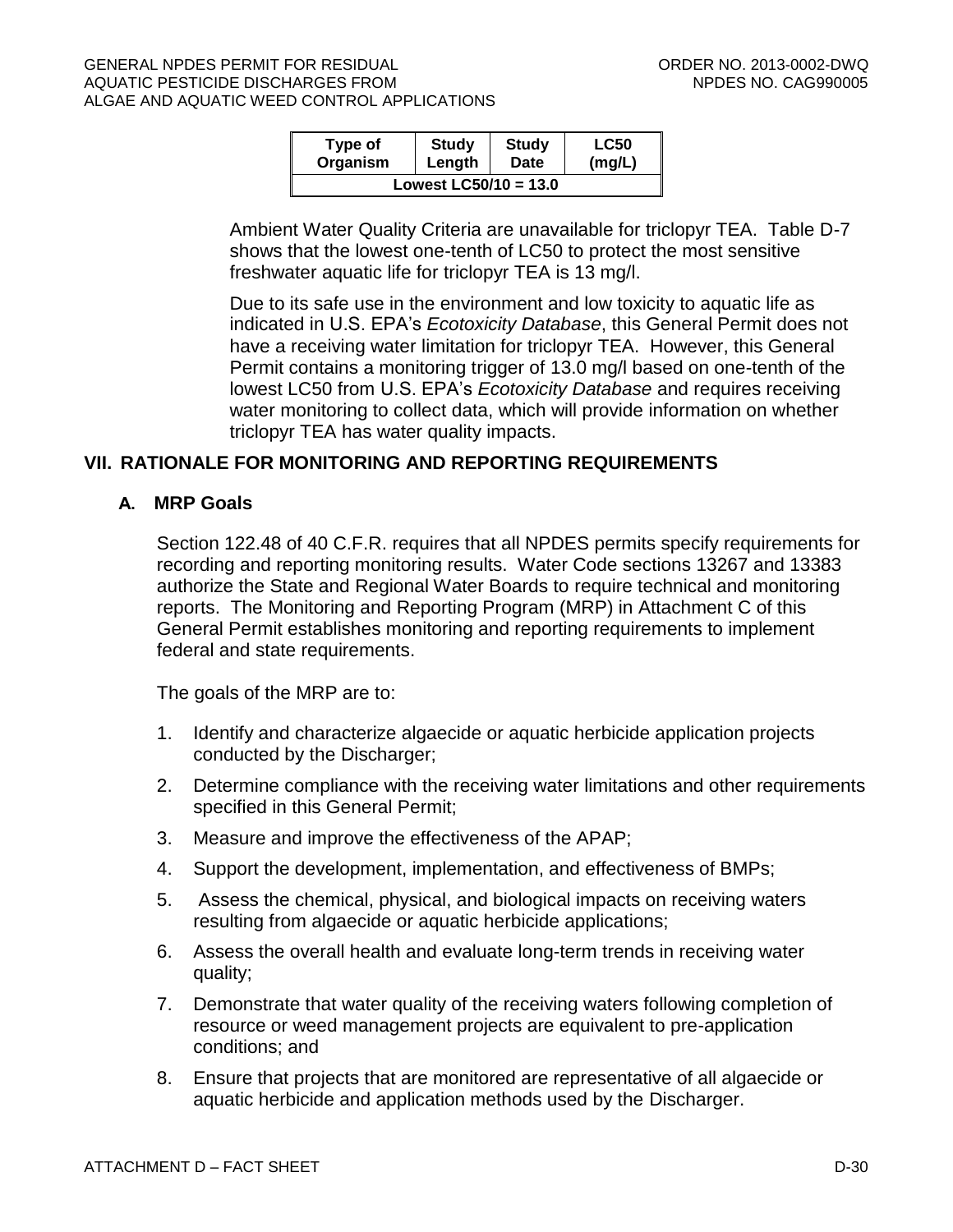| Type of Organism | Study Length | Study Date | LC50 (mg/L) |
|---|---|---|---|
| Lowest LC50/10 = 13.0 | | | |

Ambient Water Quality Criteria are unavailable for triclopyr TEA. Table D-7 shows that the lowest one-tenth of LC50 to protect the most sensitive freshwater aquatic life for triclopyr TEA is 13 mg/l.

Due to its safe use in the environment and low toxicity to aquatic life as indicated in U.S. EPA's *Ecotoxicity Database*, this General Permit does not have a receiving water limitation for triclopyr TEA. However, this General Permit contains a monitoring trigger of 13.0 mg/l based on one-tenth of the lowest LC50 from U.S. EPA's *Ecotoxicity Database* and requires receiving water monitoring to collect data, which will provide information on whether triclopyr TEA has water quality impacts.

## VII. RATIONALE FOR MONITORING AND REPORTING REQUIREMENTS

### A. MRP Goals

Section 122.48 of 40 C.F.R. requires that all NPDES permits specify requirements for recording and reporting monitoring results. Water Code sections 13267 and 13383 authorize the State and Regional Water Boards to require technical and monitoring reports. The Monitoring and Reporting Program (MRP) in Attachment C of this General Permit establishes monitoring and reporting requirements to implement federal and state requirements.

The goals of the MRP are to:

1. Identify and characterize algaecide or aquatic herbicide application projects conducted by the Discharger;
2. Determine compliance with the receiving water limitations and other requirements specified in this General Permit;
3. Measure and improve the effectiveness of the APAP;
4. Support the development, implementation, and effectiveness of BMPs;
5. Assess the chemical, physical, and biological impacts on receiving waters resulting from algaecide or aquatic herbicide applications;
6. Assess the overall health and evaluate long-term trends in receiving water quality;
7. Demonstrate that water quality of the receiving waters following completion of resource or weed management projects are equivalent to pre-application conditions; and
8. Ensure that projects that are monitored are representative of all algaecide or aquatic herbicide and application methods used by the Discharger.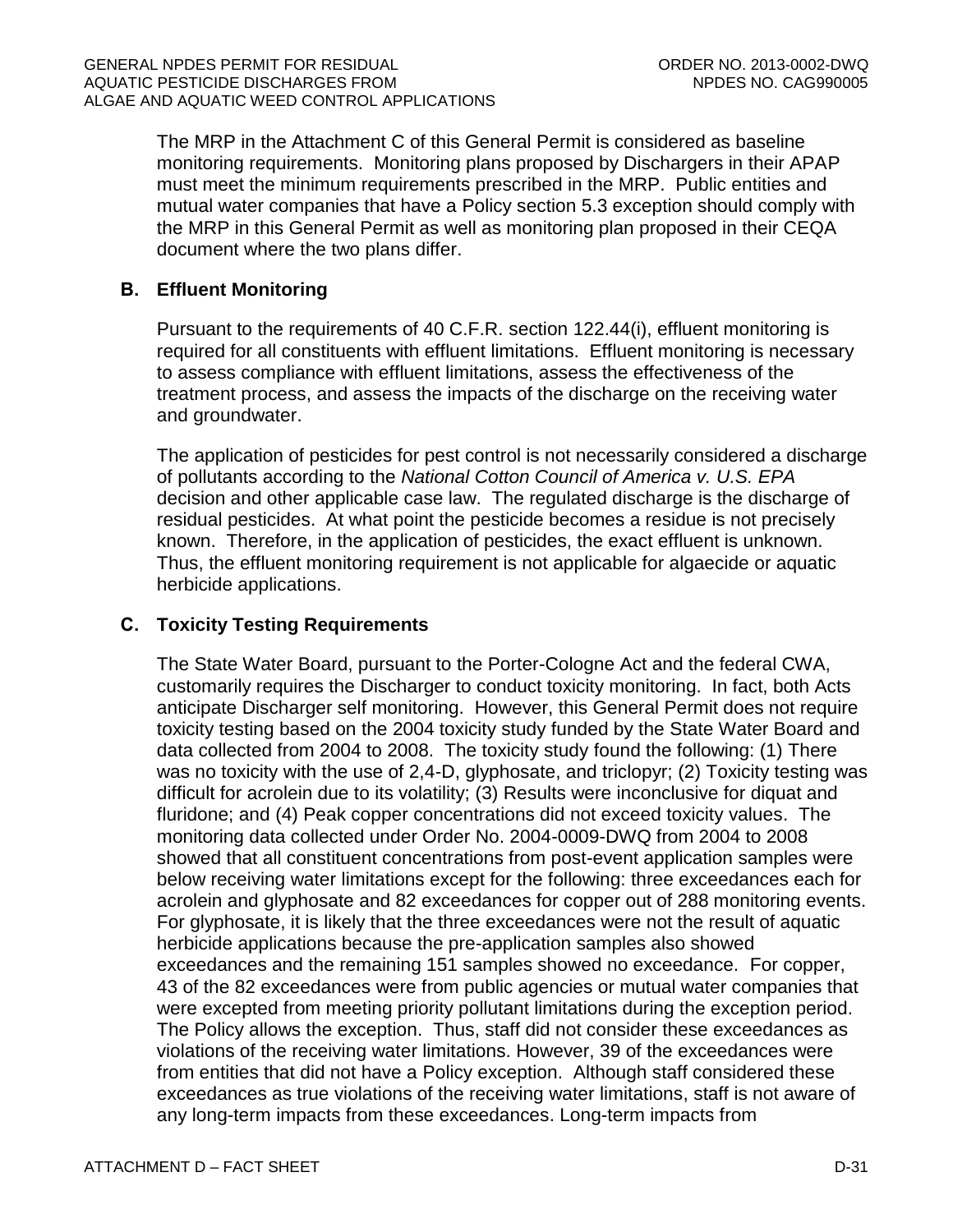The MRP in the Attachment C of this General Permit is considered as baseline monitoring requirements. Monitoring plans proposed by Dischargers in their APAP must meet the minimum requirements prescribed in the MRP. Public entities and mutual water companies that have a Policy section 5.3 exception should comply with the MRP in this General Permit as well as monitoring plan proposed in their CEQA document where the two plans differ.

## B. Effluent Monitoring

Pursuant to the requirements of 40 C.F.R. section 122.44(i), effluent monitoring is required for all constituents with effluent limitations. Effluent monitoring is necessary to assess compliance with effluent limitations, assess the effectiveness of the treatment process, and assess the impacts of the discharge on the receiving water and groundwater.

The application of pesticides for pest control is not necessarily considered a discharge of pollutants according to the *National Cotton Council of America v. U.S. EPA* decision and other applicable case law. The regulated discharge is the discharge of residual pesticides. At what point the pesticide becomes a residue is not precisely known. Therefore, in the application of pesticides, the exact effluent is unknown. Thus, the effluent monitoring requirement is not applicable for algaecide or aquatic herbicide applications.

## C. Toxicity Testing Requirements

The State Water Board, pursuant to the Porter-Cologne Act and the federal CWA, customarily requires the Discharger to conduct toxicity monitoring. In fact, both Acts anticipate Discharger self monitoring. However, this General Permit does not require toxicity testing based on the 2004 toxicity study funded by the State Water Board and data collected from 2004 to 2008. The toxicity study found the following: (1) There was no toxicity with the use of 2,4-D, glyphosate, and triclopyr; (2) Toxicity testing was difficult for acrolein due to its volatility; (3) Results were inconclusive for diquat and fluridone; and (4) Peak copper concentrations did not exceed toxicity values. The monitoring data collected under Order No. 2004-0009-DWQ from 2004 to 2008 showed that all constituent concentrations from post-event application samples were below receiving water limitations except for the following: three exceedances each for acrolein and glyphosate and 82 exceedances for copper out of 288 monitoring events. For glyphosate, it is likely that the three exceedances were not the result of aquatic herbicide applications because the pre-application samples also showed exceedances and the remaining 151 samples showed no exceedance. For copper, 43 of the 82 exceedances were from public agencies or mutual water companies that were excepted from meeting priority pollutant limitations during the exception period. The Policy allows the exception. Thus, staff did not consider these exceedances as violations of the receiving water limitations. However, 39 of the exceedances were from entities that did not have a Policy exception. Although staff considered these exceedances as true violations of the receiving water limitations, staff is not aware of any long-term impacts from these exceedances. Long-term impacts from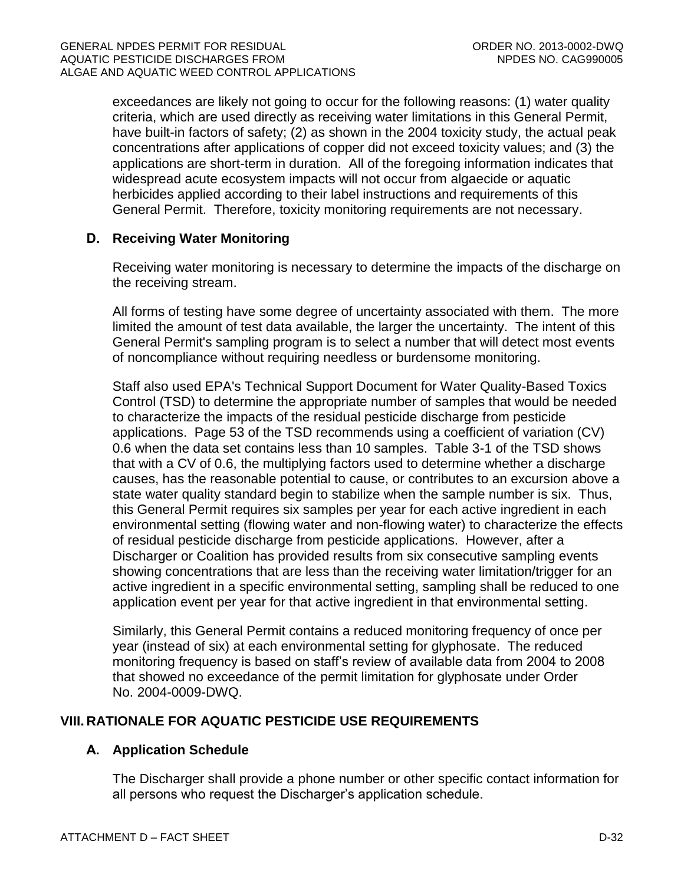exceedances are likely not going to occur for the following reasons: (1) water quality criteria, which are used directly as receiving water limitations in this General Permit, have built-in factors of safety; (2) as shown in the 2004 toxicity study, the actual peak concentrations after applications of copper did not exceed toxicity values; and (3) the applications are short-term in duration. All of the foregoing information indicates that widespread acute ecosystem impacts will not occur from algaecide or aquatic herbicides applied according to their label instructions and requirements of this General Permit. Therefore, toxicity monitoring requirements are not necessary.

### D. Receiving Water Monitoring

Receiving water monitoring is necessary to determine the impacts of the discharge on the receiving stream.

All forms of testing have some degree of uncertainty associated with them. The more limited the amount of test data available, the larger the uncertainty. The intent of this General Permit's sampling program is to select a number that will detect most events of noncompliance without requiring needless or burdensome monitoring.

Staff also used EPA's Technical Support Document for Water Quality-Based Toxics Control (TSD) to determine the appropriate number of samples that would be needed to characterize the impacts of the residual pesticide discharge from pesticide applications. Page 53 of the TSD recommends using a coefficient of variation (CV) 0.6 when the data set contains less than 10 samples. Table 3-1 of the TSD shows that with a CV of 0.6, the multiplying factors used to determine whether a discharge causes, has the reasonable potential to cause, or contributes to an excursion above a state water quality standard begin to stabilize when the sample number is six. Thus, this General Permit requires six samples per year for each active ingredient in each environmental setting (flowing water and non-flowing water) to characterize the effects of residual pesticide discharge from pesticide applications. However, after a Discharger or Coalition has provided results from six consecutive sampling events showing concentrations that are less than the receiving water limitation/trigger for an active ingredient in a specific environmental setting, sampling shall be reduced to one application event per year for that active ingredient in that environmental setting.

Similarly, this General Permit contains a reduced monitoring frequency of once per year (instead of six) at each environmental setting for glyphosate. The reduced monitoring frequency is based on staff's review of available data from 2004 to 2008 that showed no exceedance of the permit limitation for glyphosate under Order No. 2004-0009-DWQ.

## VIII. RATIONALE FOR AQUATIC PESTICIDE USE REQUIREMENTS

### A. Application Schedule

The Discharger shall provide a phone number or other specific contact information for all persons who request the Discharger's application schedule.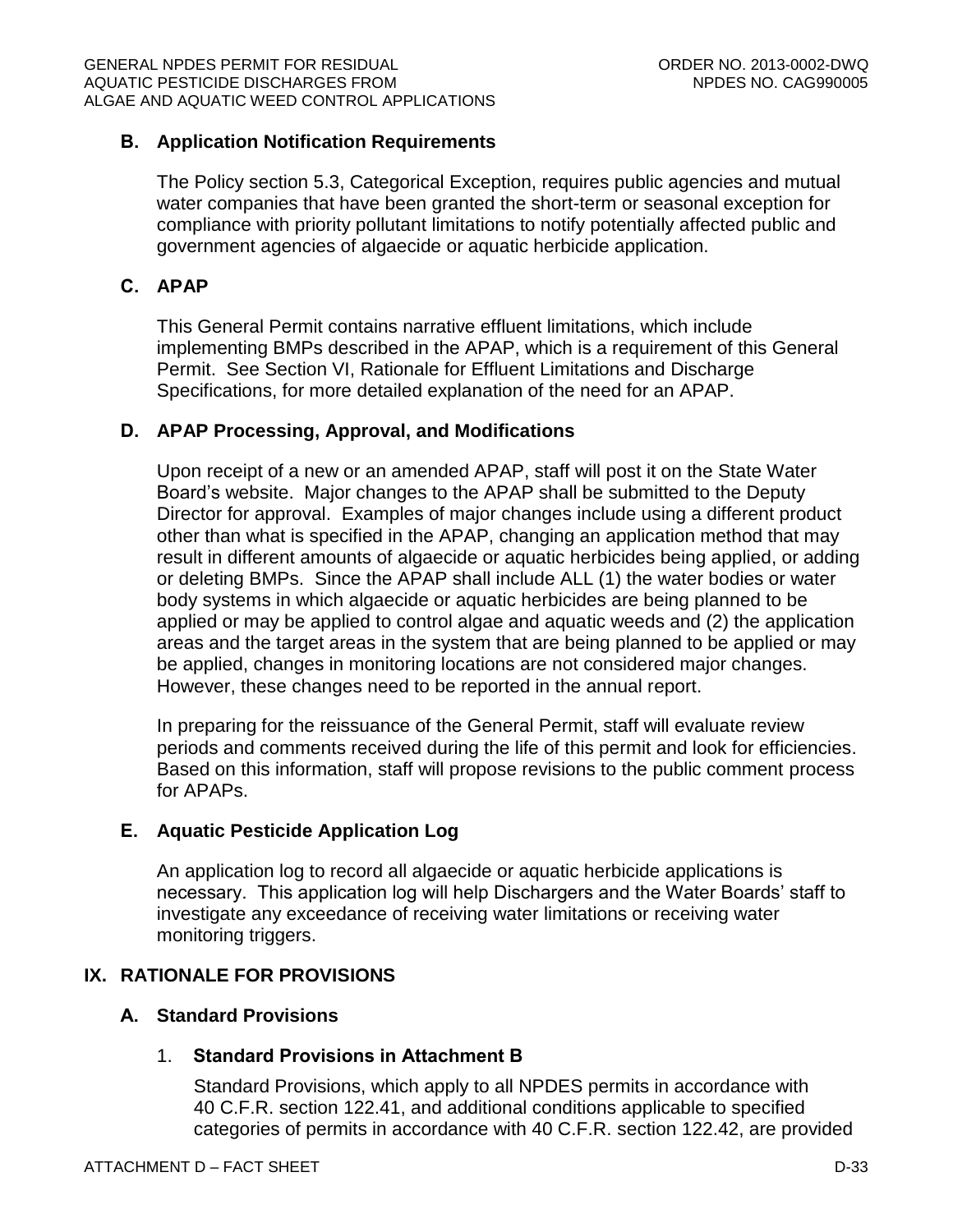### B. Application Notification Requirements

The Policy section 5.3, Categorical Exception, requires public agencies and mutual water companies that have been granted the short-term or seasonal exception for compliance with priority pollutant limitations to notify potentially affected public and government agencies of algaecide or aquatic herbicide application.

### C. APAP

This General Permit contains narrative effluent limitations, which include implementing BMPs described in the APAP, which is a requirement of this General Permit. See Section VI, Rationale for Effluent Limitations and Discharge Specifications, for more detailed explanation of the need for an APAP.

### D. APAP Processing, Approval, and Modifications

Upon receipt of a new or an amended APAP, staff will post it on the State Water Board's website. Major changes to the APAP shall be submitted to the Deputy Director for approval. Examples of major changes include using a different product other than what is specified in the APAP, changing an application method that may result in different amounts of algaecide or aquatic herbicides being applied, or adding or deleting BMPs. Since the APAP shall include ALL (1) the water bodies or water body systems in which algaecide or aquatic herbicides are being planned to be applied or may be applied to control algae and aquatic weeds and (2) the application areas and the target areas in the system that are being planned to be applied or may be applied, changes in monitoring locations are not considered major changes. However, these changes need to be reported in the annual report.

In preparing for the reissuance of the General Permit, staff will evaluate review periods and comments received during the life of this permit and look for efficiencies. Based on this information, staff will propose revisions to the public comment process for APAPs.

### E. Aquatic Pesticide Application Log

An application log to record all algaecide or aquatic herbicide applications is necessary. This application log will help Dischargers and the Water Boards' staff to investigate any exceedance of receiving water limitations or receiving water monitoring triggers.

## IX. RATIONALE FOR PROVISIONS

### A. Standard Provisions

#### 1. Standard Provisions in Attachment B

Standard Provisions, which apply to all NPDES permits in accordance with 40 C.F.R. section 122.41, and additional conditions applicable to specified categories of permits in accordance with 40 C.F.R. section 122.42, are provided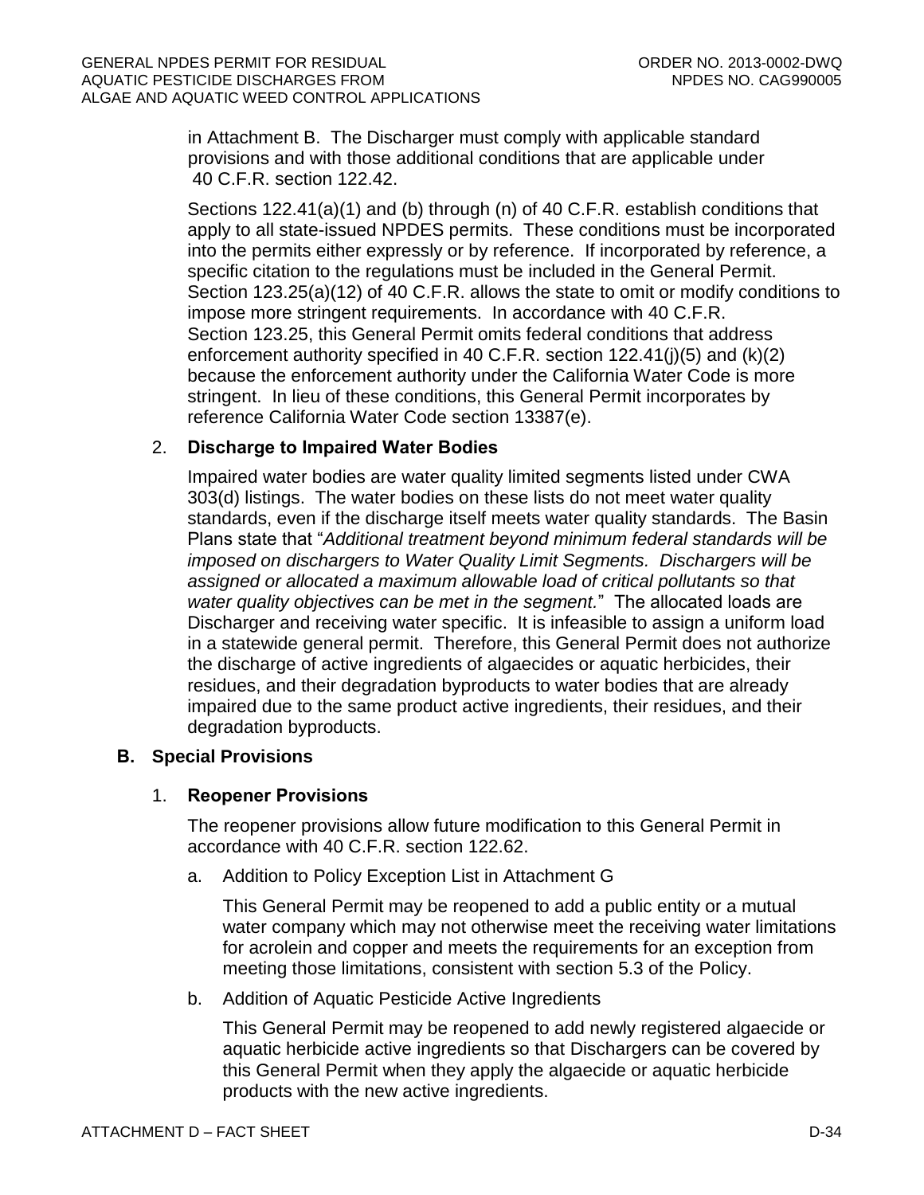in Attachment B. The Discharger must comply with applicable standard provisions and with those additional conditions that are applicable under 40 C.F.R. section 122.42.

Sections 122.41(a)(1) and (b) through (n) of 40 C.F.R. establish conditions that apply to all state-issued NPDES permits. These conditions must be incorporated into the permits either expressly or by reference. If incorporated by reference, a specific citation to the regulations must be included in the General Permit. Section 123.25(a)(12) of 40 C.F.R. allows the state to omit or modify conditions to impose more stringent requirements. In accordance with 40 C.F.R. Section 123.25, this General Permit omits federal conditions that address enforcement authority specified in 40 C.F.R. section 122.41(j)(5) and (k)(2) because the enforcement authority under the California Water Code is more stringent. In lieu of these conditions, this General Permit incorporates by reference California Water Code section 13387(e).

2. **Discharge to Impaired Water Bodies**

   Impaired water bodies are water quality limited segments listed under CWA 303(d) listings. The water bodies on these lists do not meet water quality standards, even if the discharge itself meets water quality standards. The Basin Plans state that "*Additional treatment beyond minimum federal standards will be imposed on dischargers to Water Quality Limit Segments. Dischargers will be assigned or allocated a maximum allowable load of critical pollutants so that water quality objectives can be met in the segment.*" The allocated loads are Discharger and receiving water specific. It is infeasible to assign a uniform load in a statewide general permit. Therefore, this General Permit does not authorize the discharge of active ingredients of algaecides or aquatic herbicides, their residues, and their degradation byproducts to water bodies that are already impaired due to the same product active ingredients, their residues, and their degradation byproducts.

**B. Special Provisions**

1. **Reopener Provisions**

   The reopener provisions allow future modification to this General Permit in accordance with 40 C.F.R. section 122.62.

   a. Addition to Policy Exception List in Attachment G

      This General Permit may be reopened to add a public entity or a mutual water company which may not otherwise meet the receiving water limitations for acrolein and copper and meets the requirements for an exception from meeting those limitations, consistent with section 5.3 of the Policy.

   b. Addition of Aquatic Pesticide Active Ingredients

      This General Permit may be reopened to add newly registered algaecide or aquatic herbicide active ingredients so that Dischargers can be covered by this General Permit when they apply the algaecide or aquatic herbicide products with the new active ingredients.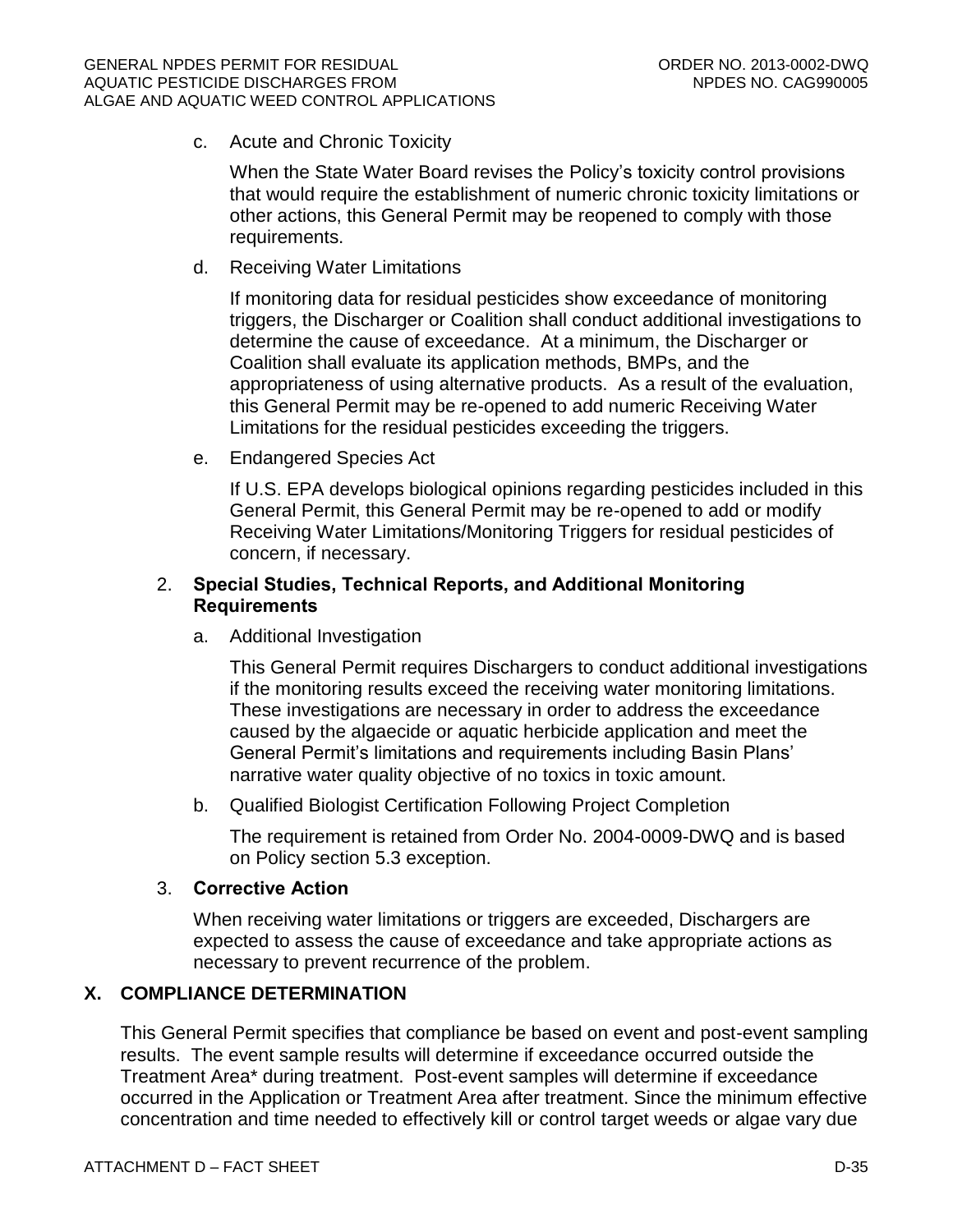c. Acute and Chronic Toxicity

When the State Water Board revises the Policy's toxicity control provisions that would require the establishment of numeric chronic toxicity limitations or other actions, this General Permit may be reopened to comply with those requirements.

d. Receiving Water Limitations

If monitoring data for residual pesticides show exceedance of monitoring triggers, the Discharger or Coalition shall conduct additional investigations to determine the cause of exceedance. At a minimum, the Discharger or Coalition shall evaluate its application methods, BMPs, and the appropriateness of using alternative products. As a result of the evaluation, this General Permit may be re-opened to add numeric Receiving Water Limitations for the residual pesticides exceeding the triggers.

e. Endangered Species Act

If U.S. EPA develops biological opinions regarding pesticides included in this General Permit, this General Permit may be re-opened to add or modify Receiving Water Limitations/Monitoring Triggers for residual pesticides of concern, if necessary.

2. **Special Studies, Technical Reports, and Additional Monitoring Requirements**

a. Additional Investigation

This General Permit requires Dischargers to conduct additional investigations if the monitoring results exceed the receiving water monitoring limitations. These investigations are necessary in order to address the exceedance caused by the algaecide or aquatic herbicide application and meet the General Permit's limitations and requirements including Basin Plans' narrative water quality objective of no toxics in toxic amount.

b. Qualified Biologist Certification Following Project Completion

The requirement is retained from Order No. 2004-0009-DWQ and is based on Policy section 5.3 exception.

3. **Corrective Action**

When receiving water limitations or triggers are exceeded, Dischargers are expected to assess the cause of exceedance and take appropriate actions as necessary to prevent recurrence of the problem.

## X. COMPLIANCE DETERMINATION

This General Permit specifies that compliance be based on event and post-event sampling results. The event sample results will determine if exceedance occurred outside the Treatment Area* during treatment. Post-event samples will determine if exceedance occurred in the Application or Treatment Area after treatment. Since the minimum effective concentration and time needed to effectively kill or control target weeds or algae vary due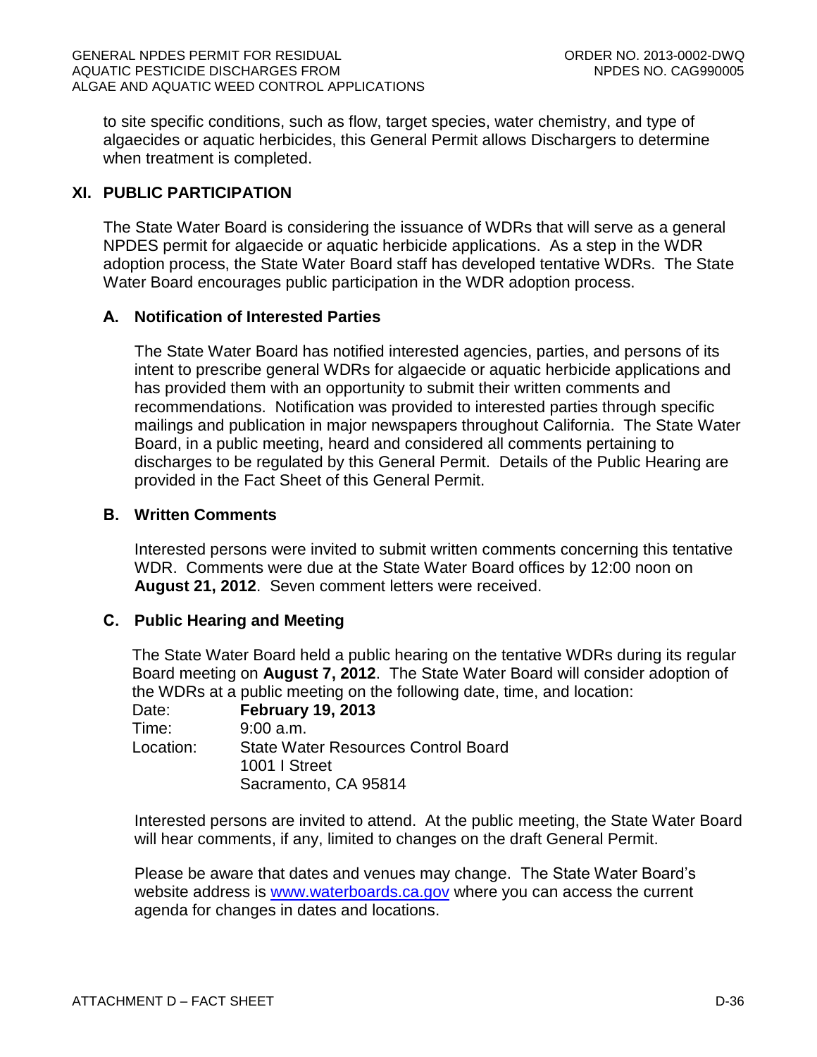to site specific conditions, such as flow, target species, water chemistry, and type of algaecides or aquatic herbicides, this General Permit allows Dischargers to determine when treatment is completed.

## XI. PUBLIC PARTICIPATION

The State Water Board is considering the issuance of WDRs that will serve as a general NPDES permit for algaecide or aquatic herbicide applications. As a step in the WDR adoption process, the State Water Board staff has developed tentative WDRs. The State Water Board encourages public participation in the WDR adoption process.

### A. Notification of Interested Parties

The State Water Board has notified interested agencies, parties, and persons of its intent to prescribe general WDRs for algaecide or aquatic herbicide applications and has provided them with an opportunity to submit their written comments and recommendations. Notification was provided to interested parties through specific mailings and publication in major newspapers throughout California. The State Water Board, in a public meeting, heard and considered all comments pertaining to discharges to be regulated by this General Permit. Details of the Public Hearing are provided in the Fact Sheet of this General Permit.

### B. Written Comments

Interested persons were invited to submit written comments concerning this tentative WDR. Comments were due at the State Water Board offices by 12:00 noon on **August 21, 2012**. Seven comment letters were received.

### C. Public Hearing and Meeting

The State Water Board held a public hearing on the tentative WDRs during its regular Board meeting on **August 7, 2012**. The State Water Board will consider adoption of the WDRs at a public meeting on the following date, time, and location:

Date: **February 19, 2013**
Time: 9:00 a.m.
Location: State Water Resources Control Board
1001 I Street
Sacramento, CA 95814

Interested persons are invited to attend. At the public meeting, the State Water Board will hear comments, if any, limited to changes on the draft General Permit.

Please be aware that dates and venues may change. The State Water Board's website address is www.waterboards.ca.gov where you can access the current agenda for changes in dates and locations.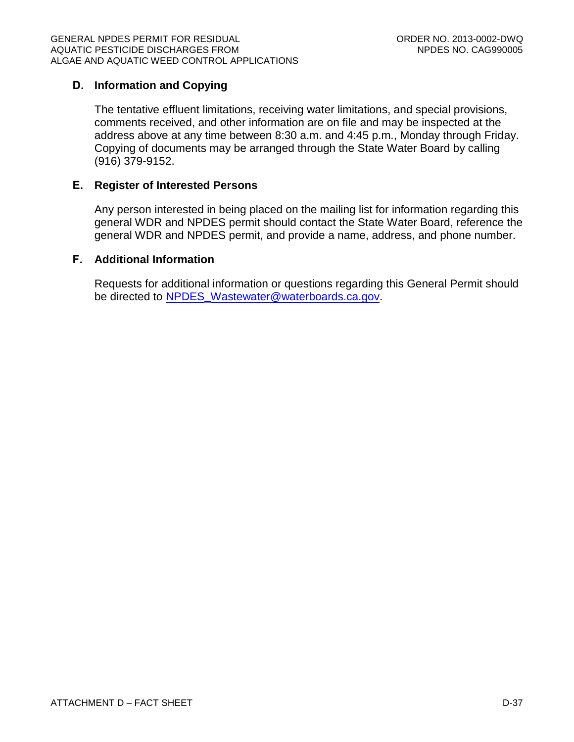### D. Information and Copying

The tentative effluent limitations, receiving water limitations, and special provisions, comments received, and other information are on file and may be inspected at the address above at any time between 8:30 a.m. and 4:45 p.m., Monday through Friday. Copying of documents may be arranged through the State Water Board by calling (916) 379-9152.

### E. Register of Interested Persons

Any person interested in being placed on the mailing list for information regarding this general WDR and NPDES permit should contact the State Water Board, reference the general WDR and NPDES permit, and provide a name, address, and phone number.

### F. Additional Information

Requests for additional information or questions regarding this General Permit should be directed to [NPDES_Wastewater@waterboards.ca.gov](mailto:NPDES_Wastewater@waterboards.ca.gov).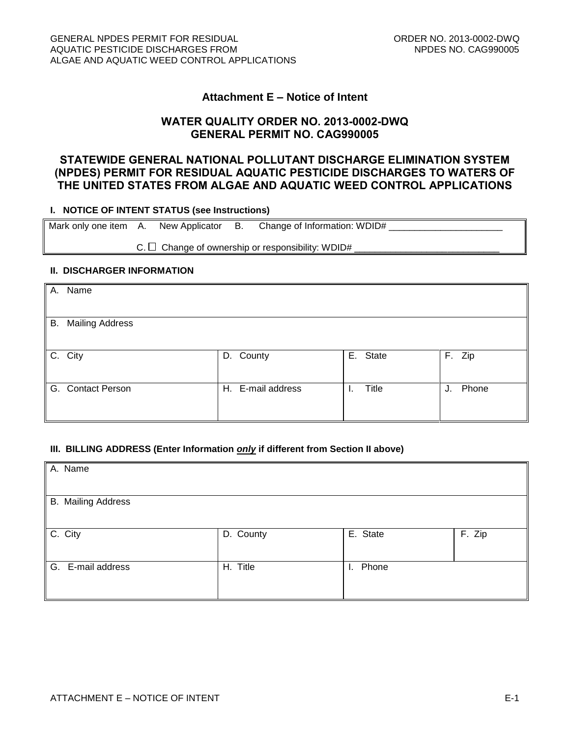## Attachment E – Notice of Intent

### WATER QUALITY ORDER NO. 2013-0002-DWQ
### GENERAL PERMIT NO. CAG990005

### STATEWIDE GENERAL NATIONAL POLLUTANT DISCHARGE ELIMINATION SYSTEM (NPDES) PERMIT FOR RESIDUAL AQUATIC PESTICIDE DISCHARGES TO WATERS OF THE UNITED STATES FROM ALGAE AND AQUATIC WEED CONTROL APPLICATIONS

**I. NOTICE OF INTENT STATUS (see Instructions)**

| Mark only one item A. New Applicator B. Change of Information: WDID# ______________________ |
|---|
| C. ☐ Change of ownership or responsibility: WDID# ____________________________ |

**II. DISCHARGER INFORMATION**

| A. Name | | | |
|---|---|---|---|
| B. Mailing Address | | | |
| C. City | D. County | E. State | F. Zip |
| G. Contact Person | H. E-mail address | I. Title | J. Phone |

**III. BILLING ADDRESS (Enter Information *only* if different from Section II above)**

| A. Name | | | |
|---|---|---|---|
| B. Mailing Address | | | |
| C. City | D. County | E. State | F. Zip |
| G. E-mail address | H. Title | I. Phone | |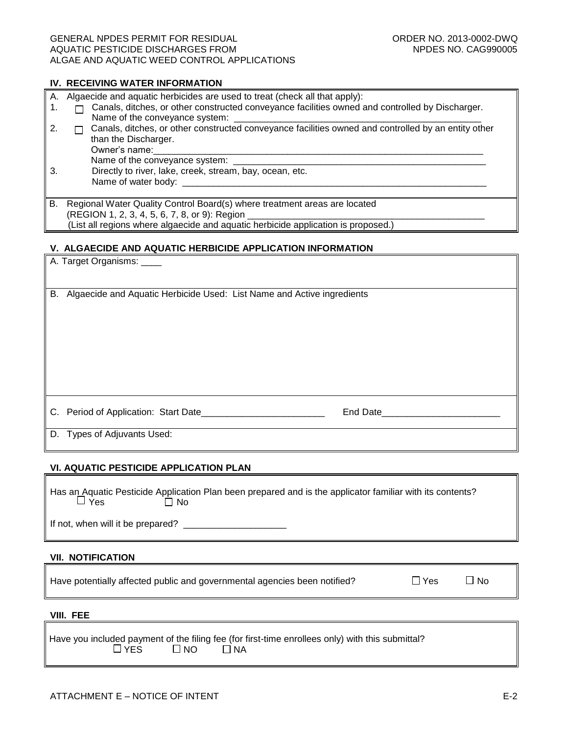## IV. RECEIVING WATER INFORMATION

A. Algaecide and aquatic herbicides are used to treat (check all that apply):

1. ☐ Canals, ditches, or other constructed conveyance facilities owned and controlled by Discharger.
   Name of the conveyance system: ___________________________________________________
2. ☐ Canals, ditches, or other constructed conveyance facilities owned and controlled by an entity other than the Discharger.
   Owner's name:___________________________________________________________________
   Name of the conveyance system: ___________________________________________________
3. Directly to river, lake, creek, stream, bay, ocean, etc.
   Name of water body: _______________________________________________________________

B. Regional Water Quality Control Board(s) where treatment areas are located
(REGION 1, 2, 3, 4, 5, 6, 7, 8, or 9): Region _______________________________________________
(List all regions where algaecide and aquatic herbicide application is proposed.)

## V. ALGAECIDE AND AQUATIC HERBICIDE APPLICATION INFORMATION

A. Target Organisms: ____

B. Algaecide and Aquatic Herbicide Used: List Name and Active ingredients

C. Period of Application: Start Date________________________ End Date_______________________

D. Types of Adjuvants Used:

## VI. AQUATIC PESTICIDE APPLICATION PLAN

Has an Aquatic Pesticide Application Plan been prepared and is the applicator familiar with its contents?
☐ Yes ☐ No

If not, when will it be prepared? ____________________

## VII. NOTIFICATION

Have potentially affected public and governmental agencies been notified? ☐ Yes ☐ No

## VIII. FEE

Have you included payment of the filing fee (for first-time enrollees only) with this submittal?
☐ YES ☐ NO ☐ NA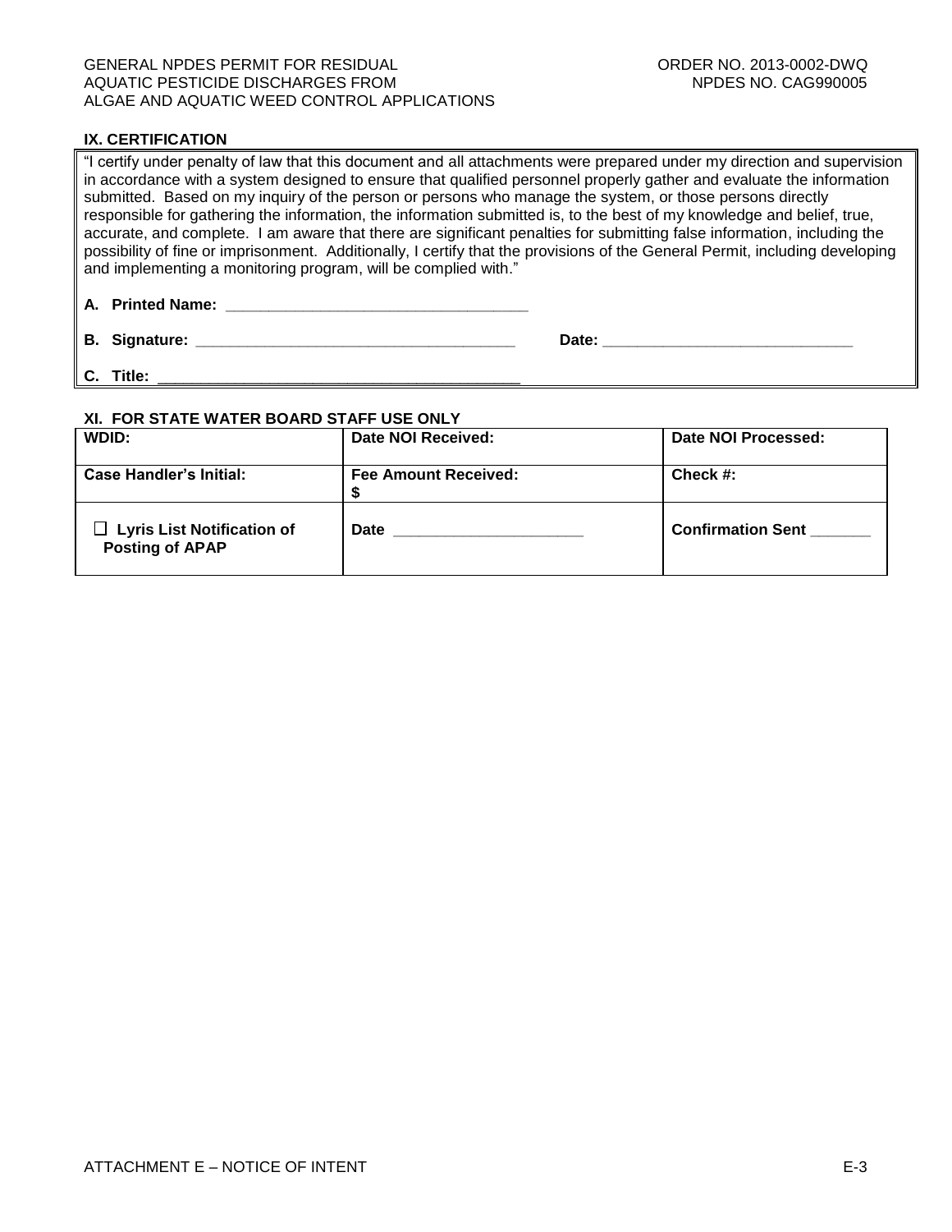## IX. CERTIFICATION

"I certify under penalty of law that this document and all attachments were prepared under my direction and supervision in accordance with a system designed to ensure that qualified personnel properly gather and evaluate the information submitted. Based on my inquiry of the person or persons who manage the system, or those persons directly responsible for gathering the information, the information submitted is, to the best of my knowledge and belief, true, accurate, and complete. I am aware that there are significant penalties for submitting false information, including the possibility of fine or imprisonment. Additionally, I certify that the provisions of the General Permit, including developing and implementing a monitoring program, will be complied with."

**A. Printed Name:** ____________________________________

**B. Signature:** ______________________________________ **Date:** ______________________________

**C. Title:** ___________________________________________

## XI. FOR STATE WATER BOARD STAFF USE ONLY

| **WDID:** | **Date NOI Received:** | **Date NOI Processed:** |
|---|---|---|
| **Case Handler's Initial:** | **Fee Amount Received:** $ | **Check #:** |
| ☐ **Lyris List Notification of Posting of APAP** | **Date** ______________________ | **Confirmation Sent** _______ |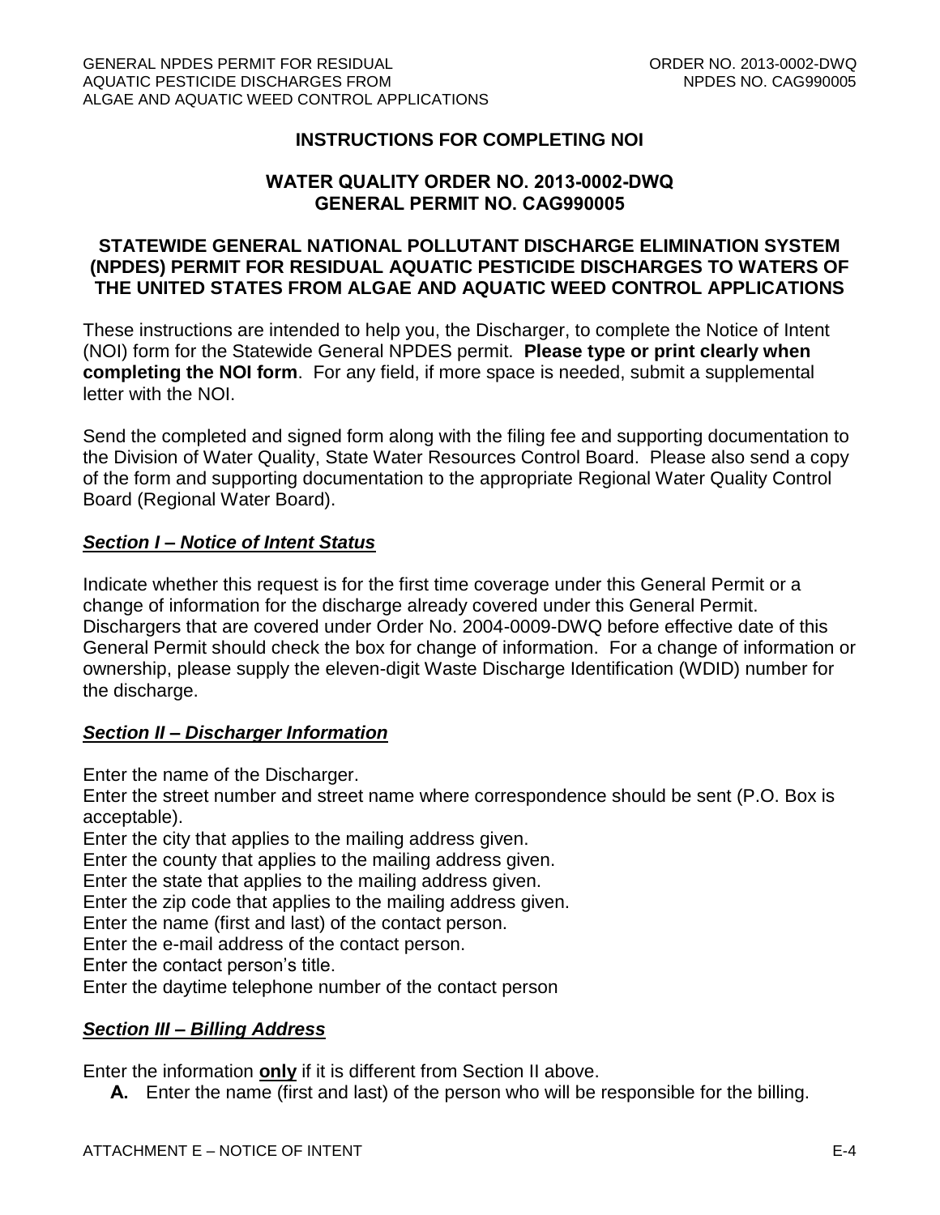## INSTRUCTIONS FOR COMPLETING NOI

### WATER QUALITY ORDER NO. 2013-0002-DWQ
### GENERAL PERMIT NO. CAG990005

### STATEWIDE GENERAL NATIONAL POLLUTANT DISCHARGE ELIMINATION SYSTEM (NPDES) PERMIT FOR RESIDUAL AQUATIC PESTICIDE DISCHARGES TO WATERS OF THE UNITED STATES FROM ALGAE AND AQUATIC WEED CONTROL APPLICATIONS

These instructions are intended to help you, the Discharger, to complete the Notice of Intent (NOI) form for the Statewide General NPDES permit. **Please type or print clearly when completing the NOI form**. For any field, if more space is needed, submit a supplemental letter with the NOI.

Send the completed and signed form along with the filing fee and supporting documentation to the Division of Water Quality, State Water Resources Control Board. Please also send a copy of the form and supporting documentation to the appropriate Regional Water Quality Control Board (Regional Water Board).

***Section I – Notice of Intent Status***

Indicate whether this request is for the first time coverage under this General Permit or a change of information for the discharge already covered under this General Permit. Dischargers that are covered under Order No. 2004-0009-DWQ before effective date of this General Permit should check the box for change of information. For a change of information or ownership, please supply the eleven-digit Waste Discharge Identification (WDID) number for the discharge.

***Section II – Discharger Information***

Enter the name of the Discharger.
Enter the street number and street name where correspondence should be sent (P.O. Box is acceptable).
Enter the city that applies to the mailing address given.
Enter the county that applies to the mailing address given.
Enter the state that applies to the mailing address given.
Enter the zip code that applies to the mailing address given.
Enter the name (first and last) of the contact person.
Enter the e-mail address of the contact person.
Enter the contact person's title.
Enter the daytime telephone number of the contact person

***Section III – Billing Address***

Enter the information **only** if it is different from Section II above.

**A.** Enter the name (first and last) of the person who will be responsible for the billing.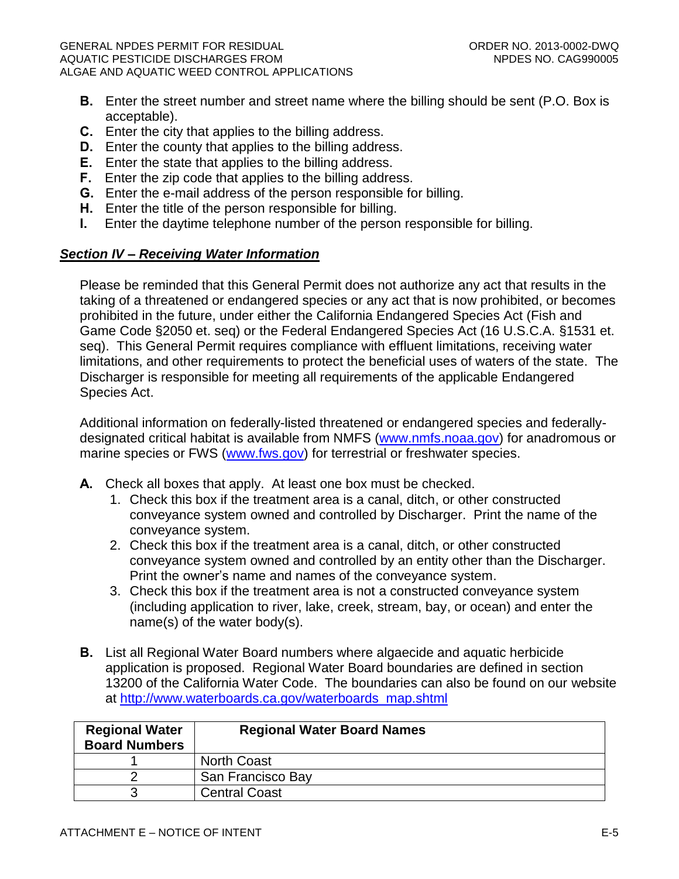- **B.** Enter the street number and street name where the billing should be sent (P.O. Box is acceptable).
- **C.** Enter the city that applies to the billing address.
- **D.** Enter the county that applies to the billing address.
- **E.** Enter the state that applies to the billing address.
- **F.** Enter the zip code that applies to the billing address.
- **G.** Enter the e-mail address of the person responsible for billing.
- **H.** Enter the title of the person responsible for billing.
- **I.** Enter the daytime telephone number of the person responsible for billing.

***Section IV – Receiving Water Information***

Please be reminded that this General Permit does not authorize any act that results in the taking of a threatened or endangered species or any act that is now prohibited, or becomes prohibited in the future, under either the California Endangered Species Act (Fish and Game Code §2050 et. seq) or the Federal Endangered Species Act (16 U.S.C.A. §1531 et. seq). This General Permit requires compliance with effluent limitations, receiving water limitations, and other requirements to protect the beneficial uses of waters of the state. The Discharger is responsible for meeting all requirements of the applicable Endangered Species Act.

Additional information on federally-listed threatened or endangered species and federally-designated critical habitat is available from NMFS (www.nmfs.noaa.gov) for anadromous or marine species or FWS (www.fws.gov) for terrestrial or freshwater species.

**A.** Check all boxes that apply. At least one box must be checked.

1. Check this box if the treatment area is a canal, ditch, or other constructed conveyance system owned and controlled by Discharger. Print the name of the conveyance system.
2. Check this box if the treatment area is a canal, ditch, or other constructed conveyance system owned and controlled by an entity other than the Discharger. Print the owner's name and names of the conveyance system.
3. Check this box if the treatment area is not a constructed conveyance system (including application to river, lake, creek, stream, bay, or ocean) and enter the name(s) of the water body(s).

**B.** List all Regional Water Board numbers where algaecide and aquatic herbicide application is proposed. Regional Water Board boundaries are defined in section 13200 of the California Water Code. The boundaries can also be found on our website at http://www.waterboards.ca.gov/waterboards_map.shtml

| Regional Water Board Numbers | Regional Water Board Names |
|---|---|
| 1 | North Coast |
| 2 | San Francisco Bay |
| 3 | Central Coast |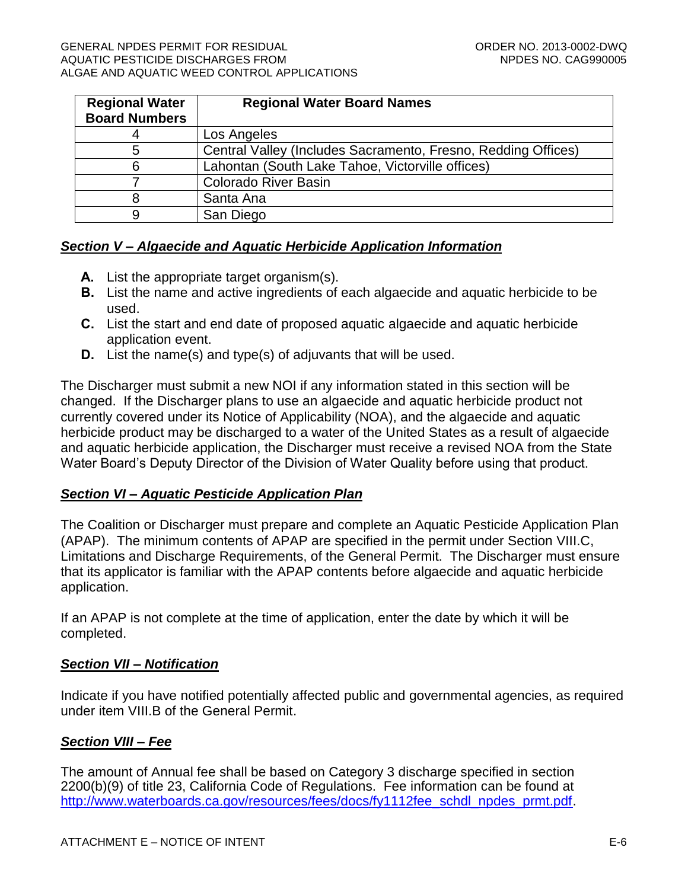| Regional Water Board Numbers | Regional Water Board Names |
|---|---|
| 4 | Los Angeles |
| 5 | Central Valley (Includes Sacramento, Fresno, Redding Offices) |
| 6 | Lahontan (South Lake Tahoe, Victorville offices) |
| 7 | Colorado River Basin |
| 8 | Santa Ana |
| 9 | San Diego |

***Section V – Algaecide and Aquatic Herbicide Application Information***

**A.** List the appropriate target organism(s).
**B.** List the name and active ingredients of each algaecide and aquatic herbicide to be used.
**C.** List the start and end date of proposed aquatic algaecide and aquatic herbicide application event.
**D.** List the name(s) and type(s) of adjuvants that will be used.

The Discharger must submit a new NOI if any information stated in this section will be changed. If the Discharger plans to use an algaecide and aquatic herbicide product not currently covered under its Notice of Applicability (NOA), and the algaecide and aquatic herbicide product may be discharged to a water of the United States as a result of algaecide and aquatic herbicide application, the Discharger must receive a revised NOA from the State Water Board's Deputy Director of the Division of Water Quality before using that product.

***Section VI – Aquatic Pesticide Application Plan***

The Coalition or Discharger must prepare and complete an Aquatic Pesticide Application Plan (APAP). The minimum contents of APAP are specified in the permit under Section VIII.C, Limitations and Discharge Requirements, of the General Permit. The Discharger must ensure that its applicator is familiar with the APAP contents before algaecide and aquatic herbicide application.

If an APAP is not complete at the time of application, enter the date by which it will be completed.

***Section VII – Notification***

Indicate if you have notified potentially affected public and governmental agencies, as required under item VIII.B of the General Permit.

***Section VIII – Fee***

The amount of Annual fee shall be based on Category 3 discharge specified in section 2200(b)(9) of title 23, California Code of Regulations. Fee information can be found at [http://www.waterboards.ca.gov/resources/fees/docs/fy1112fee_schdl_npdes_prmt.pdf](http://www.waterboards.ca.gov/resources/fees/docs/fy1112fee_schdl_npdes_prmt.pdf).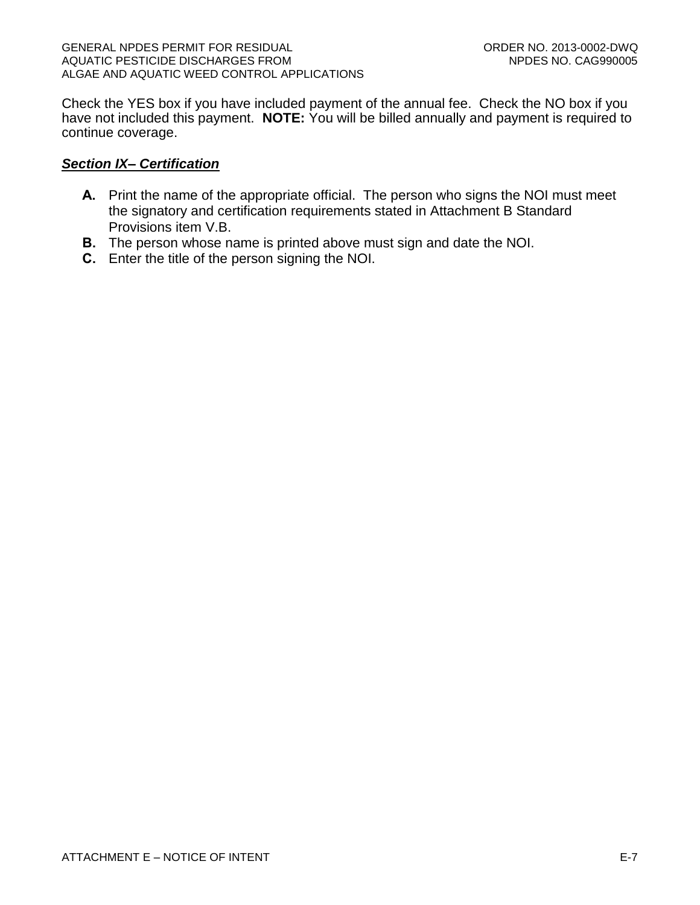Check the YES box if you have included payment of the annual fee. Check the NO box if you have not included this payment. **NOTE:** You will be billed annually and payment is required to continue coverage.

***Section IX– Certification***

**A.** Print the name of the appropriate official. The person who signs the NOI must meet the signatory and certification requirements stated in Attachment B Standard Provisions item V.B.

**B.** The person whose name is printed above must sign and date the NOI.

**C.** Enter the title of the person signing the NOI.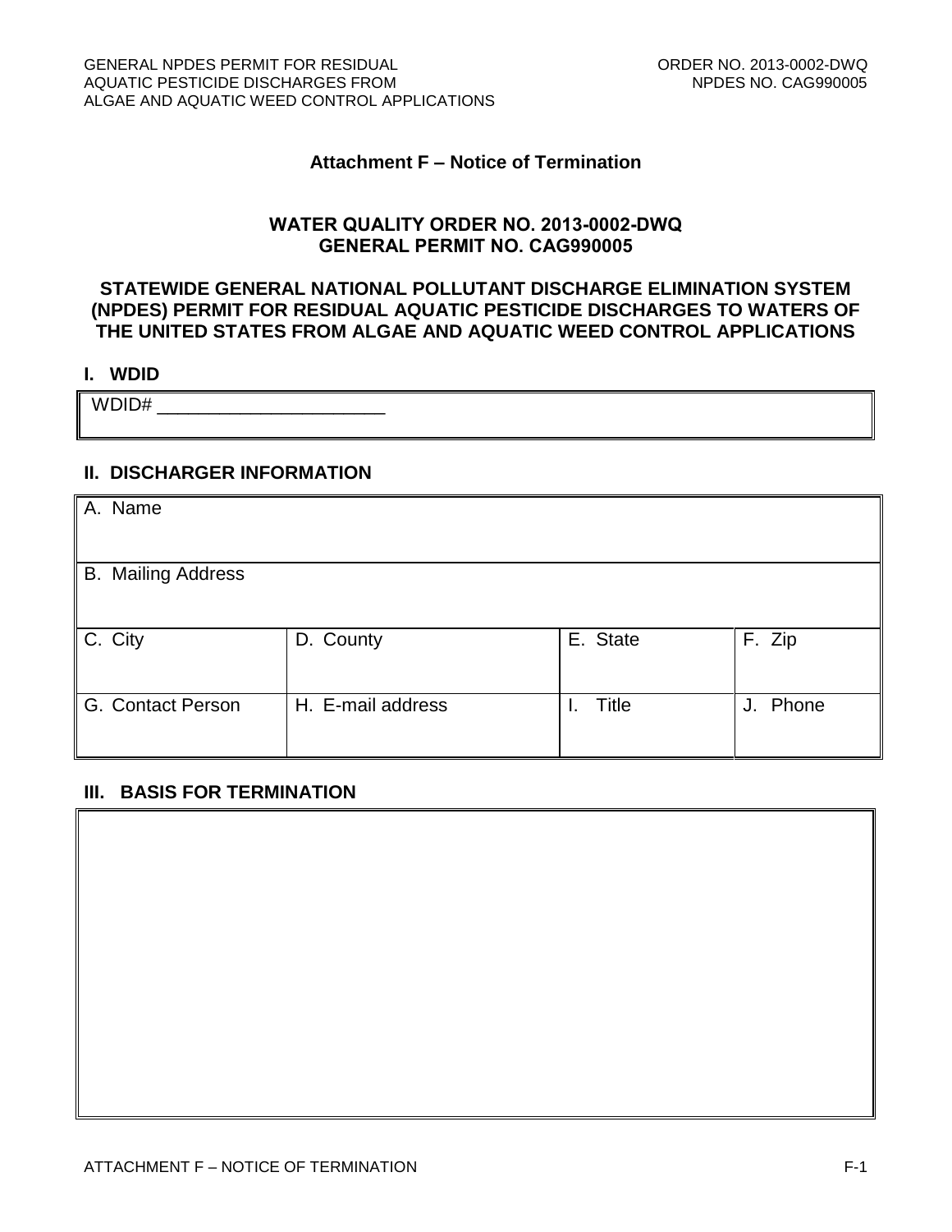## Attachment F – Notice of Termination

### WATER QUALITY ORDER NO. 2013-0002-DWQ
### GENERAL PERMIT NO. CAG990005

### STATEWIDE GENERAL NATIONAL POLLUTANT DISCHARGE ELIMINATION SYSTEM (NPDES) PERMIT FOR RESIDUAL AQUATIC PESTICIDE DISCHARGES TO WATERS OF THE UNITED STATES FROM ALGAE AND AQUATIC WEED CONTROL APPLICATIONS

### I. WDID

WDID# ______________________

### II. DISCHARGER INFORMATION

| A. Name | | | |
|---|---|---|---|
| B. Mailing Address | | | |
| C. City | D. County | E. State | F. Zip |
| G. Contact Person | H. E-mail address | I. Title | J. Phone |

### III. BASIS FOR TERMINATION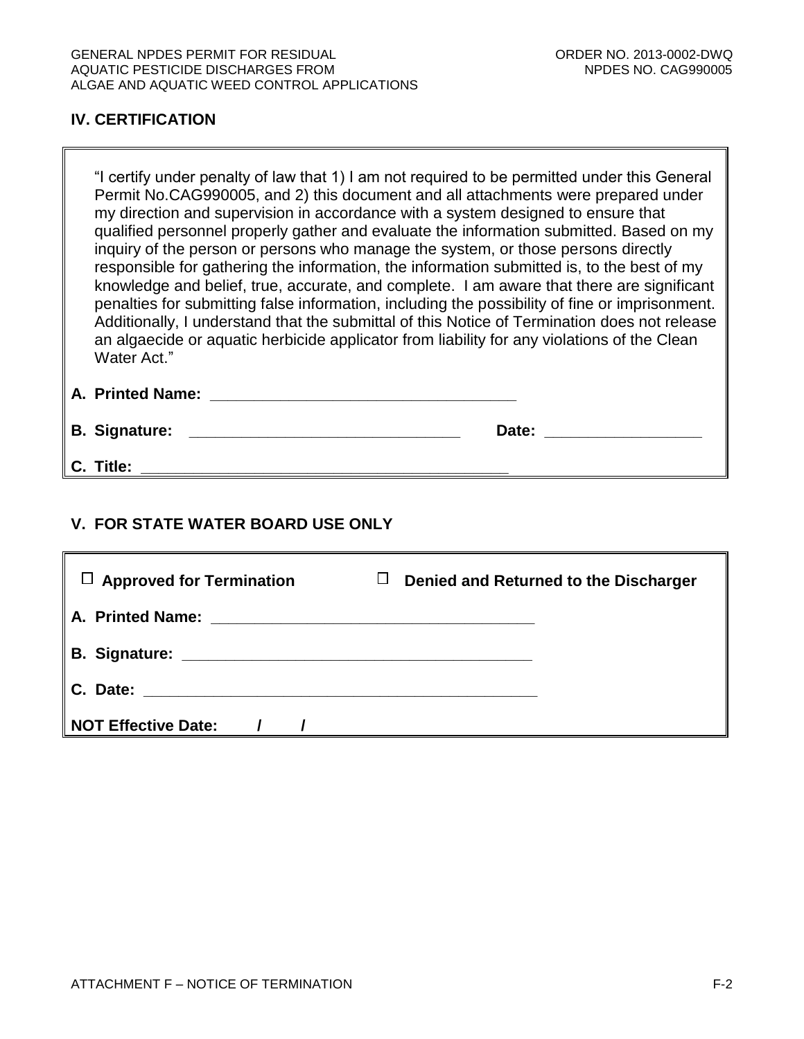## IV. CERTIFICATION

"I certify under penalty of law that 1) I am not required to be permitted under this General Permit No.CAG990005, and 2) this document and all attachments were prepared under my direction and supervision in accordance with a system designed to ensure that qualified personnel properly gather and evaluate the information submitted. Based on my inquiry of the person or persons who manage the system, or those persons directly responsible for gathering the information, the information submitted is, to the best of my knowledge and belief, true, accurate, and complete. I am aware that there are significant penalties for submitting false information, including the possibility of fine or imprisonment. Additionally, I understand that the submittal of this Notice of Termination does not release an algaecide or aquatic herbicide applicator from liability for any violations of the Clean Water Act."

**A. Printed Name:** ___________________________________

**B. Signature:** ______________________________ **Date:** _________________

**C. Title:** __________________________________________

## V. FOR STATE WATER BOARD USE ONLY

☐ **Approved for Termination** ☐ **Denied and Returned to the Discharger**

**A. Printed Name:** _____________________________________

**B. Signature:** _______________________________________

**C. Date:** ____________________________________________

**NOT Effective Date: / /**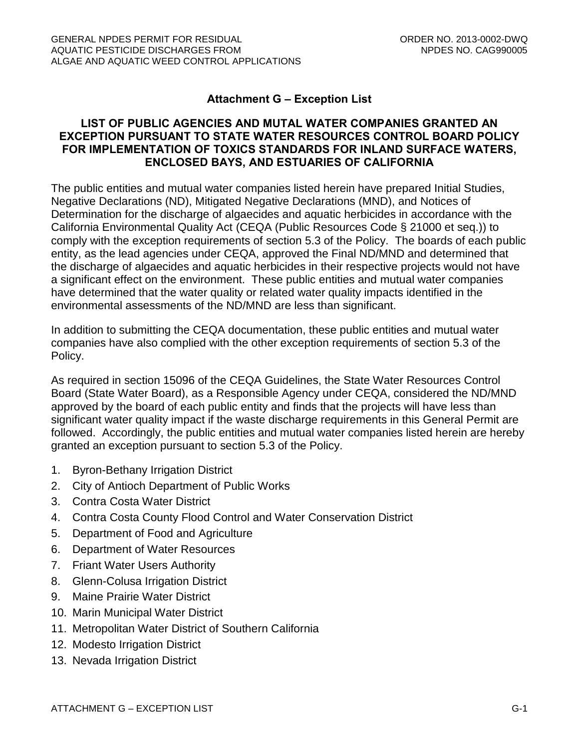# Attachment G – Exception List

## LIST OF PUBLIC AGENCIES AND MUTAL WATER COMPANIES GRANTED AN EXCEPTION PURSUANT TO STATE WATER RESOURCES CONTROL BOARD POLICY FOR IMPLEMENTATION OF TOXICS STANDARDS FOR INLAND SURFACE WATERS, ENCLOSED BAYS, AND ESTUARIES OF CALIFORNIA

The public entities and mutual water companies listed herein have prepared Initial Studies, Negative Declarations (ND), Mitigated Negative Declarations (MND), and Notices of Determination for the discharge of algaecides and aquatic herbicides in accordance with the California Environmental Quality Act (CEQA (Public Resources Code § 21000 et seq.)) to comply with the exception requirements of section 5.3 of the Policy. The boards of each public entity, as the lead agencies under CEQA, approved the Final ND/MND and determined that the discharge of algaecides and aquatic herbicides in their respective projects would not have a significant effect on the environment. These public entities and mutual water companies have determined that the water quality or related water quality impacts identified in the environmental assessments of the ND/MND are less than significant.

In addition to submitting the CEQA documentation, these public entities and mutual water companies have also complied with the other exception requirements of section 5.3 of the Policy.

As required in section 15096 of the CEQA Guidelines, the State Water Resources Control Board (State Water Board), as a Responsible Agency under CEQA, considered the ND/MND approved by the board of each public entity and finds that the projects will have less than significant water quality impact if the waste discharge requirements in this General Permit are followed. Accordingly, the public entities and mutual water companies listed herein are hereby granted an exception pursuant to section 5.3 of the Policy.

1. Byron-Bethany Irrigation District
2. City of Antioch Department of Public Works
3. Contra Costa Water District
4. Contra Costa County Flood Control and Water Conservation District
5. Department of Food and Agriculture
6. Department of Water Resources
7. Friant Water Users Authority
8. Glenn-Colusa Irrigation District
9. Maine Prairie Water District
10. Marin Municipal Water District
11. Metropolitan Water District of Southern California
12. Modesto Irrigation District
13. Nevada Irrigation District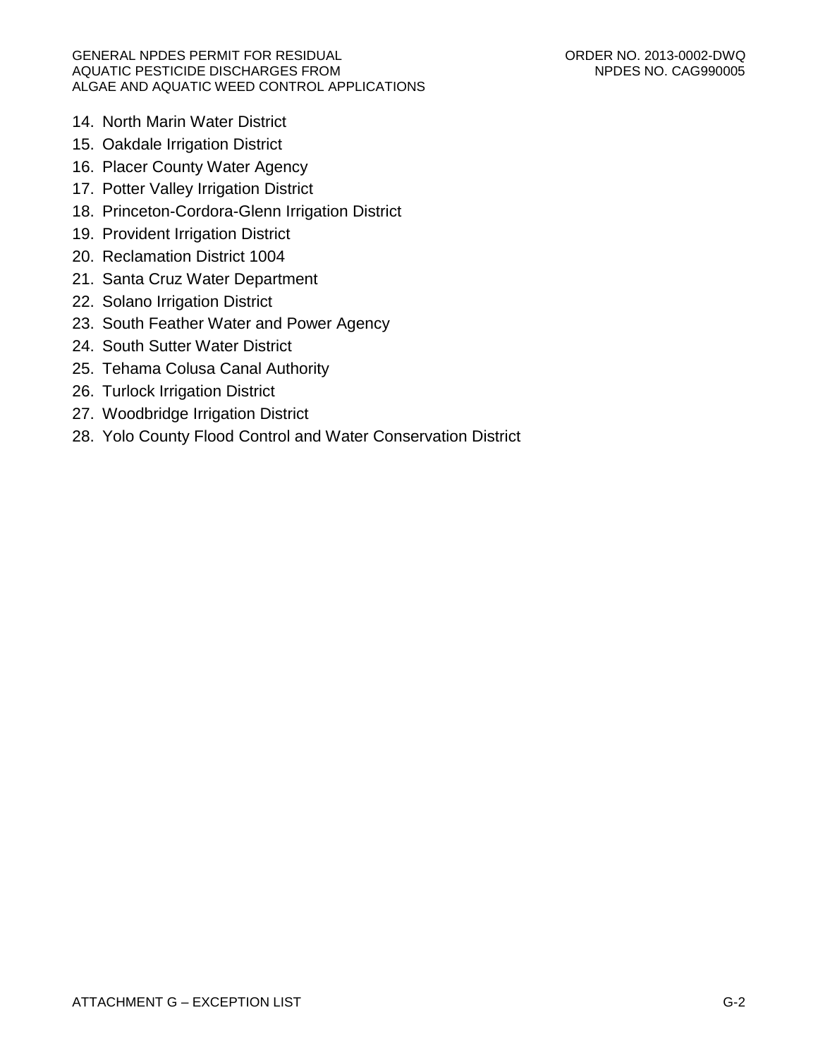14. North Marin Water District
15. Oakdale Irrigation District
16. Placer County Water Agency
17. Potter Valley Irrigation District
18. Princeton-Cordora-Glenn Irrigation District
19. Provident Irrigation District
20. Reclamation District 1004
21. Santa Cruz Water Department
22. Solano Irrigation District
23. South Feather Water and Power Agency
24. South Sutter Water District
25. Tehama Colusa Canal Authority
26. Turlock Irrigation District
27. Woodbridge Irrigation District
28. Yolo County Flood Control and Water Conservation District